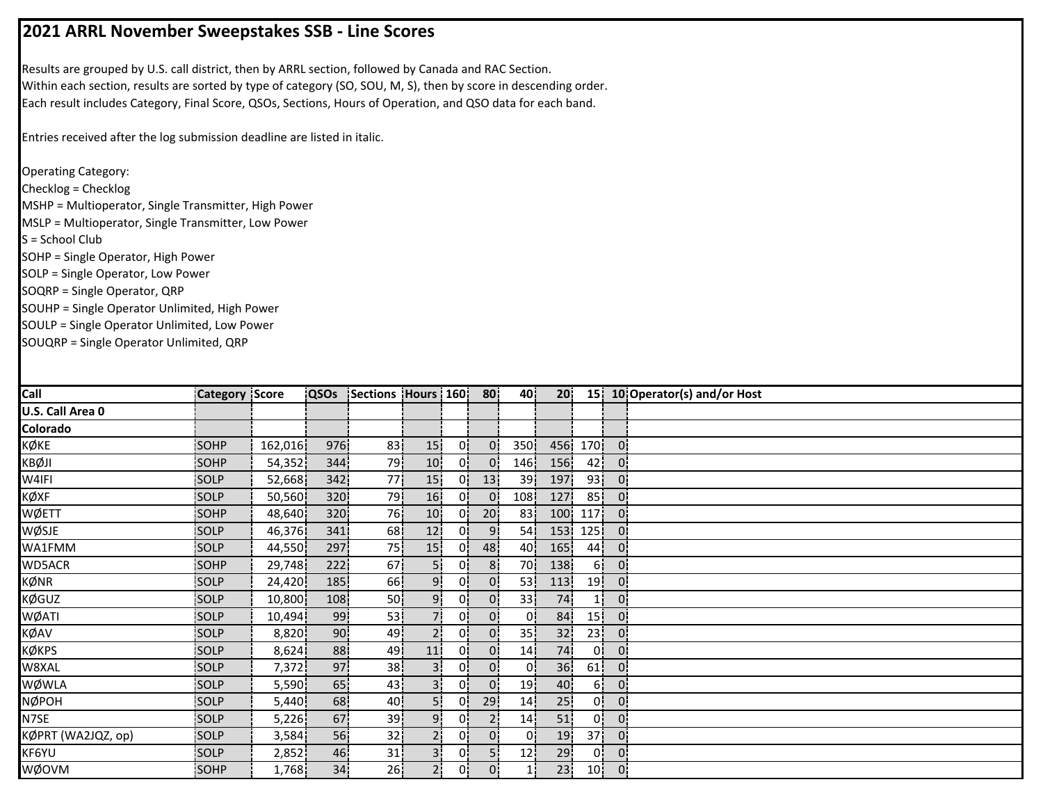# 2021 ARRL November Sweepstakes SSB - Line Scores

Results are grouped by U.S. call district, then by ARRL section, followed by Canada and RAC Section.
Within each section, results are sorted by type of category (SO, SOU, M, S), then by score in descending order.
Each result includes Category, Final Score, QSOs, Sections, Hours of Operation, and QSO data for each band.

Entries received after the log submission deadline are listed in italic.

Operating Category:
Checklog = Checklog
MSHP = Multioperator, Single Transmitter, High Power
MSLP = Multioperator, Single Transmitter, Low Power
S = School Club
SOHP = Single Operator, High Power
SOLP = Single Operator, Low Power
SOQRP = Single Operator, QRP
SOUHP = Single Operator Unlimited, High Power
SOULP = Single Operator Unlimited, Low Power
SOUQRP = Single Operator Unlimited, QRP

| Call | Category | Score | QSOs | Sections | Hours | 160 | 80 | 40 | 20 | 15 | 10 | Operator(s) and/or Host |
|---|---|---|---|---|---|---|---|---|---|---|---|---|
| **U.S. Call Area 0** | | | | | | | | | | | | |
| **Colorado** | | | | | | | | | | | | |
| KØKE | SOHP | 162,016 | 976 | 83 | 15 | 0 | 0 | 350 | 456 | 170 | 0 | |
| KBØJI | SOHP | 54,352 | 344 | 79 | 10 | 0 | 0 | 146 | 156 | 42 | 0 | |
| W4IFI | SOLP | 52,668 | 342 | 77 | 15 | 0 | 13 | 39 | 197 | 93 | 0 | |
| KØXF | SOLP | 50,560 | 320 | 79 | 16 | 0 | 0 | 108 | 127 | 85 | 0 | |
| WØETT | SOHP | 48,640 | 320 | 76 | 10 | 0 | 20 | 83 | 100 | 117 | 0 | |
| WØSJE | SOLP | 46,376 | 341 | 68 | 12 | 0 | 9 | 54 | 153 | 125 | 0 | |
| WA1FMM | SOLP | 44,550 | 297 | 75 | 15 | 0 | 48 | 40 | 165 | 44 | 0 | |
| WD5ACR | SOHP | 29,748 | 222 | 67 | 5 | 0 | 8 | 70 | 138 | 6 | 0 | |
| KØNR | SOLP | 24,420 | 185 | 66 | 9 | 0 | 0 | 53 | 113 | 19 | 0 | |
| KØGUZ | SOLP | 10,800 | 108 | 50 | 9 | 0 | 0 | 33 | 74 | 1 | 0 | |
| WØATI | SOLP | 10,494 | 99 | 53 | 7 | 0 | 0 | 0 | 84 | 15 | 0 | |
| KØAV | SOLP | 8,820 | 90 | 49 | 2 | 0 | 0 | 35 | 32 | 23 | 0 | |
| KØKPS | SOLP | 8,624 | 88 | 49 | 11 | 0 | 0 | 14 | 74 | 0 | 0 | |
| W8XAL | SOLP | 7,372 | 97 | 38 | 3 | 0 | 0 | 0 | 36 | 61 | 0 | |
| WØWLA | SOLP | 5,590 | 65 | 43 | 3 | 0 | 0 | 19 | 40 | 6 | 0 | |
| NØPOH | SOLP | 5,440 | 68 | 40 | 5 | 0 | 29 | 14 | 25 | 0 | 0 | |
| N7SE | SOLP | 5,226 | 67 | 39 | 9 | 0 | 2 | 14 | 51 | 0 | 0 | |
| KØPRT (WA2JQZ, op) | SOLP | 3,584 | 56 | 32 | 2 | 0 | 0 | 0 | 19 | 37 | 0 | |
| KF6YU | SOLP | 2,852 | 46 | 31 | 3 | 0 | 5 | 12 | 29 | 0 | 0 | |
| WØOVM | SOHP | 1,768 | 34 | 26 | 2 | 0 | 0 | 1 | 23 | 10 | 0 | |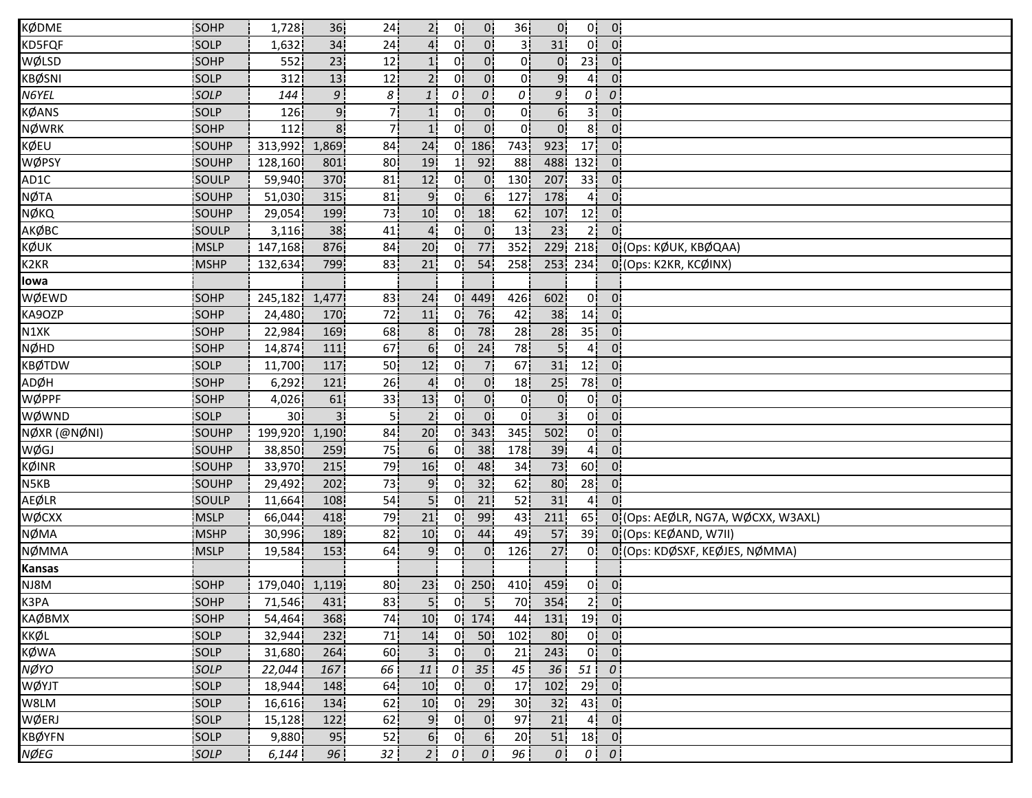| | | | | | | | | | | | | |
|---|---|---|---|---|---|---|---|---|---|---|---|---|
| KØDME | SOHP | 1,728 | 36 | 24 | 2 | 0 | 0 | 36 | 0 | 0 | 0 | |
| KD5FQF | SOLP | 1,632 | 34 | 24 | 4 | 0 | 0 | 3 | 31 | 0 | 0 | |
| WØLSD | SOHP | 552 | 23 | 12 | 1 | 0 | 0 | 0 | 0 | 23 | 0 | |
| KBØSNI | SOLP | 312 | 13 | 12 | 2 | 0 | 0 | 0 | 9 | 4 | 0 | |
| *N6YEL* | *SOLP* | *144* | *9* | *8* | *1* | *0* | *0* | *0* | *9* | *0* | *0* | |
| KØANS | SOLP | 126 | 9 | 7 | 1 | 0 | 0 | 0 | 6 | 3 | 0 | |
| NØWRK | SOHP | 112 | 8 | 7 | 1 | 0 | 0 | 0 | 0 | 8 | 0 | |
| KØEU | SOUHP | 313,992 | 1,869 | 84 | 24 | 0 | 186 | 743 | 923 | 17 | 0 | |
| WØPSY | SOUHP | 128,160 | 801 | 80 | 19 | 1 | 92 | 88 | 488 | 132 | 0 | |
| AD1C | SOULP | 59,940 | 370 | 81 | 12 | 0 | 0 | 130 | 207 | 33 | 0 | |
| NØTA | SOUHP | 51,030 | 315 | 81 | 9 | 0 | 6 | 127 | 178 | 4 | 0 | |
| NØKQ | SOUHP | 29,054 | 199 | 73 | 10 | 0 | 18 | 62 | 107 | 12 | 0 | |
| AKØBC | SOULP | 3,116 | 38 | 41 | 4 | 0 | 0 | 13 | 23 | 2 | 0 | |
| KØUK | MSLP | 147,168 | 876 | 84 | 20 | 0 | 77 | 352 | 229 | 218 | 0 | (Ops: KØUK, KBØQAA) |
| K2KR | MSHP | 132,634 | 799 | 83 | 21 | 0 | 54 | 258 | 253 | 234 | 0 | (Ops: K2KR, KCØINX) |
| **Iowa** | | | | | | | | | | | | |
| WØEWD | SOHP | 245,182 | 1,477 | 83 | 24 | 0 | 449 | 426 | 602 | 0 | 0 | |
| KA9OZP | SOHP | 24,480 | 170 | 72 | 11 | 0 | 76 | 42 | 38 | 14 | 0 | |
| N1XK | SOHP | 22,984 | 169 | 68 | 8 | 0 | 78 | 28 | 28 | 35 | 0 | |
| NØHD | SOHP | 14,874 | 111 | 67 | 6 | 0 | 24 | 78 | 5 | 4 | 0 | |
| KBØTDW | SOLP | 11,700 | 117 | 50 | 12 | 0 | 7 | 67 | 31 | 12 | 0 | |
| ADØH | SOHP | 6,292 | 121 | 26 | 4 | 0 | 0 | 18 | 25 | 78 | 0 | |
| WØPPF | SOHP | 4,026 | 61 | 33 | 13 | 0 | 0 | 0 | 0 | 0 | 0 | |
| WØWND | SOLP | 30 | 3 | 5 | 2 | 0 | 0 | 0 | 3 | 0 | 0 | |
| NØXR (@NØNI) | SOUHP | 199,920 | 1,190 | 84 | 20 | 0 | 343 | 345 | 502 | 0 | 0 | |
| WØGJ | SOUHP | 38,850 | 259 | 75 | 6 | 0 | 38 | 178 | 39 | 4 | 0 | |
| KØINR | SOUHP | 33,970 | 215 | 79 | 16 | 0 | 48 | 34 | 73 | 60 | 0 | |
| N5KB | SOUHP | 29,492 | 202 | 73 | 9 | 0 | 32 | 62 | 80 | 28 | 0 | |
| AEØLR | SOULP | 11,664 | 108 | 54 | 5 | 0 | 21 | 52 | 31 | 4 | 0 | |
| WØCXX | MSLP | 66,044 | 418 | 79 | 21 | 0 | 99 | 43 | 211 | 65 | 0 | (Ops: AEØLR, NG7A, WØCXX, W3AXL) |
| NØMA | MSHP | 30,996 | 189 | 82 | 10 | 0 | 44 | 49 | 57 | 39 | 0 | (Ops: KEØAND, W7II) |
| NØMMA | MSLP | 19,584 | 153 | 64 | 9 | 0 | 0 | 126 | 27 | 0 | 0 | (Ops: KDØSXF, KEØJES, NØMMA) |
| **Kansas** | | | | | | | | | | | | |
| NJ8M | SOHP | 179,040 | 1,119 | 80 | 23 | 0 | 250 | 410 | 459 | 0 | 0 | |
| K3PA | SOHP | 71,546 | 431 | 83 | 5 | 0 | 5 | 70 | 354 | 2 | 0 | |
| KAØBMX | SOHP | 54,464 | 368 | 74 | 10 | 0 | 174 | 44 | 131 | 19 | 0 | |
| KKØL | SOLP | 32,944 | 232 | 71 | 14 | 0 | 50 | 102 | 80 | 0 | 0 | |
| KØWA | SOLP | 31,680 | 264 | 60 | 3 | 0 | 0 | 21 | 243 | 0 | 0 | |
| *NØYO* | *SOLP* | *22,044* | *167* | *66* | *11* | *0* | *35* | *45* | *36* | *51* | *0* | |
| WØYJT | SOLP | 18,944 | 148 | 64 | 10 | 0 | 0 | 17 | 102 | 29 | 0 | |
| W8LM | SOLP | 16,616 | 134 | 62 | 10 | 0 | 29 | 30 | 32 | 43 | 0 | |
| WØERJ | SOLP | 15,128 | 122 | 62 | 9 | 0 | 0 | 97 | 21 | 4 | 0 | |
| KBØYFN | SOLP | 9,880 | 95 | 52 | 6 | 0 | 6 | 20 | 51 | 18 | 0 | |
| *NØEG* | *SOLP* | *6,144* | *96* | *32* | *2* | *0* | *0* | *96* | *0* | *0* | *0* | |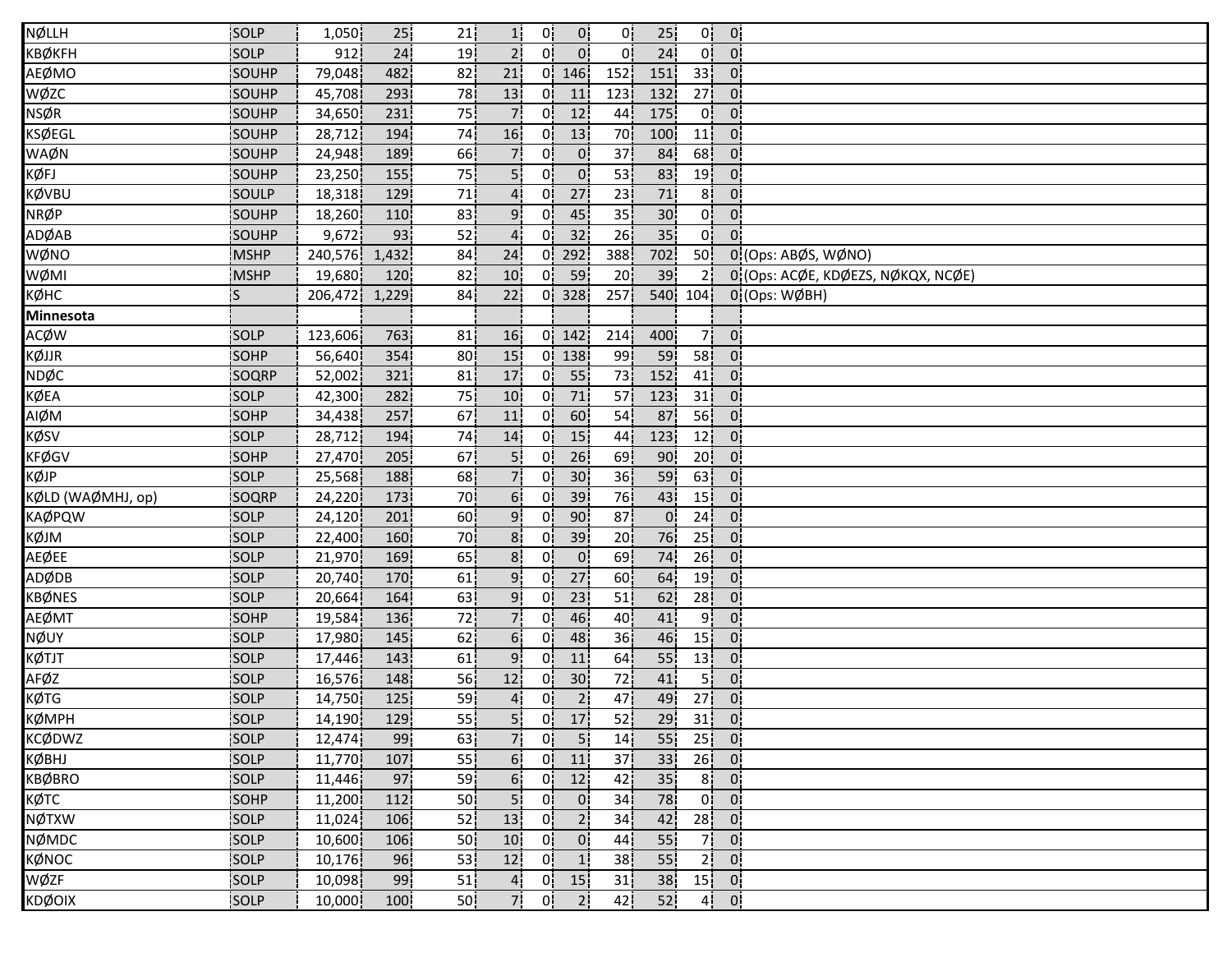| | | | | | | | | | | | | |
|---|---|---|---|---|---|---|---|---|---|---|---|---|
| NØLLH | SOLP | 1,050 | 25 | 21 | 1 | 0 | 0 | 0 | 25 | 0 | 0 | |
| KBØKFH | SOLP | 912 | 24 | 19 | 2 | 0 | 0 | 0 | 24 | 0 | 0 | |
| AEØMO | SOUHP | 79,048 | 482 | 82 | 21 | 0 | 146 | 152 | 151 | 33 | 0 | |
| WØZC | SOUHP | 45,708 | 293 | 78 | 13 | 0 | 11 | 123 | 132 | 27 | 0 | |
| NSØR | SOUHP | 34,650 | 231 | 75 | 7 | 0 | 12 | 44 | 175 | 0 | 0 | |
| KSØEGL | SOUHP | 28,712 | 194 | 74 | 16 | 0 | 13 | 70 | 100 | 11 | 0 | |
| WAØN | SOUHP | 24,948 | 189 | 66 | 7 | 0 | 0 | 37 | 84 | 68 | 0 | |
| KØFJ | SOUHP | 23,250 | 155 | 75 | 5 | 0 | 0 | 53 | 83 | 19 | 0 | |
| KØVBU | SOULP | 18,318 | 129 | 71 | 4 | 0 | 27 | 23 | 71 | 8 | 0 | |
| NRØP | SOUHP | 18,260 | 110 | 83 | 9 | 0 | 45 | 35 | 30 | 0 | 0 | |
| ADØAB | SOUHP | 9,672 | 93 | 52 | 4 | 0 | 32 | 26 | 35 | 0 | 0 | |
| WØNO | MSHP | 240,576 | 1,432 | 84 | 24 | 0 | 292 | 388 | 702 | 50 | 0 | (Ops: ABØS, WØNO) |
| WØMI | MSHP | 19,680 | 120 | 82 | 10 | 0 | 59 | 20 | 39 | 2 | 0 | (Ops: ACØE, KDØEZS, NØKQX, NCØE) |
| KØHC | S | 206,472 | 1,229 | 84 | 22 | 0 | 328 | 257 | 540 | 104 | 0 | (Ops: WØBH) |
| **Minnesota** | | | | | | | | | | | | |
| ACØW | SOLP | 123,606 | 763 | 81 | 16 | 0 | 142 | 214 | 400 | 7 | 0 | |
| KØJJR | SOHP | 56,640 | 354 | 80 | 15 | 0 | 138 | 99 | 59 | 58 | 0 | |
| NDØC | SOQRP | 52,002 | 321 | 81 | 17 | 0 | 55 | 73 | 152 | 41 | 0 | |
| KØEA | SOLP | 42,300 | 282 | 75 | 10 | 0 | 71 | 57 | 123 | 31 | 0 | |
| AIØM | SOHP | 34,438 | 257 | 67 | 11 | 0 | 60 | 54 | 87 | 56 | 0 | |
| KØSV | SOLP | 28,712 | 194 | 74 | 14 | 0 | 15 | 44 | 123 | 12 | 0 | |
| KFØGV | SOHP | 27,470 | 205 | 67 | 5 | 0 | 26 | 69 | 90 | 20 | 0 | |
| KØJP | SOLP | 25,568 | 188 | 68 | 7 | 0 | 30 | 36 | 59 | 63 | 0 | |
| KØLD (WAØMHJ, op) | SOQRP | 24,220 | 173 | 70 | 6 | 0 | 39 | 76 | 43 | 15 | 0 | |
| KAØPQW | SOLP | 24,120 | 201 | 60 | 9 | 0 | 90 | 87 | 0 | 24 | 0 | |
| KØJM | SOLP | 22,400 | 160 | 70 | 8 | 0 | 39 | 20 | 76 | 25 | 0 | |
| AEØEE | SOLP | 21,970 | 169 | 65 | 8 | 0 | 0 | 69 | 74 | 26 | 0 | |
| ADØDB | SOLP | 20,740 | 170 | 61 | 9 | 0 | 27 | 60 | 64 | 19 | 0 | |
| KBØNES | SOLP | 20,664 | 164 | 63 | 9 | 0 | 23 | 51 | 62 | 28 | 0 | |
| AEØMT | SOHP | 19,584 | 136 | 72 | 7 | 0 | 46 | 40 | 41 | 9 | 0 | |
| NØUY | SOLP | 17,980 | 145 | 62 | 6 | 0 | 48 | 36 | 46 | 15 | 0 | |
| KØTJT | SOLP | 17,446 | 143 | 61 | 9 | 0 | 11 | 64 | 55 | 13 | 0 | |
| AFØZ | SOLP | 16,576 | 148 | 56 | 12 | 0 | 30 | 72 | 41 | 5 | 0 | |
| KØTG | SOLP | 14,750 | 125 | 59 | 4 | 0 | 2 | 47 | 49 | 27 | 0 | |
| KØMPH | SOLP | 14,190 | 129 | 55 | 5 | 0 | 17 | 52 | 29 | 31 | 0 | |
| KCØDWZ | SOLP | 12,474 | 99 | 63 | 7 | 0 | 5 | 14 | 55 | 25 | 0 | |
| KØBHJ | SOLP | 11,770 | 107 | 55 | 6 | 0 | 11 | 37 | 33 | 26 | 0 | |
| KBØBRO | SOLP | 11,446 | 97 | 59 | 6 | 0 | 12 | 42 | 35 | 8 | 0 | |
| KØTC | SOHP | 11,200 | 112 | 50 | 5 | 0 | 0 | 34 | 78 | 0 | 0 | |
| NØTXW | SOLP | 11,024 | 106 | 52 | 13 | 0 | 2 | 34 | 42 | 28 | 0 | |
| NØMDC | SOLP | 10,600 | 106 | 50 | 10 | 0 | 0 | 44 | 55 | 7 | 0 | |
| KØNOC | SOLP | 10,176 | 96 | 53 | 12 | 0 | 1 | 38 | 55 | 2 | 0 | |
| WØZF | SOLP | 10,098 | 99 | 51 | 4 | 0 | 15 | 31 | 38 | 15 | 0 | |
| KDØOIX | SOLP | 10,000 | 100 | 50 | 7 | 0 | 2 | 42 | 52 | 4 | 0 | |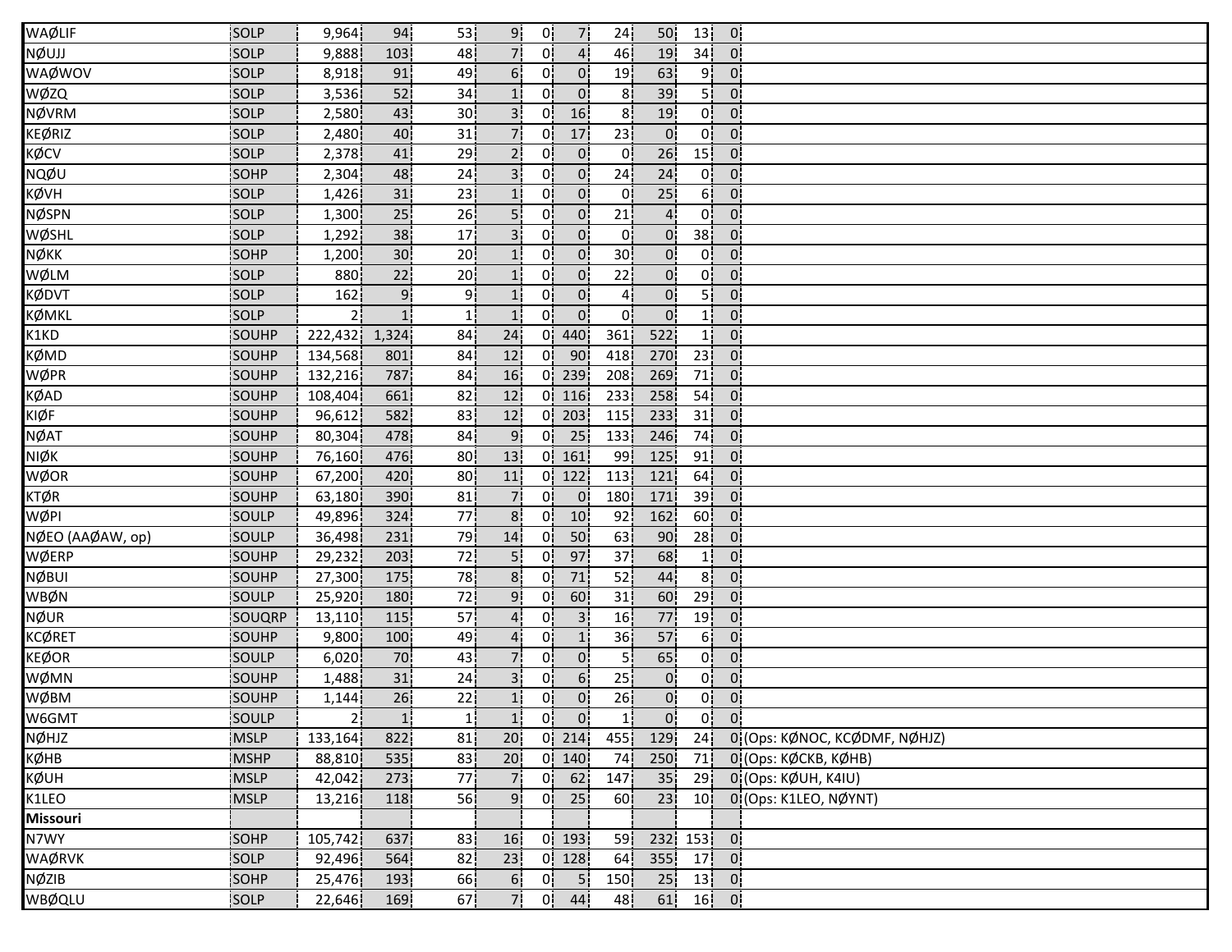| | | | | | | | | | | | | |
|---|---|---|---|---|---|---|---|---|---|---|---|---|
| WAØLIF | SOLP | 9,964 | 94 | 53 | 9 | 0 | 7 | 24 | 50 | 13 | 0 | |
| NØUJJ | SOLP | 9,888 | 103 | 48 | 7 | 0 | 4 | 46 | 19 | 34 | 0 | |
| WAØWOV | SOLP | 8,918 | 91 | 49 | 6 | 0 | 0 | 19 | 63 | 9 | 0 | |
| WØZQ | SOLP | 3,536 | 52 | 34 | 1 | 0 | 0 | 8 | 39 | 5 | 0 | |
| NØVRM | SOLP | 2,580 | 43 | 30 | 3 | 0 | 16 | 8 | 19 | 0 | 0 | |
| KEØRIZ | SOLP | 2,480 | 40 | 31 | 7 | 0 | 17 | 23 | 0 | 0 | 0 | |
| KØCV | SOLP | 2,378 | 41 | 29 | 2 | 0 | 0 | 0 | 26 | 15 | 0 | |
| NQØU | SOHP | 2,304 | 48 | 24 | 3 | 0 | 0 | 24 | 24 | 0 | 0 | |
| KØVH | SOLP | 1,426 | 31 | 23 | 1 | 0 | 0 | 0 | 25 | 6 | 0 | |
| NØSPN | SOLP | 1,300 | 25 | 26 | 5 | 0 | 0 | 21 | 4 | 0 | 0 | |
| WØSHL | SOLP | 1,292 | 38 | 17 | 3 | 0 | 0 | 0 | 0 | 38 | 0 | |
| NØKK | SOHP | 1,200 | 30 | 20 | 1 | 0 | 0 | 30 | 0 | 0 | 0 | |
| WØLM | SOLP | 880 | 22 | 20 | 1 | 0 | 0 | 22 | 0 | 0 | 0 | |
| KØDVT | SOLP | 162 | 9 | 9 | 1 | 0 | 0 | 4 | 0 | 5 | 0 | |
| KØMKL | SOLP | 2 | 1 | 1 | 1 | 0 | 0 | 0 | 0 | 1 | 0 | |
| K1KD | SOUHP | 222,432 | 1,324 | 84 | 24 | 0 | 440 | 361 | 522 | 1 | 0 | |
| KØMD | SOUHP | 134,568 | 801 | 84 | 12 | 0 | 90 | 418 | 270 | 23 | 0 | |
| WØPR | SOUHP | 132,216 | 787 | 84 | 16 | 0 | 239 | 208 | 269 | 71 | 0 | |
| KØAD | SOUHP | 108,404 | 661 | 82 | 12 | 0 | 116 | 233 | 258 | 54 | 0 | |
| KIØF | SOUHP | 96,612 | 582 | 83 | 12 | 0 | 203 | 115 | 233 | 31 | 0 | |
| NØAT | SOUHP | 80,304 | 478 | 84 | 9 | 0 | 25 | 133 | 246 | 74 | 0 | |
| NIØK | SOUHP | 76,160 | 476 | 80 | 13 | 0 | 161 | 99 | 125 | 91 | 0 | |
| WØOR | SOUHP | 67,200 | 420 | 80 | 11 | 0 | 122 | 113 | 121 | 64 | 0 | |
| KTØR | SOUHP | 63,180 | 390 | 81 | 7 | 0 | 0 | 180 | 171 | 39 | 0 | |
| WØPI | SOULP | 49,896 | 324 | 77 | 8 | 0 | 10 | 92 | 162 | 60 | 0 | |
| NØEO (AAØAW, op) | SOULP | 36,498 | 231 | 79 | 14 | 0 | 50 | 63 | 90 | 28 | 0 | |
| WØERP | SOUHP | 29,232 | 203 | 72 | 5 | 0 | 97 | 37 | 68 | 1 | 0 | |
| NØBUI | SOUHP | 27,300 | 175 | 78 | 8 | 0 | 71 | 52 | 44 | 8 | 0 | |
| WBØN | SOULP | 25,920 | 180 | 72 | 9 | 0 | 60 | 31 | 60 | 29 | 0 | |
| NØUR | SOUQRP | 13,110 | 115 | 57 | 4 | 0 | 3 | 16 | 77 | 19 | 0 | |
| KCØRET | SOUHP | 9,800 | 100 | 49 | 4 | 0 | 1 | 36 | 57 | 6 | 0 | |
| KEØOR | SOULP | 6,020 | 70 | 43 | 7 | 0 | 0 | 5 | 65 | 0 | 0 | |
| WØMN | SOUHP | 1,488 | 31 | 24 | 3 | 0 | 6 | 25 | 0 | 0 | 0 | |
| WØBM | SOUHP | 1,144 | 26 | 22 | 1 | 0 | 0 | 26 | 0 | 0 | 0 | |
| W6GMT | SOULP | 2 | 1 | 1 | 1 | 0 | 0 | 1 | 0 | 0 | 0 | |
| NØHJZ | MSLP | 133,164 | 822 | 81 | 20 | 0 | 214 | 455 | 129 | 24 | 0 | (Ops: KØNOC, KCØDMF, NØHJZ) |
| KØHB | MSHP | 88,810 | 535 | 83 | 20 | 0 | 140 | 74 | 250 | 71 | 0 | (Ops: KØCKB, KØHB) |
| KØUH | MSLP | 42,042 | 273 | 77 | 7 | 0 | 62 | 147 | 35 | 29 | 0 | (Ops: KØUH, K4IU) |
| K1LEO | MSLP | 13,216 | 118 | 56 | 9 | 0 | 25 | 60 | 23 | 10 | 0 | (Ops: K1LEO, NØYNT) |
| **Missouri** | | | | | | | | | | | | |
| N7WY | SOHP | 105,742 | 637 | 83 | 16 | 0 | 193 | 59 | 232 | 153 | 0 | |
| WAØRVK | SOLP | 92,496 | 564 | 82 | 23 | 0 | 128 | 64 | 355 | 17 | 0 | |
| NØZIB | SOHP | 25,476 | 193 | 66 | 6 | 0 | 5 | 150 | 25 | 13 | 0 | |
| WBØQLU | SOLP | 22,646 | 169 | 67 | 7 | 0 | 44 | 48 | 61 | 16 | 0 | |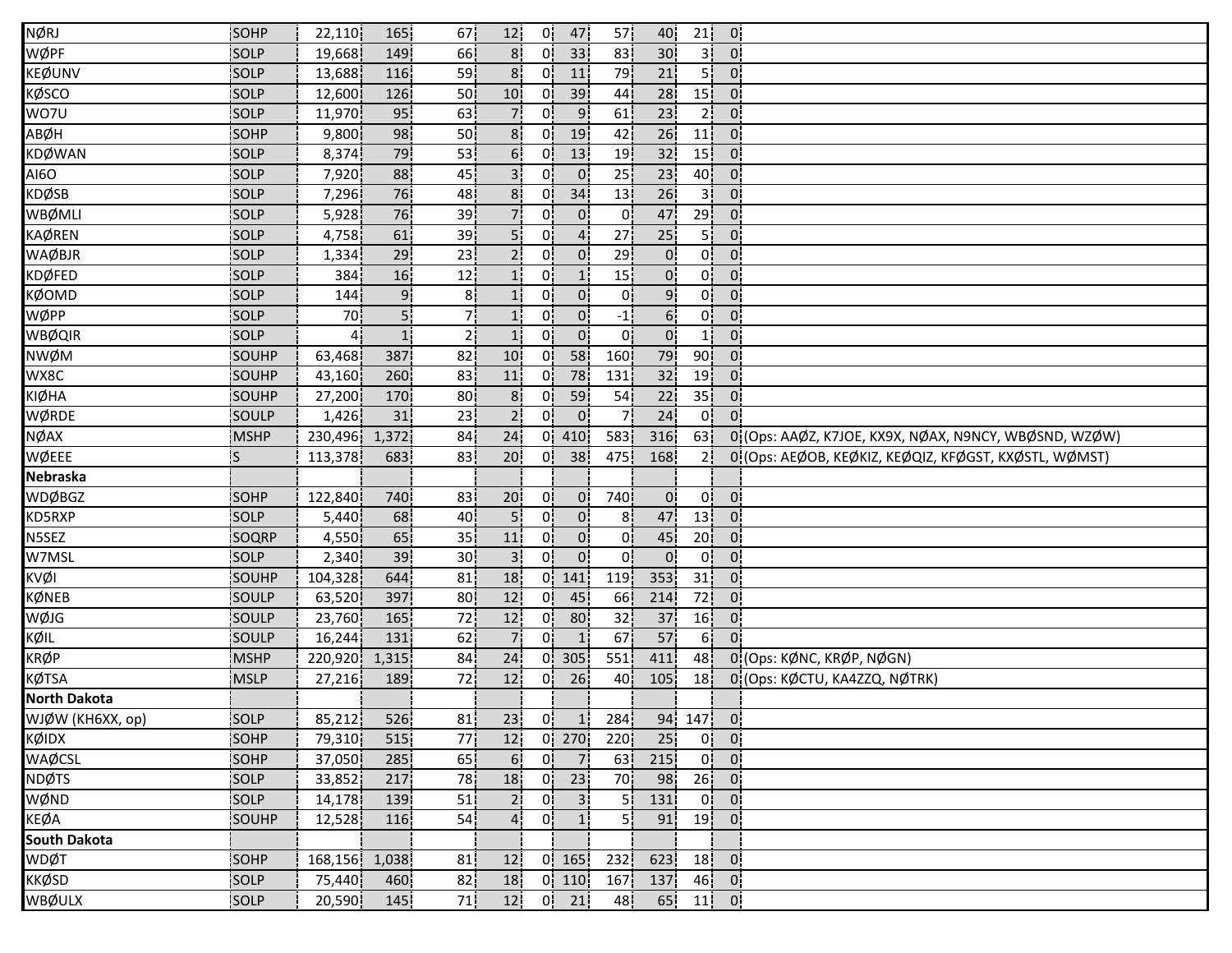| | | | | | | | | | | | | |
|---|---|---|---|---|---|---|---|---|---|---|---|---|
| NØRJ | SOHP | 22,110 | 165 | 67 | 12 | 0 | 47 | 57 | 40 | 21 | 0 | |
| WØPF | SOLP | 19,668 | 149 | 66 | 8 | 0 | 33 | 83 | 30 | 3 | 0 | |
| KEØUNV | SOLP | 13,688 | 116 | 59 | 8 | 0 | 11 | 79 | 21 | 5 | 0 | |
| KØSCO | SOLP | 12,600 | 126 | 50 | 10 | 0 | 39 | 44 | 28 | 15 | 0 | |
| WO7U | SOLP | 11,970 | 95 | 63 | 7 | 0 | 9 | 61 | 23 | 2 | 0 | |
| ABØH | SOHP | 9,800 | 98 | 50 | 8 | 0 | 19 | 42 | 26 | 11 | 0 | |
| KDØWAN | SOLP | 8,374 | 79 | 53 | 6 | 0 | 13 | 19 | 32 | 15 | 0 | |
| AI6O | SOLP | 7,920 | 88 | 45 | 3 | 0 | 0 | 25 | 23 | 40 | 0 | |
| KDØSB | SOLP | 7,296 | 76 | 48 | 8 | 0 | 34 | 13 | 26 | 3 | 0 | |
| WBØMLI | SOLP | 5,928 | 76 | 39 | 7 | 0 | 0 | 0 | 47 | 29 | 0 | |
| KAØREN | SOLP | 4,758 | 61 | 39 | 5 | 0 | 4 | 27 | 25 | 5 | 0 | |
| WAØBJR | SOLP | 1,334 | 29 | 23 | 2 | 0 | 0 | 29 | 0 | 0 | 0 | |
| KDØFED | SOLP | 384 | 16 | 12 | 1 | 0 | 1 | 15 | 0 | 0 | 0 | |
| KØOMD | SOLP | 144 | 9 | 8 | 1 | 0 | 0 | 0 | 9 | 0 | 0 | |
| WØPP | SOLP | 70 | 5 | 7 | 1 | 0 | 0 | -1 | 6 | 0 | 0 | |
| WBØQIR | SOLP | 4 | 1 | 2 | 1 | 0 | 0 | 0 | 0 | 1 | 0 | |
| NWØM | SOUHP | 63,468 | 387 | 82 | 10 | 0 | 58 | 160 | 79 | 90 | 0 | |
| WX8C | SOUHP | 43,160 | 260 | 83 | 11 | 0 | 78 | 131 | 32 | 19 | 0 | |
| KIØHA | SOUHP | 27,200 | 170 | 80 | 8 | 0 | 59 | 54 | 22 | 35 | 0 | |
| WØRDE | SOULP | 1,426 | 31 | 23 | 2 | 0 | 0 | 7 | 24 | 0 | 0 | |
| NØAX | MSHP | 230,496 | 1,372 | 84 | 24 | 0 | 410 | 583 | 316 | 63 | 0 | (Ops: AAØZ, K7JOE, KX9X, NØAX, N9NCY, WBØSND, WZØW) |
| WØEEE | S | 113,378 | 683 | 83 | 20 | 0 | 38 | 475 | 168 | 2 | 0 | (Ops: AEØOB, KEØKIZ, KEØQIZ, KFØGST, KXØSTL, WØMST) |
| **Nebraska** | | | | | | | | | | | | |
| WDØBGZ | SOHP | 122,840 | 740 | 83 | 20 | 0 | 0 | 740 | 0 | 0 | 0 | |
| KD5RXP | SOLP | 5,440 | 68 | 40 | 5 | 0 | 0 | 8 | 47 | 13 | 0 | |
| N5SEZ | SOQRP | 4,550 | 65 | 35 | 11 | 0 | 0 | 0 | 45 | 20 | 0 | |
| W7MSL | SOLP | 2,340 | 39 | 30 | 3 | 0 | 0 | 0 | 0 | 0 | 0 | |
| KVØI | SOUHP | 104,328 | 644 | 81 | 18 | 0 | 141 | 119 | 353 | 31 | 0 | |
| KØNEB | SOULP | 63,520 | 397 | 80 | 12 | 0 | 45 | 66 | 214 | 72 | 0 | |
| WØJG | SOULP | 23,760 | 165 | 72 | 12 | 0 | 80 | 32 | 37 | 16 | 0 | |
| KØIL | SOULP | 16,244 | 131 | 62 | 7 | 0 | 1 | 67 | 57 | 6 | 0 | |
| KRØP | MSHP | 220,920 | 1,315 | 84 | 24 | 0 | 305 | 551 | 411 | 48 | 0 | (Ops: KØNC, KRØP, NØGN) |
| KØTSA | MSLP | 27,216 | 189 | 72 | 12 | 0 | 26 | 40 | 105 | 18 | 0 | (Ops: KØCTU, KA4ZZQ, NØTRK) |
| **North Dakota** | | | | | | | | | | | | |
| WJØW (KH6XX, op) | SOLP | 85,212 | 526 | 81 | 23 | 0 | 1 | 284 | 94 | 147 | 0 | |
| KØIDX | SOHP | 79,310 | 515 | 77 | 12 | 0 | 270 | 220 | 25 | 0 | 0 | |
| WAØCSL | SOHP | 37,050 | 285 | 65 | 6 | 0 | 7 | 63 | 215 | 0 | 0 | |
| NDØTS | SOLP | 33,852 | 217 | 78 | 18 | 0 | 23 | 70 | 98 | 26 | 0 | |
| WØND | SOLP | 14,178 | 139 | 51 | 2 | 0 | 3 | 5 | 131 | 0 | 0 | |
| KEØA | SOUHP | 12,528 | 116 | 54 | 4 | 0 | 1 | 5 | 91 | 19 | 0 | |
| **South Dakota** | | | | | | | | | | | | |
| WDØT | SOHP | 168,156 | 1,038 | 81 | 12 | 0 | 165 | 232 | 623 | 18 | 0 | |
| KKØSD | SOLP | 75,440 | 460 | 82 | 18 | 0 | 110 | 167 | 137 | 46 | 0 | |
| WBØULX | SOLP | 20,590 | 145 | 71 | 12 | 0 | 21 | 48 | 65 | 11 | 0 | |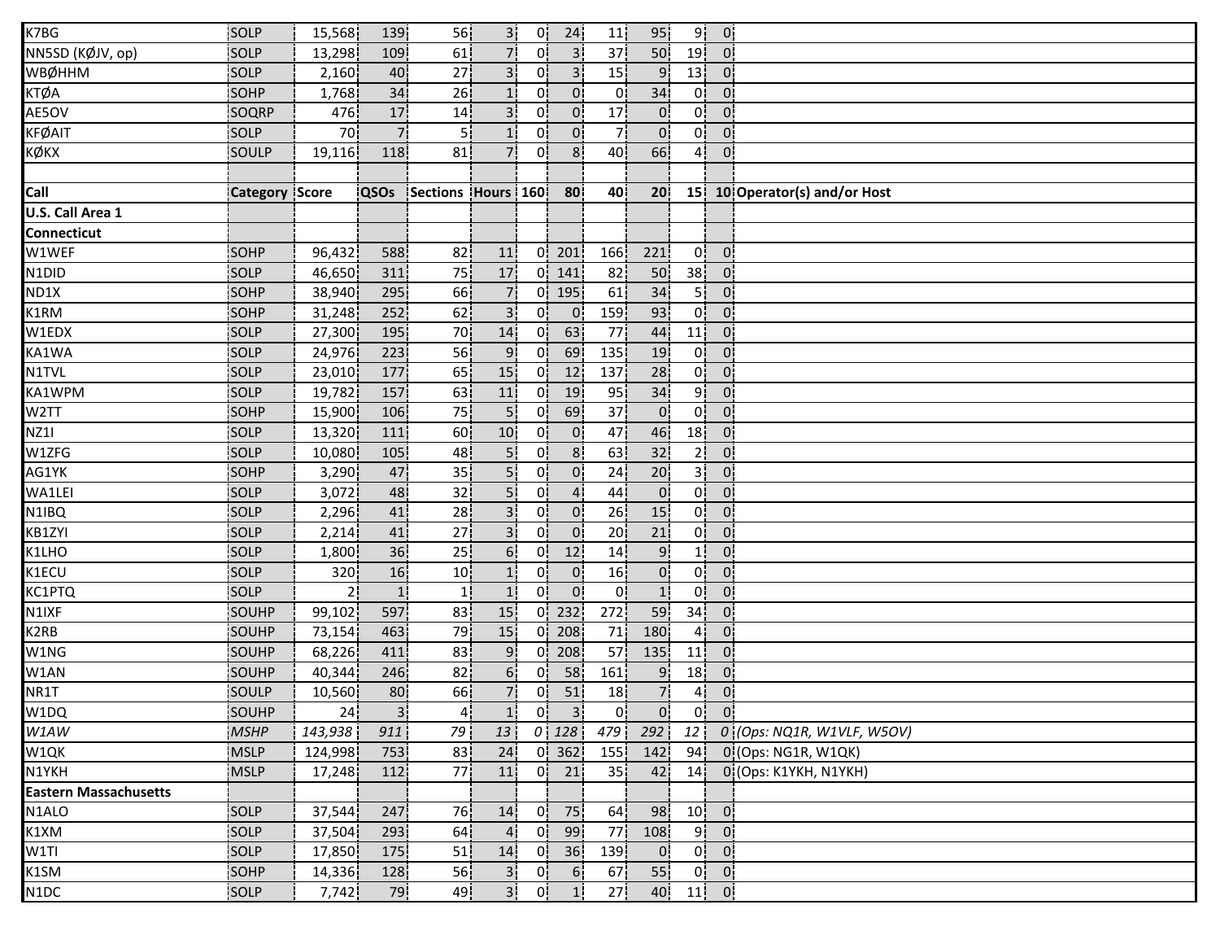| Call | Category | Score | QSOs | Sections | Hours | 160 | 80 | 40 | 20 | 15 | 10 | Operator(s) and/or Host |
|---|---|---|---|---|---|---|---|---|---|---|---|---|
| K7BG | SOLP | 15,568 | 139 | 56 | 3 | 0 | 24 | 11 | 95 | 9 | 0 | |
| NN5SD (KØJV, op) | SOLP | 13,298 | 109 | 61 | 7 | 0 | 3 | 37 | 50 | 19 | 0 | |
| WBØHHM | SOLP | 2,160 | 40 | 27 | 3 | 0 | 3 | 15 | 9 | 13 | 0 | |
| KTØA | SOHP | 1,768 | 34 | 26 | 1 | 0 | 0 | 0 | 34 | 0 | 0 | |
| AE5OV | SOQRP | 476 | 17 | 14 | 3 | 0 | 0 | 17 | 0 | 0 | 0 | |
| KFØAIT | SOLP | 70 | 7 | 5 | 1 | 0 | 0 | 7 | 0 | 0 | 0 | |
| KØKX | SOULP | 19,116 | 118 | 81 | 7 | 0 | 8 | 40 | 66 | 4 | 0 | |

| Call | Category | Score | QSOs | Sections | Hours | 160 | 80 | 40 | 20 | 15 | 10 | Operator(s) and/or Host |
|---|---|---|---|---|---|---|---|---|---|---|---|---|
| **U.S. Call Area 1** | | | | | | | | | | | | |
| **Connecticut** | | | | | | | | | | | | |
| W1WEF | SOHP | 96,432 | 588 | 82 | 11 | 0 | 201 | 166 | 221 | 0 | 0 | |
| N1DID | SOLP | 46,650 | 311 | 75 | 17 | 0 | 141 | 82 | 50 | 38 | 0 | |
| ND1X | SOHP | 38,940 | 295 | 66 | 7 | 0 | 195 | 61 | 34 | 5 | 0 | |
| K1RM | SOHP | 31,248 | 252 | 62 | 3 | 0 | 0 | 159 | 93 | 0 | 0 | |
| W1EDX | SOLP | 27,300 | 195 | 70 | 14 | 0 | 63 | 77 | 44 | 11 | 0 | |
| KA1WA | SOLP | 24,976 | 223 | 56 | 9 | 0 | 69 | 135 | 19 | 0 | 0 | |
| N1TVL | SOLP | 23,010 | 177 | 65 | 15 | 0 | 12 | 137 | 28 | 0 | 0 | |
| KA1WPM | SOLP | 19,782 | 157 | 63 | 11 | 0 | 19 | 95 | 34 | 9 | 0 | |
| W2TT | SOHP | 15,900 | 106 | 75 | 5 | 0 | 69 | 37 | 0 | 0 | 0 | |
| NZ1I | SOLP | 13,320 | 111 | 60 | 10 | 0 | 0 | 47 | 46 | 18 | 0 | |
| W1ZFG | SOLP | 10,080 | 105 | 48 | 5 | 0 | 8 | 63 | 32 | 2 | 0 | |
| AG1YK | SOHP | 3,290 | 47 | 35 | 5 | 0 | 0 | 24 | 20 | 3 | 0 | |
| WA1LEI | SOLP | 3,072 | 48 | 32 | 5 | 0 | 4 | 44 | 0 | 0 | 0 | |
| N1IBQ | SOLP | 2,296 | 41 | 28 | 3 | 0 | 0 | 26 | 15 | 0 | 0 | |
| KB1ZYI | SOLP | 2,214 | 41 | 27 | 3 | 0 | 0 | 20 | 21 | 0 | 0 | |
| K1LHO | SOLP | 1,800 | 36 | 25 | 6 | 0 | 12 | 14 | 9 | 1 | 0 | |
| K1ECU | SOLP | 320 | 16 | 10 | 1 | 0 | 0 | 16 | 0 | 0 | 0 | |
| KC1PTQ | SOLP | 2 | 1 | 1 | 1 | 0 | 0 | 0 | 1 | 0 | 0 | |
| N1IXF | SOUHP | 99,102 | 597 | 83 | 15 | 0 | 232 | 272 | 59 | 34 | 0 | |
| K2RB | SOUHP | 73,154 | 463 | 79 | 15 | 0 | 208 | 71 | 180 | 4 | 0 | |
| W1NG | SOUHP | 68,226 | 411 | 83 | 9 | 0 | 208 | 57 | 135 | 11 | 0 | |
| W1AN | SOUHP | 40,344 | 246 | 82 | 6 | 0 | 58 | 161 | 9 | 18 | 0 | |
| NR1T | SOULP | 10,560 | 80 | 66 | 7 | 0 | 51 | 18 | 7 | 4 | 0 | |
| W1DQ | SOUHP | 24 | 3 | 4 | 1 | 0 | 3 | 0 | 0 | 0 | 0 | |
| *W1AW* | *MSHP* | *143,938* | *911* | *79* | *13* | *0* | *128* | *479* | *292* | *12* | *0* | *(Ops: NQ1R, W1VLF, W5OV)* |
| W1QK | MSLP | 124,998 | 753 | 83 | 24 | 0 | 362 | 155 | 142 | 94 | 0 | (Ops: NG1R, W1QK) |
| N1YKH | MSLP | 17,248 | 112 | 77 | 11 | 0 | 21 | 35 | 42 | 14 | 0 | (Ops: K1YKH, N1YKH) |
| **Eastern Massachusetts** | | | | | | | | | | | | |
| N1ALO | SOLP | 37,544 | 247 | 76 | 14 | 0 | 75 | 64 | 98 | 10 | 0 | |
| K1XM | SOLP | 37,504 | 293 | 64 | 4 | 0 | 99 | 77 | 108 | 9 | 0 | |
| W1TI | SOLP | 17,850 | 175 | 51 | 14 | 0 | 36 | 139 | 0 | 0 | 0 | |
| K1SM | SOHP | 14,336 | 128 | 56 | 3 | 0 | 6 | 67 | 55 | 0 | 0 | |
| N1DC | SOLP | 7,742 | 79 | 49 | 3 | 0 | 1 | 27 | 40 | 11 | 0 | |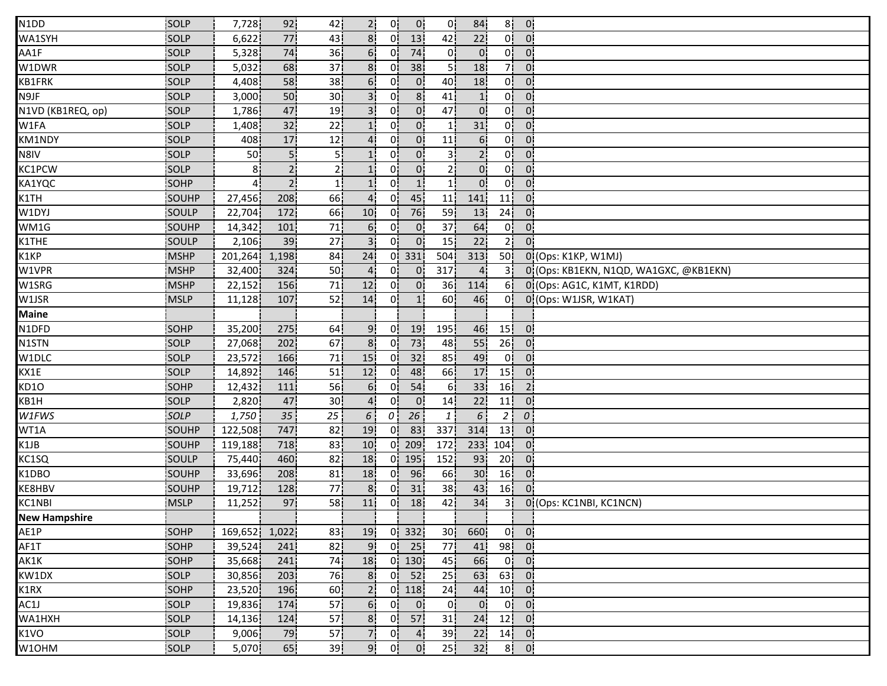| | | | | | | | | | | | | |
|---|---|---|---|---|---|---|---|---|---|---|---|---|
| N1DD | SOLP | 7,728 | 92 | 42 | 2 | 0 | 0 | 0 | 84 | 8 | 0 | |
| WA1SYH | SOLP | 6,622 | 77 | 43 | 8 | 0 | 13 | 42 | 22 | 0 | 0 | |
| AA1F | SOLP | 5,328 | 74 | 36 | 6 | 0 | 74 | 0 | 0 | 0 | 0 | |
| W1DWR | SOLP | 5,032 | 68 | 37 | 8 | 0 | 38 | 5 | 18 | 7 | 0 | |
| KB1FRK | SOLP | 4,408 | 58 | 38 | 6 | 0 | 0 | 40 | 18 | 0 | 0 | |
| N9JF | SOLP | 3,000 | 50 | 30 | 3 | 0 | 8 | 41 | 1 | 0 | 0 | |
| N1VD (KB1REQ, op) | SOLP | 1,786 | 47 | 19 | 3 | 0 | 0 | 47 | 0 | 0 | 0 | |
| W1FA | SOLP | 1,408 | 32 | 22 | 1 | 0 | 0 | 1 | 31 | 0 | 0 | |
| KM1NDY | SOLP | 408 | 17 | 12 | 4 | 0 | 0 | 11 | 6 | 0 | 0 | |
| N8IV | SOLP | 50 | 5 | 5 | 1 | 0 | 0 | 3 | 2 | 0 | 0 | |
| KC1PCW | SOLP | 8 | 2 | 2 | 1 | 0 | 0 | 2 | 0 | 0 | 0 | |
| KA1YQC | SOHP | 4 | 2 | 1 | 1 | 0 | 1 | 1 | 0 | 0 | 0 | |
| K1TH | SOUHP | 27,456 | 208 | 66 | 4 | 0 | 45 | 11 | 141 | 11 | 0 | |
| W1DYJ | SOULP | 22,704 | 172 | 66 | 10 | 0 | 76 | 59 | 13 | 24 | 0 | |
| WM1G | SOUHP | 14,342 | 101 | 71 | 6 | 0 | 0 | 37 | 64 | 0 | 0 | |
| K1THE | SOULP | 2,106 | 39 | 27 | 3 | 0 | 0 | 15 | 22 | 2 | 0 | |
| K1KP | MSHP | 201,264 | 1,198 | 84 | 24 | 0 | 331 | 504 | 313 | 50 | 0 | (Ops: K1KP, W1MJ) |
| W1VPR | MSHP | 32,400 | 324 | 50 | 4 | 0 | 0 | 317 | 4 | 3 | 0 | (Ops: KB1EKN, N1QD, WA1GXC, @KB1EKN) |
| W1SRG | MSHP | 22,152 | 156 | 71 | 12 | 0 | 0 | 36 | 114 | 6 | 0 | (Ops: AG1C, K1MT, K1RDD) |
| W1JSR | MSLP | 11,128 | 107 | 52 | 14 | 0 | 1 | 60 | 46 | 0 | 0 | (Ops: W1JSR, W1KAT) |
| **Maine** | | | | | | | | | | | | |
| N1DFD | SOHP | 35,200 | 275 | 64 | 9 | 0 | 19 | 195 | 46 | 15 | 0 | |
| N1STN | SOLP | 27,068 | 202 | 67 | 8 | 0 | 73 | 48 | 55 | 26 | 0 | |
| W1DLC | SOLP | 23,572 | 166 | 71 | 15 | 0 | 32 | 85 | 49 | 0 | 0 | |
| KX1E | SOLP | 14,892 | 146 | 51 | 12 | 0 | 48 | 66 | 17 | 15 | 0 | |
| KD1O | SOHP | 12,432 | 111 | 56 | 6 | 0 | 54 | 6 | 33 | 16 | 2 | |
| KB1H | SOLP | 2,820 | 47 | 30 | 4 | 0 | 0 | 14 | 22 | 11 | 0 | |
| *W1FWS* | *SOLP* | *1,750* | *35* | *25* | *6* | *0* | *26* | *1* | *6* | *2* | *0* | |
| WT1A | SOUHP | 122,508 | 747 | 82 | 19 | 0 | 83 | 337 | 314 | 13 | 0 | |
| K1JB | SOUHP | 119,188 | 718 | 83 | 10 | 0 | 209 | 172 | 233 | 104 | 0 | |
| KC1SQ | SOULP | 75,440 | 460 | 82 | 18 | 0 | 195 | 152 | 93 | 20 | 0 | |
| K1DBO | SOUHP | 33,696 | 208 | 81 | 18 | 0 | 96 | 66 | 30 | 16 | 0 | |
| KE8HBV | SOUHP | 19,712 | 128 | 77 | 8 | 0 | 31 | 38 | 43 | 16 | 0 | |
| KC1NBI | MSLP | 11,252 | 97 | 58 | 11 | 0 | 18 | 42 | 34 | 3 | 0 | (Ops: KC1NBI, KC1NCN) |
| **New Hampshire** | | | | | | | | | | | | |
| AE1P | SOHP | 169,652 | 1,022 | 83 | 19 | 0 | 332 | 30 | 660 | 0 | 0 | |
| AF1T | SOHP | 39,524 | 241 | 82 | 9 | 0 | 25 | 77 | 41 | 98 | 0 | |
| AK1K | SOHP | 35,668 | 241 | 74 | 18 | 0 | 130 | 45 | 66 | 0 | 0 | |
| KW1DX | SOLP | 30,856 | 203 | 76 | 8 | 0 | 52 | 25 | 63 | 63 | 0 | |
| K1RX | SOHP | 23,520 | 196 | 60 | 2 | 0 | 118 | 24 | 44 | 10 | 0 | |
| AC1J | SOLP | 19,836 | 174 | 57 | 6 | 0 | 0 | 0 | 0 | 0 | 0 | |
| WA1HXH | SOLP | 14,136 | 124 | 57 | 8 | 0 | 57 | 31 | 24 | 12 | 0 | |
| K1VO | SOLP | 9,006 | 79 | 57 | 7 | 0 | 4 | 39 | 22 | 14 | 0 | |
| W1OHM | SOLP | 5,070 | 65 | 39 | 9 | 0 | 0 | 25 | 32 | 8 | 0 | |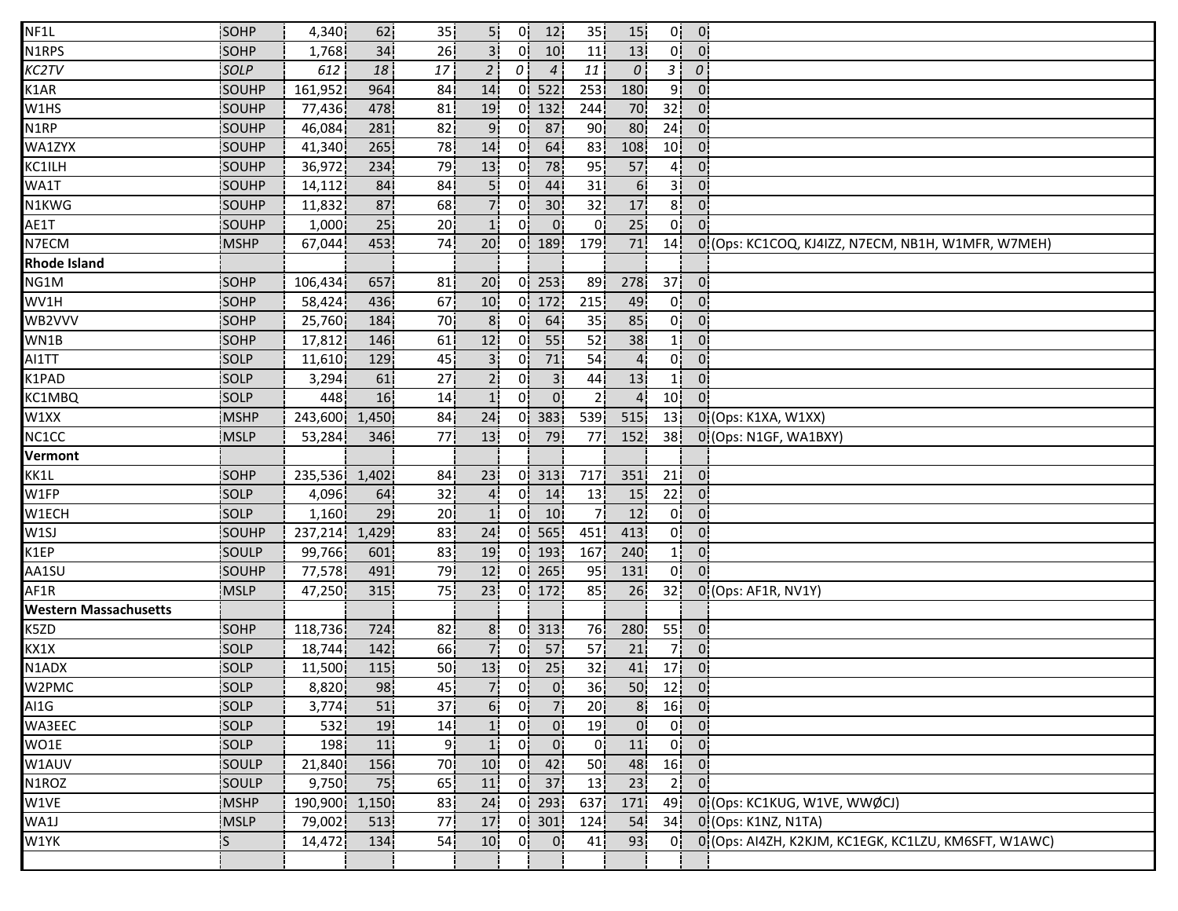| | | | | | | | | | | | | |
|---|---|---|---|---|---|---|---|---|---|---|---|---|
| NF1L | SOHP | 4,340 | 62 | 35 | 5 | 0 | 12 | 35 | 15 | 0 | 0 | |
| N1RPS | SOHP | 1,768 | 34 | 26 | 3 | 0 | 10 | 11 | 13 | 0 | 0 | |
| *KC2TV* | *SOLP* | *612* | *18* | *17* | *2* | *0* | *4* | *11* | *0* | *3* | *0* | |
| K1AR | SOUHP | 161,952 | 964 | 84 | 14 | 0 | 522 | 253 | 180 | 9 | 0 | |
| W1HS | SOUHP | 77,436 | 478 | 81 | 19 | 0 | 132 | 244 | 70 | 32 | 0 | |
| N1RP | SOUHP | 46,084 | 281 | 82 | 9 | 0 | 87 | 90 | 80 | 24 | 0 | |
| WA1ZYX | SOUHP | 41,340 | 265 | 78 | 14 | 0 | 64 | 83 | 108 | 10 | 0 | |
| KC1ILH | SOUHP | 36,972 | 234 | 79 | 13 | 0 | 78 | 95 | 57 | 4 | 0 | |
| WA1T | SOUHP | 14,112 | 84 | 84 | 5 | 0 | 44 | 31 | 6 | 3 | 0 | |
| N1KWG | SOUHP | 11,832 | 87 | 68 | 7 | 0 | 30 | 32 | 17 | 8 | 0 | |
| AE1T | SOUHP | 1,000 | 25 | 20 | 1 | 0 | 0 | 0 | 25 | 0 | 0 | |
| N7ECM | MSHP | 67,044 | 453 | 74 | 20 | 0 | 189 | 179 | 71 | 14 | 0 | (Ops: KC1COQ, KJ4IZZ, N7ECM, NB1H, W1MFR, W7MEH) |
| **Rhode Island** | | | | | | | | | | | | |
| NG1M | SOHP | 106,434 | 657 | 81 | 20 | 0 | 253 | 89 | 278 | 37 | 0 | |
| WV1H | SOHP | 58,424 | 436 | 67 | 10 | 0 | 172 | 215 | 49 | 0 | 0 | |
| WB2VVV | SOHP | 25,760 | 184 | 70 | 8 | 0 | 64 | 35 | 85 | 0 | 0 | |
| WN1B | SOHP | 17,812 | 146 | 61 | 12 | 0 | 55 | 52 | 38 | 1 | 0 | |
| AI1TT | SOLP | 11,610 | 129 | 45 | 3 | 0 | 71 | 54 | 4 | 0 | 0 | |
| K1PAD | SOLP | 3,294 | 61 | 27 | 2 | 0 | 3 | 44 | 13 | 1 | 0 | |
| KC1MBQ | SOLP | 448 | 16 | 14 | 1 | 0 | 0 | 2 | 4 | 10 | 0 | |
| W1XX | MSHP | 243,600 | 1,450 | 84 | 24 | 0 | 383 | 539 | 515 | 13 | 0 | (Ops: K1XA, W1XX) |
| NC1CC | MSLP | 53,284 | 346 | 77 | 13 | 0 | 79 | 77 | 152 | 38 | 0 | (Ops: N1GF, WA1BXY) |
| **Vermont** | | | | | | | | | | | | |
| KK1L | SOHP | 235,536 | 1,402 | 84 | 23 | 0 | 313 | 717 | 351 | 21 | 0 | |
| W1FP | SOLP | 4,096 | 64 | 32 | 4 | 0 | 14 | 13 | 15 | 22 | 0 | |
| W1ECH | SOLP | 1,160 | 29 | 20 | 1 | 0 | 10 | 7 | 12 | 0 | 0 | |
| W1SJ | SOUHP | 237,214 | 1,429 | 83 | 24 | 0 | 565 | 451 | 413 | 0 | 0 | |
| K1EP | SOULP | 99,766 | 601 | 83 | 19 | 0 | 193 | 167 | 240 | 1 | 0 | |
| AA1SU | SOUHP | 77,578 | 491 | 79 | 12 | 0 | 265 | 95 | 131 | 0 | 0 | |
| AF1R | MSLP | 47,250 | 315 | 75 | 23 | 0 | 172 | 85 | 26 | 32 | 0 | (Ops: AF1R, NV1Y) |
| **Western Massachusetts** | | | | | | | | | | | | |
| K5ZD | SOHP | 118,736 | 724 | 82 | 8 | 0 | 313 | 76 | 280 | 55 | 0 | |
| KX1X | SOLP | 18,744 | 142 | 66 | 7 | 0 | 57 | 57 | 21 | 7 | 0 | |
| N1ADX | SOLP | 11,500 | 115 | 50 | 13 | 0 | 25 | 32 | 41 | 17 | 0 | |
| W2PMC | SOLP | 8,820 | 98 | 45 | 7 | 0 | 0 | 36 | 50 | 12 | 0 | |
| AI1G | SOLP | 3,774 | 51 | 37 | 6 | 0 | 7 | 20 | 8 | 16 | 0 | |
| WA3EEC | SOLP | 532 | 19 | 14 | 1 | 0 | 0 | 19 | 0 | 0 | 0 | |
| WO1E | SOLP | 198 | 11 | 9 | 1 | 0 | 0 | 0 | 11 | 0 | 0 | |
| W1AUV | SOULP | 21,840 | 156 | 70 | 10 | 0 | 42 | 50 | 48 | 16 | 0 | |
| N1ROZ | SOULP | 9,750 | 75 | 65 | 11 | 0 | 37 | 13 | 23 | 2 | 0 | |
| W1VE | MSHP | 190,900 | 1,150 | 83 | 24 | 0 | 293 | 637 | 171 | 49 | 0 | (Ops: KC1KUG, W1VE, WWØCJ) |
| WA1J | MSLP | 79,002 | 513 | 77 | 17 | 0 | 301 | 124 | 54 | 34 | 0 | (Ops: K1NZ, N1TA) |
| W1YK | S | 14,472 | 134 | 54 | 10 | 0 | 0 | 41 | 93 | 0 | 0 | (Ops: AI4ZH, K2KJM, KC1EGK, KC1LZU, KM6SFT, W1AWC) |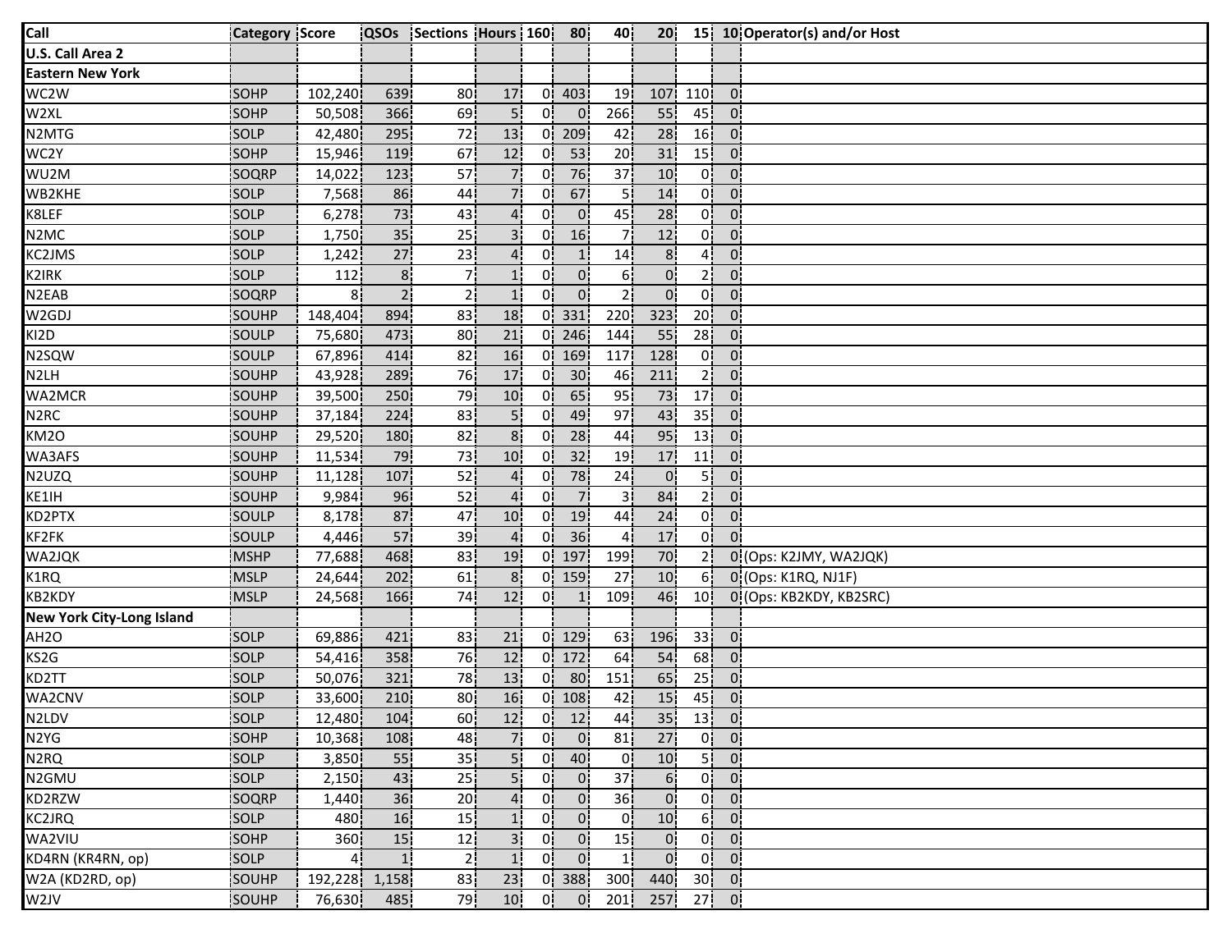| Call | Category | Score | QSOs | Sections | Hours | 160 | 80 | 40 | 20 | 15 | 10 | Operator(s) and/or Host |
|---|---|---|---|---|---|---|---|---|---|---|---|---|
| **U.S. Call Area 2** | | | | | | | | | | | | |
| **Eastern New York** | | | | | | | | | | | | |
| WC2W | SOHP | 102,240 | 639 | 80 | 17 | 0 | 403 | 19 | 107 | 110 | 0 | |
| W2XL | SOHP | 50,508 | 366 | 69 | 5 | 0 | 0 | 266 | 55 | 45 | 0 | |
| N2MTG | SOLP | 42,480 | 295 | 72 | 13 | 0 | 209 | 42 | 28 | 16 | 0 | |
| WC2Y | SOHP | 15,946 | 119 | 67 | 12 | 0 | 53 | 20 | 31 | 15 | 0 | |
| WU2M | SOQRP | 14,022 | 123 | 57 | 7 | 0 | 76 | 37 | 10 | 0 | 0 | |
| WB2KHE | SOLP | 7,568 | 86 | 44 | 7 | 0 | 67 | 5 | 14 | 0 | 0 | |
| K8LEF | SOLP | 6,278 | 73 | 43 | 4 | 0 | 0 | 45 | 28 | 0 | 0 | |
| N2MC | SOLP | 1,750 | 35 | 25 | 3 | 0 | 16 | 7 | 12 | 0 | 0 | |
| KC2JMS | SOLP | 1,242 | 27 | 23 | 4 | 0 | 1 | 14 | 8 | 4 | 0 | |
| K2IRK | SOLP | 112 | 8 | 7 | 1 | 0 | 0 | 6 | 0 | 2 | 0 | |
| N2EAB | SOQRP | 8 | 2 | 2 | 1 | 0 | 0 | 2 | 0 | 0 | 0 | |
| W2GDJ | SOUHP | 148,404 | 894 | 83 | 18 | 0 | 331 | 220 | 323 | 20 | 0 | |
| KI2D | SOULP | 75,680 | 473 | 80 | 21 | 0 | 246 | 144 | 55 | 28 | 0 | |
| N2SQW | SOULP | 67,896 | 414 | 82 | 16 | 0 | 169 | 117 | 128 | 0 | 0 | |
| N2LH | SOUHP | 43,928 | 289 | 76 | 17 | 0 | 30 | 46 | 211 | 2 | 0 | |
| WA2MCR | SOUHP | 39,500 | 250 | 79 | 10 | 0 | 65 | 95 | 73 | 17 | 0 | |
| N2RC | SOUHP | 37,184 | 224 | 83 | 5 | 0 | 49 | 97 | 43 | 35 | 0 | |
| KM2O | SOUHP | 29,520 | 180 | 82 | 8 | 0 | 28 | 44 | 95 | 13 | 0 | |
| WA3AFS | SOUHP | 11,534 | 79 | 73 | 10 | 0 | 32 | 19 | 17 | 11 | 0 | |
| N2UZQ | SOUHP | 11,128 | 107 | 52 | 4 | 0 | 78 | 24 | 0 | 5 | 0 | |
| KE1IH | SOUHP | 9,984 | 96 | 52 | 4 | 0 | 7 | 3 | 84 | 2 | 0 | |
| KD2PTX | SOULP | 8,178 | 87 | 47 | 10 | 0 | 19 | 44 | 24 | 0 | 0 | |
| KF2FK | SOULP | 4,446 | 57 | 39 | 4 | 0 | 36 | 4 | 17 | 0 | 0 | |
| WA2JQK | MSHP | 77,688 | 468 | 83 | 19 | 0 | 197 | 199 | 70 | 2 | 0 | (Ops: K2JMY, WA2JQK) |
| K1RQ | MSLP | 24,644 | 202 | 61 | 8 | 0 | 159 | 27 | 10 | 6 | 0 | (Ops: K1RQ, NJ1F) |
| KB2KDY | MSLP | 24,568 | 166 | 74 | 12 | 0 | 1 | 109 | 46 | 10 | 0 | (Ops: KB2KDY, KB2SRC) |
| **New York City-Long Island** | | | | | | | | | | | | |
| AH2O | SOLP | 69,886 | 421 | 83 | 21 | 0 | 129 | 63 | 196 | 33 | 0 | |
| KS2G | SOLP | 54,416 | 358 | 76 | 12 | 0 | 172 | 64 | 54 | 68 | 0 | |
| KD2TT | SOLP | 50,076 | 321 | 78 | 13 | 0 | 80 | 151 | 65 | 25 | 0 | |
| WA2CNV | SOLP | 33,600 | 210 | 80 | 16 | 0 | 108 | 42 | 15 | 45 | 0 | |
| N2LDV | SOLP | 12,480 | 104 | 60 | 12 | 0 | 12 | 44 | 35 | 13 | 0 | |
| N2YG | SOHP | 10,368 | 108 | 48 | 7 | 0 | 0 | 81 | 27 | 0 | 0 | |
| N2RQ | SOLP | 3,850 | 55 | 35 | 5 | 0 | 40 | 0 | 10 | 5 | 0 | |
| N2GMU | SOLP | 2,150 | 43 | 25 | 5 | 0 | 0 | 37 | 6 | 0 | 0 | |
| KD2RZW | SOQRP | 1,440 | 36 | 20 | 4 | 0 | 0 | 36 | 0 | 0 | 0 | |
| KC2JRQ | SOLP | 480 | 16 | 15 | 1 | 0 | 0 | 0 | 10 | 6 | 0 | |
| WA2VIU | SOHP | 360 | 15 | 12 | 3 | 0 | 0 | 15 | 0 | 0 | 0 | |
| KD4RN (KR4RN, op) | SOLP | 4 | 1 | 2 | 1 | 0 | 0 | 1 | 0 | 0 | 0 | |
| W2A (KD2RD, op) | SOUHP | 192,228 | 1,158 | 83 | 23 | 0 | 388 | 300 | 440 | 30 | 0 | |
| W2JV | SOUHP | 76,630 | 485 | 79 | 10 | 0 | 0 | 201 | 257 | 27 | 0 | |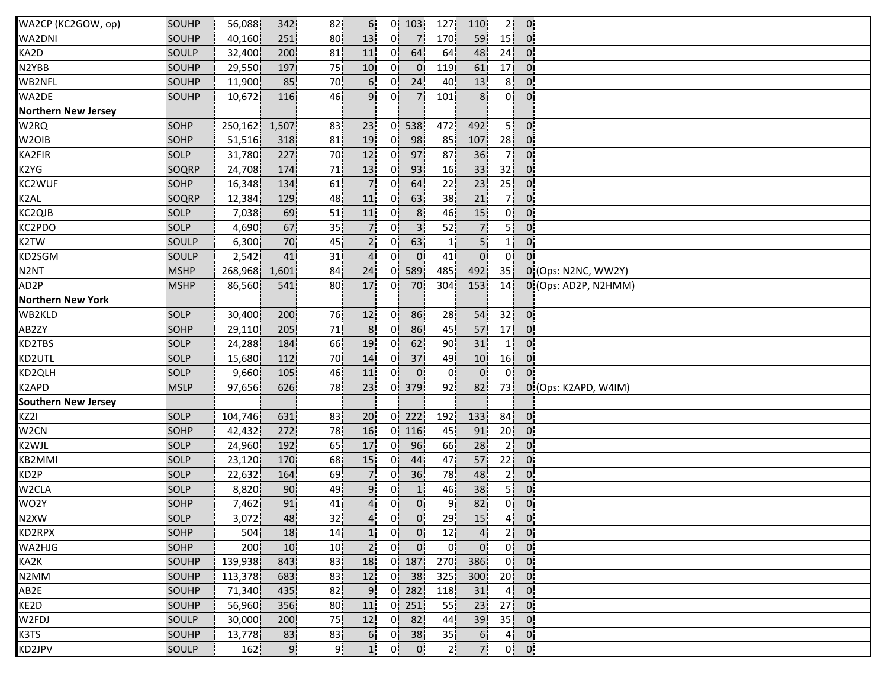| | | | | | | | | | | | | |
|---|---|---|---|---|---|---|---|---|---|---|---|---|
| WA2CP (KC2GOW, op) | SOUHP | 56,088 | 342 | 82 | 6 | 0 | 103 | 127 | 110 | 2 | 0 | |
| WA2DNI | SOUHP | 40,160 | 251 | 80 | 13 | 0 | 7 | 170 | 59 | 15 | 0 | |
| KA2D | SOULP | 32,400 | 200 | 81 | 11 | 0 | 64 | 64 | 48 | 24 | 0 | |
| N2YBB | SOUHP | 29,550 | 197 | 75 | 10 | 0 | 0 | 119 | 61 | 17 | 0 | |
| WB2NFL | SOUHP | 11,900 | 85 | 70 | 6 | 0 | 24 | 40 | 13 | 8 | 0 | |
| WA2DE | SOUHP | 10,672 | 116 | 46 | 9 | 0 | 7 | 101 | 8 | 0 | 0 | |
| **Northern New Jersey** | | | | | | | | | | | | |
| W2RQ | SOHP | 250,162 | 1,507 | 83 | 23 | 0 | 538 | 472 | 492 | 5 | 0 | |
| W2OIB | SOHP | 51,516 | 318 | 81 | 19 | 0 | 98 | 85 | 107 | 28 | 0 | |
| KA2FIR | SOLP | 31,780 | 227 | 70 | 12 | 0 | 97 | 87 | 36 | 7 | 0 | |
| K2YG | SOQRP | 24,708 | 174 | 71 | 13 | 0 | 93 | 16 | 33 | 32 | 0 | |
| KC2WUF | SOHP | 16,348 | 134 | 61 | 7 | 0 | 64 | 22 | 23 | 25 | 0 | |
| K2AL | SOQRP | 12,384 | 129 | 48 | 11 | 0 | 63 | 38 | 21 | 7 | 0 | |
| KC2QJB | SOLP | 7,038 | 69 | 51 | 11 | 0 | 8 | 46 | 15 | 0 | 0 | |
| KC2PDO | SOLP | 4,690 | 67 | 35 | 7 | 0 | 3 | 52 | 7 | 5 | 0 | |
| K2TW | SOULP | 6,300 | 70 | 45 | 2 | 0 | 63 | 1 | 5 | 1 | 0 | |
| KD2SGM | SOULP | 2,542 | 41 | 31 | 4 | 0 | 0 | 41 | 0 | 0 | 0 | |
| N2NT | MSHP | 268,968 | 1,601 | 84 | 24 | 0 | 589 | 485 | 492 | 35 | 0 | (Ops: N2NC, WW2Y) |
| AD2P | MSHP | 86,560 | 541 | 80 | 17 | 0 | 70 | 304 | 153 | 14 | 0 | (Ops: AD2P, N2HMM) |
| **Northern New York** | | | | | | | | | | | | |
| WB2KLD | SOLP | 30,400 | 200 | 76 | 12 | 0 | 86 | 28 | 54 | 32 | 0 | |
| AB2ZY | SOHP | 29,110 | 205 | 71 | 8 | 0 | 86 | 45 | 57 | 17 | 0 | |
| KD2TBS | SOLP | 24,288 | 184 | 66 | 19 | 0 | 62 | 90 | 31 | 1 | 0 | |
| KD2UTL | SOLP | 15,680 | 112 | 70 | 14 | 0 | 37 | 49 | 10 | 16 | 0 | |
| KD2QLH | SOLP | 9,660 | 105 | 46 | 11 | 0 | 0 | 0 | 0 | 0 | 0 | |
| K2APD | MSLP | 97,656 | 626 | 78 | 23 | 0 | 379 | 92 | 82 | 73 | 0 | (Ops: K2APD, W4IM) |
| **Southern New Jersey** | | | | | | | | | | | | |
| KZ2I | SOLP | 104,746 | 631 | 83 | 20 | 0 | 222 | 192 | 133 | 84 | 0 | |
| W2CN | SOHP | 42,432 | 272 | 78 | 16 | 0 | 116 | 45 | 91 | 20 | 0 | |
| K2WJL | SOLP | 24,960 | 192 | 65 | 17 | 0 | 96 | 66 | 28 | 2 | 0 | |
| KB2MMI | SOLP | 23,120 | 170 | 68 | 15 | 0 | 44 | 47 | 57 | 22 | 0 | |
| KD2P | SOLP | 22,632 | 164 | 69 | 7 | 0 | 36 | 78 | 48 | 2 | 0 | |
| W2CLA | SOLP | 8,820 | 90 | 49 | 9 | 0 | 1 | 46 | 38 | 5 | 0 | |
| WO2Y | SOHP | 7,462 | 91 | 41 | 4 | 0 | 0 | 9 | 82 | 0 | 0 | |
| N2XW | SOLP | 3,072 | 48 | 32 | 4 | 0 | 0 | 29 | 15 | 4 | 0 | |
| KD2RPX | SOHP | 504 | 18 | 14 | 1 | 0 | 0 | 12 | 4 | 2 | 0 | |
| WA2HJG | SOHP | 200 | 10 | 10 | 2 | 0 | 0 | 0 | 0 | 0 | 0 | |
| KA2K | SOUHP | 139,938 | 843 | 83 | 18 | 0 | 187 | 270 | 386 | 0 | 0 | |
| N2MM | SOUHP | 113,378 | 683 | 83 | 12 | 0 | 38 | 325 | 300 | 20 | 0 | |
| AB2E | SOUHP | 71,340 | 435 | 82 | 9 | 0 | 282 | 118 | 31 | 4 | 0 | |
| KE2D | SOUHP | 56,960 | 356 | 80 | 11 | 0 | 251 | 55 | 23 | 27 | 0 | |
| W2FDJ | SOULP | 30,000 | 200 | 75 | 12 | 0 | 82 | 44 | 39 | 35 | 0 | |
| K3TS | SOUHP | 13,778 | 83 | 83 | 6 | 0 | 38 | 35 | 6 | 4 | 0 | |
| KD2JPV | SOULP | 162 | 9 | 9 | 1 | 0 | 0 | 2 | 7 | 0 | 0 | |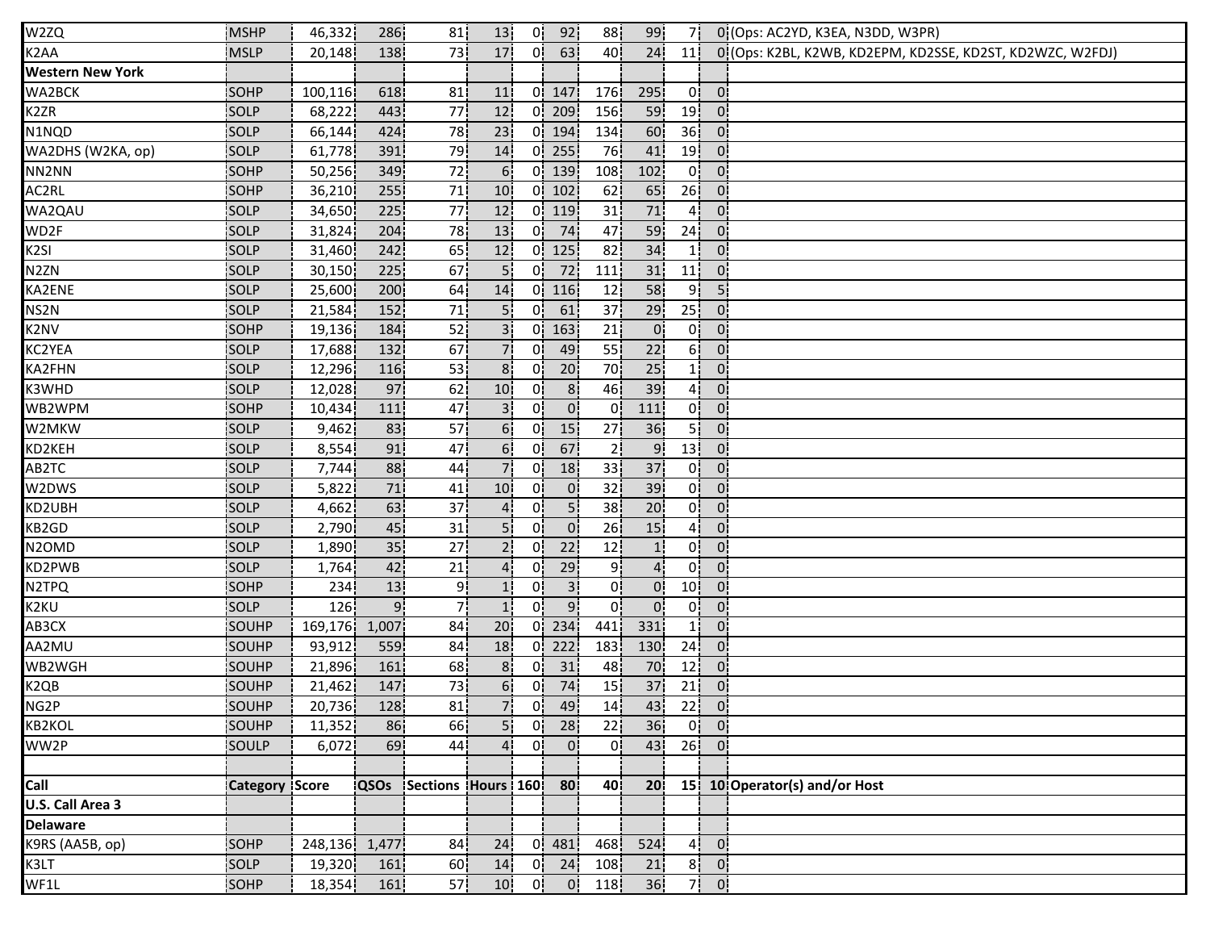| | | | | | | | | | | | | |
|---|---|---|---|---|---|---|---|---|---|---|---|---|
| W2ZQ | MSHP | 46,332 | 286 | 81 | 13 | 0 | 92 | 88 | 99 | 7 | 0 | (Ops: AC2YD, K3EA, N3DD, W3PR) |
| K2AA | MSLP | 20,148 | 138 | 73 | 17 | 0 | 63 | 40 | 24 | 11 | 0 | (Ops: K2BL, K2WB, KD2EPM, KD2SSE, KD2ST, KD2WZC, W2FDJ) |
| **Western New York** | | | | | | | | | | | | |
| WA2BCK | SOHP | 100,116 | 618 | 81 | 11 | 0 | 147 | 176 | 295 | 0 | 0 | |
| K2ZR | SOLP | 68,222 | 443 | 77 | 12 | 0 | 209 | 156 | 59 | 19 | 0 | |
| N1NQD | SOLP | 66,144 | 424 | 78 | 23 | 0 | 194 | 134 | 60 | 36 | 0 | |
| WA2DHS (W2KA, op) | SOLP | 61,778 | 391 | 79 | 14 | 0 | 255 | 76 | 41 | 19 | 0 | |
| NN2NN | SOHP | 50,256 | 349 | 72 | 6 | 0 | 139 | 108 | 102 | 0 | 0 | |
| AC2RL | SOHP | 36,210 | 255 | 71 | 10 | 0 | 102 | 62 | 65 | 26 | 0 | |
| WA2QAU | SOLP | 34,650 | 225 | 77 | 12 | 0 | 119 | 31 | 71 | 4 | 0 | |
| WD2F | SOLP | 31,824 | 204 | 78 | 13 | 0 | 74 | 47 | 59 | 24 | 0 | |
| K2SI | SOLP | 31,460 | 242 | 65 | 12 | 0 | 125 | 82 | 34 | 1 | 0 | |
| N2ZN | SOLP | 30,150 | 225 | 67 | 5 | 0 | 72 | 111 | 31 | 11 | 0 | |
| KA2ENE | SOLP | 25,600 | 200 | 64 | 14 | 0 | 116 | 12 | 58 | 9 | 5 | |
| NS2N | SOLP | 21,584 | 152 | 71 | 5 | 0 | 61 | 37 | 29 | 25 | 0 | |
| K2NV | SOHP | 19,136 | 184 | 52 | 3 | 0 | 163 | 21 | 0 | 0 | 0 | |
| KC2YEA | SOLP | 17,688 | 132 | 67 | 7 | 0 | 49 | 55 | 22 | 6 | 0 | |
| KA2FHN | SOLP | 12,296 | 116 | 53 | 8 | 0 | 20 | 70 | 25 | 1 | 0 | |
| K3WHD | SOLP | 12,028 | 97 | 62 | 10 | 0 | 8 | 46 | 39 | 4 | 0 | |
| WB2WPM | SOHP | 10,434 | 111 | 47 | 3 | 0 | 0 | 0 | 111 | 0 | 0 | |
| W2MKW | SOLP | 9,462 | 83 | 57 | 6 | 0 | 15 | 27 | 36 | 5 | 0 | |
| KD2KEH | SOLP | 8,554 | 91 | 47 | 6 | 0 | 67 | 2 | 9 | 13 | 0 | |
| AB2TC | SOLP | 7,744 | 88 | 44 | 7 | 0 | 18 | 33 | 37 | 0 | 0 | |
| W2DWS | SOLP | 5,822 | 71 | 41 | 10 | 0 | 0 | 32 | 39 | 0 | 0 | |
| KD2UBH | SOLP | 4,662 | 63 | 37 | 4 | 0 | 5 | 38 | 20 | 0 | 0 | |
| KB2GD | SOLP | 2,790 | 45 | 31 | 5 | 0 | 0 | 26 | 15 | 4 | 0 | |
| N2OMD | SOLP | 1,890 | 35 | 27 | 2 | 0 | 22 | 12 | 1 | 0 | 0 | |
| KD2PWB | SOLP | 1,764 | 42 | 21 | 4 | 0 | 29 | 9 | 4 | 0 | 0 | |
| N2TPQ | SOHP | 234 | 13 | 9 | 1 | 0 | 3 | 0 | 0 | 10 | 0 | |
| K2KU | SOLP | 126 | 9 | 7 | 1 | 0 | 9 | 0 | 0 | 0 | 0 | |
| AB3CX | SOUHP | 169,176 | 1,007 | 84 | 20 | 0 | 234 | 441 | 331 | 1 | 0 | |
| AA2MU | SOUHP | 93,912 | 559 | 84 | 18 | 0 | 222 | 183 | 130 | 24 | 0 | |
| WB2WGH | SOUHP | 21,896 | 161 | 68 | 8 | 0 | 31 | 48 | 70 | 12 | 0 | |
| K2QB | SOUHP | 21,462 | 147 | 73 | 6 | 0 | 74 | 15 | 37 | 21 | 0 | |
| NG2P | SOUHP | 20,736 | 128 | 81 | 7 | 0 | 49 | 14 | 43 | 22 | 0 | |
| KB2KOL | SOUHP | 11,352 | 86 | 66 | 5 | 0 | 28 | 22 | 36 | 0 | 0 | |
| WW2P | SOULP | 6,072 | 69 | 44 | 4 | 0 | 0 | 0 | 43 | 26 | 0 | |

| Call | Category | Score | QSOs | Sections | Hours | 160 | 80 | 40 | 20 | 15 | 10 | Operator(s) and/or Host |
|---|---|---|---|---|---|---|---|---|---|---|---|---|
| **U.S. Call Area 3** | | | | | | | | | | | | |
| **Delaware** | | | | | | | | | | | | |
| K9RS (AA5B, op) | SOHP | 248,136 | 1,477 | 84 | 24 | 0 | 481 | 468 | 524 | 4 | 0 | |
| K3LT | SOLP | 19,320 | 161 | 60 | 14 | 0 | 24 | 108 | 21 | 8 | 0 | |
| WF1L | SOHP | 18,354 | 161 | 57 | 10 | 0 | 0 | 118 | 36 | 7 | 0 | |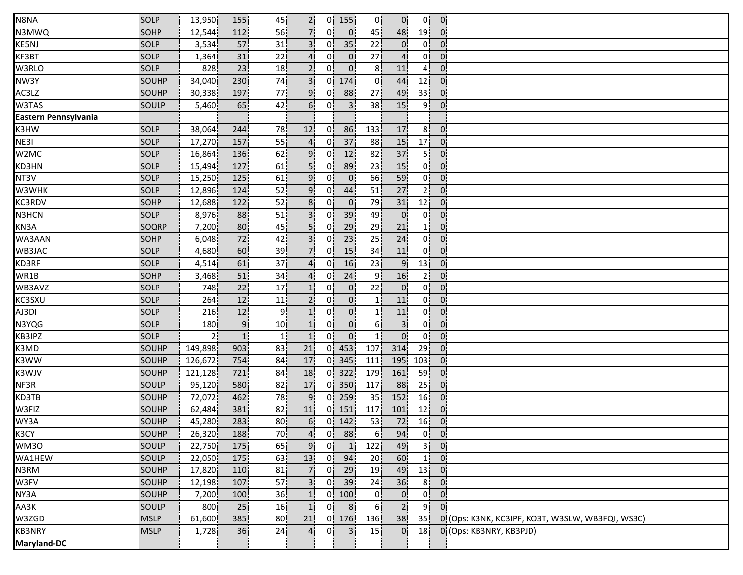| | | | | | | | | | | | | |
|---|---|---|---|---|---|---|---|---|---|---|---|---|
| N8NA | SOLP | 13,950 | 155 | 45 | 2 | 0 | 155 | 0 | 0 | 0 | 0 | |
| N3MWQ | SOHP | 12,544 | 112 | 56 | 7 | 0 | 0 | 45 | 48 | 19 | 0 | |
| KE5NJ | SOLP | 3,534 | 57 | 31 | 3 | 0 | 35 | 22 | 0 | 0 | 0 | |
| KF3BT | SOLP | 1,364 | 31 | 22 | 4 | 0 | 0 | 27 | 4 | 0 | 0 | |
| W3RLO | SOLP | 828 | 23 | 18 | 2 | 0 | 0 | 8 | 11 | 4 | 0 | |
| NW3Y | SOUHP | 34,040 | 230 | 74 | 3 | 0 | 174 | 0 | 44 | 12 | 0 | |
| AC3LZ | SOUHP | 30,338 | 197 | 77 | 9 | 0 | 88 | 27 | 49 | 33 | 0 | |
| W3TAS | SOULP | 5,460 | 65 | 42 | 6 | 0 | 3 | 38 | 15 | 9 | 0 | |
| **Eastern Pennsylvania** | | | | | | | | | | | | |
| K3HW | SOLP | 38,064 | 244 | 78 | 12 | 0 | 86 | 133 | 17 | 8 | 0 | |
| NE3I | SOLP | 17,270 | 157 | 55 | 4 | 0 | 37 | 88 | 15 | 17 | 0 | |
| W2MC | SOLP | 16,864 | 136 | 62 | 9 | 0 | 12 | 82 | 37 | 5 | 0 | |
| KD3HN | SOLP | 15,494 | 127 | 61 | 5 | 0 | 89 | 23 | 15 | 0 | 0 | |
| NT3V | SOLP | 15,250 | 125 | 61 | 9 | 0 | 0 | 66 | 59 | 0 | 0 | |
| W3WHK | SOLP | 12,896 | 124 | 52 | 9 | 0 | 44 | 51 | 27 | 2 | 0 | |
| KC3RDV | SOHP | 12,688 | 122 | 52 | 8 | 0 | 0 | 79 | 31 | 12 | 0 | |
| N3HCN | SOLP | 8,976 | 88 | 51 | 3 | 0 | 39 | 49 | 0 | 0 | 0 | |
| KN3A | SOQRP | 7,200 | 80 | 45 | 5 | 0 | 29 | 29 | 21 | 1 | 0 | |
| WA3AAN | SOHP | 6,048 | 72 | 42 | 3 | 0 | 23 | 25 | 24 | 0 | 0 | |
| WB3JAC | SOLP | 4,680 | 60 | 39 | 7 | 0 | 15 | 34 | 11 | 0 | 0 | |
| KD3RF | SOLP | 4,514 | 61 | 37 | 4 | 0 | 16 | 23 | 9 | 13 | 0 | |
| WR1B | SOHP | 3,468 | 51 | 34 | 4 | 0 | 24 | 9 | 16 | 2 | 0 | |
| WB3AVZ | SOLP | 748 | 22 | 17 | 1 | 0 | 0 | 22 | 0 | 0 | 0 | |
| KC3SXU | SOLP | 264 | 12 | 11 | 2 | 0 | 0 | 1 | 11 | 0 | 0 | |
| AJ3DI | SOLP | 216 | 12 | 9 | 1 | 0 | 0 | 1 | 11 | 0 | 0 | |
| N3YQG | SOLP | 180 | 9 | 10 | 1 | 0 | 0 | 6 | 3 | 0 | 0 | |
| KB3IPZ | SOLP | 2 | 1 | 1 | 1 | 0 | 0 | 1 | 0 | 0 | 0 | |
| K3MD | SOUHP | 149,898 | 903 | 83 | 21 | 0 | 453 | 107 | 314 | 29 | 0 | |
| K3WW | SOUHP | 126,672 | 754 | 84 | 17 | 0 | 345 | 111 | 195 | 103 | 0 | |
| K3WJV | SOUHP | 121,128 | 721 | 84 | 18 | 0 | 322 | 179 | 161 | 59 | 0 | |
| NF3R | SOULP | 95,120 | 580 | 82 | 17 | 0 | 350 | 117 | 88 | 25 | 0 | |
| KD3TB | SOUHP | 72,072 | 462 | 78 | 9 | 0 | 259 | 35 | 152 | 16 | 0 | |
| W3FIZ | SOUHP | 62,484 | 381 | 82 | 11 | 0 | 151 | 117 | 101 | 12 | 0 | |
| WY3A | SOUHP | 45,280 | 283 | 80 | 6 | 0 | 142 | 53 | 72 | 16 | 0 | |
| K3CY | SOUHP | 26,320 | 188 | 70 | 4 | 0 | 88 | 6 | 94 | 0 | 0 | |
| WM3O | SOULP | 22,750 | 175 | 65 | 9 | 0 | 1 | 122 | 49 | 3 | 0 | |
| WA1HEW | SOULP | 22,050 | 175 | 63 | 13 | 0 | 94 | 20 | 60 | 1 | 0 | |
| N3RM | SOUHP | 17,820 | 110 | 81 | 7 | 0 | 29 | 19 | 49 | 13 | 0 | |
| W3FV | SOUHP | 12,198 | 107 | 57 | 3 | 0 | 39 | 24 | 36 | 8 | 0 | |
| NY3A | SOUHP | 7,200 | 100 | 36 | 1 | 0 | 100 | 0 | 0 | 0 | 0 | |
| AA3K | SOULP | 800 | 25 | 16 | 1 | 0 | 8 | 6 | 2 | 9 | 0 | |
| W3ZGD | MSLP | 61,600 | 385 | 80 | 21 | 0 | 176 | 136 | 38 | 35 | 0 | (Ops: K3NK, KC3IPF, KO3T, W3SLW, WB3FQI, WS3C) |
| KB3NRY | MSLP | 1,728 | 36 | 24 | 4 | 0 | 3 | 15 | 0 | 18 | 0 | (Ops: KB3NRY, KB3PJD) |
| **Maryland-DC** | | | | | | | | | | | | |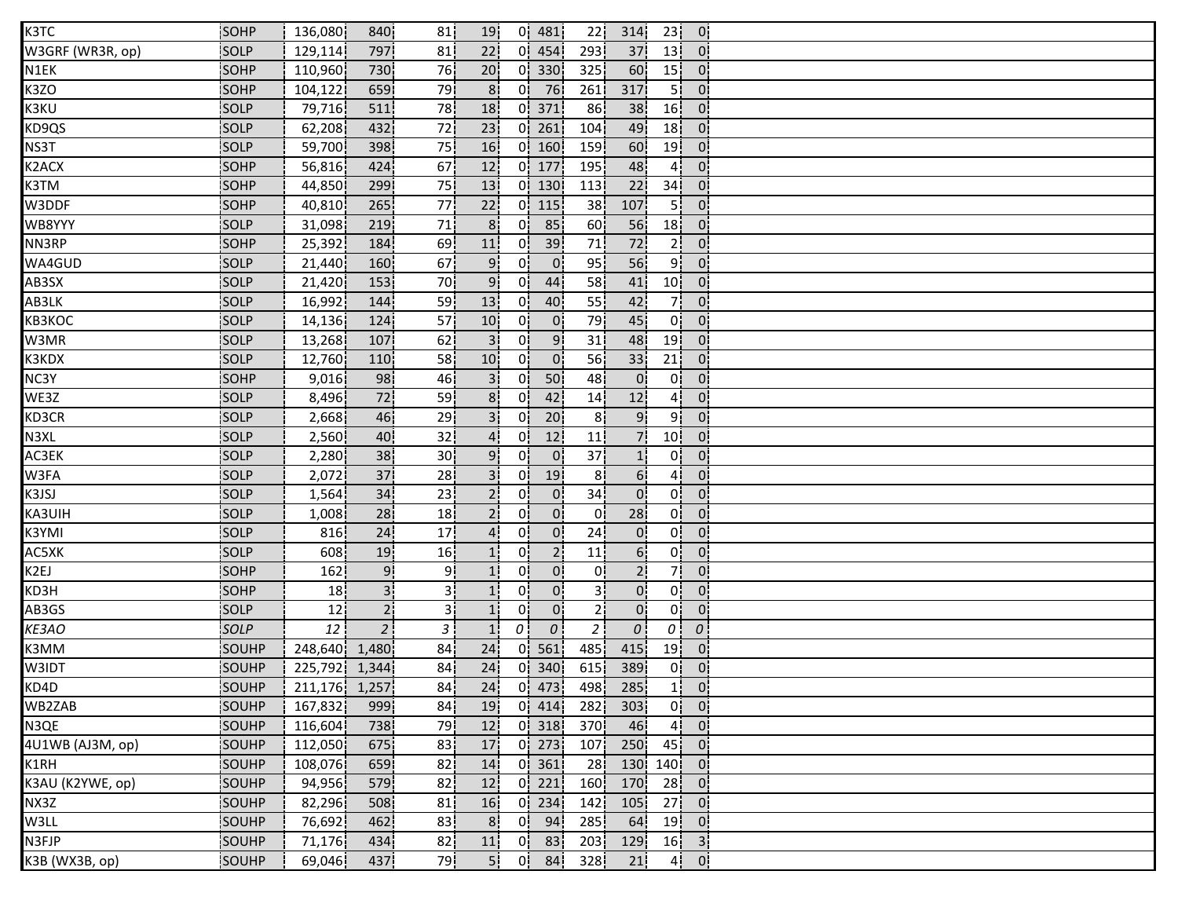| | | | | | | | | | | | |
|---|---|---|---|---|---|---|---|---|---|---|---|
| K3TC | SOHP | 136,080 | 840 | 81 | 19 | 0 | 481 | 22 | 314 | 23 | 0 |
| W3GRF (WR3R, op) | SOLP | 129,114 | 797 | 81 | 22 | 0 | 454 | 293 | 37 | 13 | 0 |
| N1EK | SOHP | 110,960 | 730 | 76 | 20 | 0 | 330 | 325 | 60 | 15 | 0 |
| K3ZO | SOHP | 104,122 | 659 | 79 | 8 | 0 | 76 | 261 | 317 | 5 | 0 |
| K3KU | SOLP | 79,716 | 511 | 78 | 18 | 0 | 371 | 86 | 38 | 16 | 0 |
| KD9QS | SOLP | 62,208 | 432 | 72 | 23 | 0 | 261 | 104 | 49 | 18 | 0 |
| NS3T | SOLP | 59,700 | 398 | 75 | 16 | 0 | 160 | 159 | 60 | 19 | 0 |
| K2ACX | SOHP | 56,816 | 424 | 67 | 12 | 0 | 177 | 195 | 48 | 4 | 0 |
| K3TM | SOHP | 44,850 | 299 | 75 | 13 | 0 | 130 | 113 | 22 | 34 | 0 |
| W3DDF | SOHP | 40,810 | 265 | 77 | 22 | 0 | 115 | 38 | 107 | 5 | 0 |
| WB8YYY | SOLP | 31,098 | 219 | 71 | 8 | 0 | 85 | 60 | 56 | 18 | 0 |
| NN3RP | SOHP | 25,392 | 184 | 69 | 11 | 0 | 39 | 71 | 72 | 2 | 0 |
| WA4GUD | SOLP | 21,440 | 160 | 67 | 9 | 0 | 0 | 95 | 56 | 9 | 0 |
| AB3SX | SOLP | 21,420 | 153 | 70 | 9 | 0 | 44 | 58 | 41 | 10 | 0 |
| AB3LK | SOLP | 16,992 | 144 | 59 | 13 | 0 | 40 | 55 | 42 | 7 | 0 |
| KB3KOC | SOLP | 14,136 | 124 | 57 | 10 | 0 | 0 | 79 | 45 | 0 | 0 |
| W3MR | SOLP | 13,268 | 107 | 62 | 3 | 0 | 9 | 31 | 48 | 19 | 0 |
| K3KDX | SOLP | 12,760 | 110 | 58 | 10 | 0 | 0 | 56 | 33 | 21 | 0 |
| NC3Y | SOHP | 9,016 | 98 | 46 | 3 | 0 | 50 | 48 | 0 | 0 | 0 |
| WE3Z | SOLP | 8,496 | 72 | 59 | 8 | 0 | 42 | 14 | 12 | 4 | 0 |
| KD3CR | SOLP | 2,668 | 46 | 29 | 3 | 0 | 20 | 8 | 9 | 9 | 0 |
| N3XL | SOLP | 2,560 | 40 | 32 | 4 | 0 | 12 | 11 | 7 | 10 | 0 |
| AC3EK | SOLP | 2,280 | 38 | 30 | 9 | 0 | 0 | 37 | 1 | 0 | 0 |
| W3FA | SOLP | 2,072 | 37 | 28 | 3 | 0 | 19 | 8 | 6 | 4 | 0 |
| K3JSJ | SOLP | 1,564 | 34 | 23 | 2 | 0 | 0 | 34 | 0 | 0 | 0 |
| KA3UIH | SOLP | 1,008 | 28 | 18 | 2 | 0 | 0 | 0 | 28 | 0 | 0 |
| K3YMI | SOLP | 816 | 24 | 17 | 4 | 0 | 0 | 24 | 0 | 0 | 0 |
| AC5XK | SOLP | 608 | 19 | 16 | 1 | 0 | 2 | 11 | 6 | 0 | 0 |
| K2EJ | SOHP | 162 | 9 | 9 | 1 | 0 | 0 | 0 | 2 | 7 | 0 |
| KD3H | SOHP | 18 | 3 | 3 | 1 | 0 | 0 | 3 | 0 | 0 | 0 |
| AB3GS | SOLP | 12 | 2 | 3 | 1 | 0 | 0 | 2 | 0 | 0 | 0 |
| *KE3AO* | *SOLP* | *12* | *2* | *3* | *1* | *0* | *0* | *2* | *0* | *0* | *0* |
| K3MM | SOUHP | 248,640 | 1,480 | 84 | 24 | 0 | 561 | 485 | 415 | 19 | 0 |
| W3IDT | SOUHP | 225,792 | 1,344 | 84 | 24 | 0 | 340 | 615 | 389 | 0 | 0 |
| KD4D | SOUHP | 211,176 | 1,257 | 84 | 24 | 0 | 473 | 498 | 285 | 1 | 0 |
| WB2ZAB | SOUHP | 167,832 | 999 | 84 | 19 | 0 | 414 | 282 | 303 | 0 | 0 |
| N3QE | SOUHP | 116,604 | 738 | 79 | 12 | 0 | 318 | 370 | 46 | 4 | 0 |
| 4U1WB (AJ3M, op) | SOUHP | 112,050 | 675 | 83 | 17 | 0 | 273 | 107 | 250 | 45 | 0 |
| K1RH | SOUHP | 108,076 | 659 | 82 | 14 | 0 | 361 | 28 | 130 | 140 | 0 |
| K3AU (K2YWE, op) | SOUHP | 94,956 | 579 | 82 | 12 | 0 | 221 | 160 | 170 | 28 | 0 |
| NX3Z | SOUHP | 82,296 | 508 | 81 | 16 | 0 | 234 | 142 | 105 | 27 | 0 |
| W3LL | SOUHP | 76,692 | 462 | 83 | 8 | 0 | 94 | 285 | 64 | 19 | 0 |
| N3FJP | SOUHP | 71,176 | 434 | 82 | 11 | 0 | 83 | 203 | 129 | 16 | 3 |
| K3B (WX3B, op) | SOUHP | 69,046 | 437 | 79 | 5 | 0 | 84 | 328 | 21 | 4 | 0 |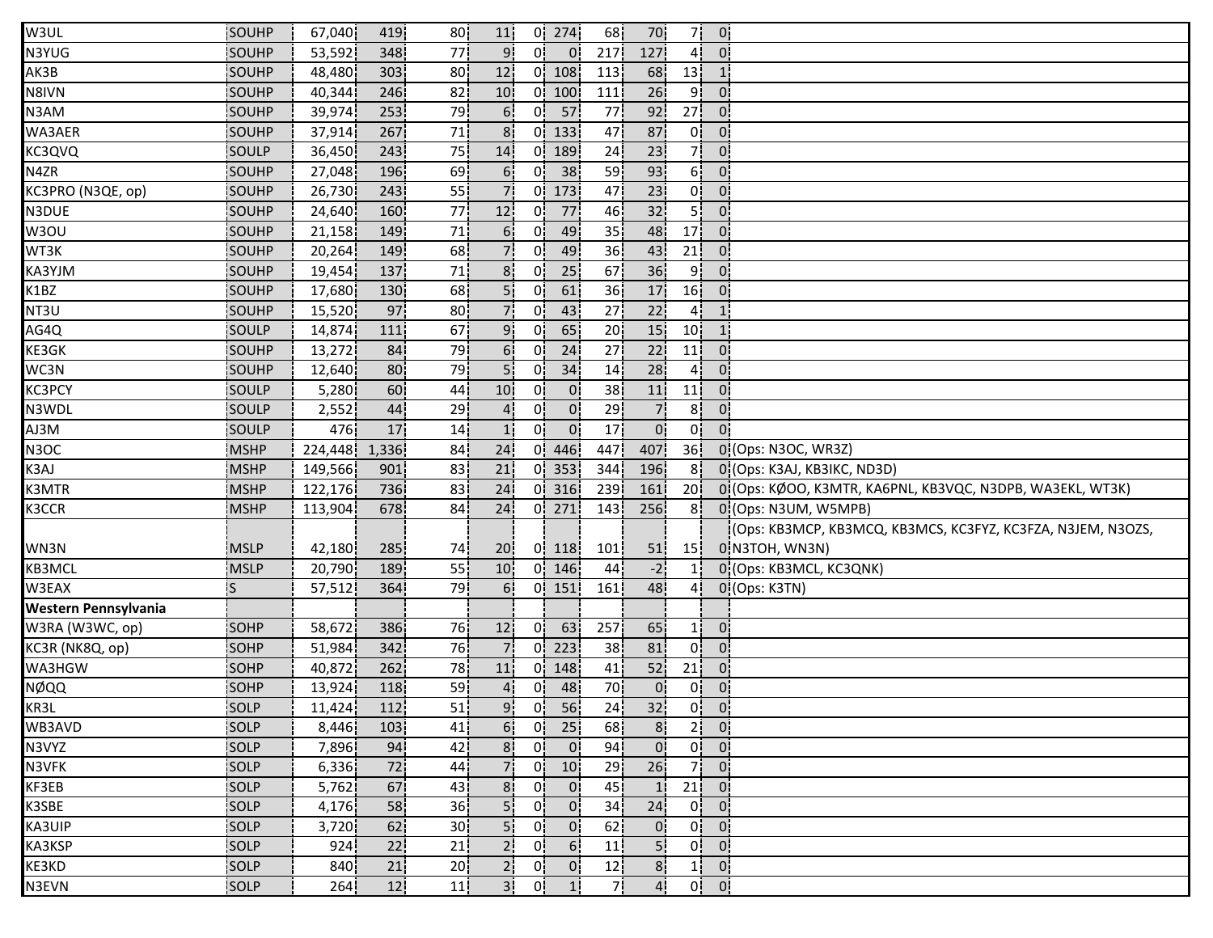| | | | | | | | | | | | | |
|---|---|---|---|---|---|---|---|---|---|---|---|---|
| W3UL | SOUHP | 67,040 | 419 | 80 | 11 | 0 | 274 | 68 | 70 | 7 | 0 | |
| N3YUG | SOUHP | 53,592 | 348 | 77 | 9 | 0 | 0 | 217 | 127 | 4 | 0 | |
| AK3B | SOUHP | 48,480 | 303 | 80 | 12 | 0 | 108 | 113 | 68 | 13 | 1 | |
| N8IVN | SOUHP | 40,344 | 246 | 82 | 10 | 0 | 100 | 111 | 26 | 9 | 0 | |
| N3AM | SOUHP | 39,974 | 253 | 79 | 6 | 0 | 57 | 77 | 92 | 27 | 0 | |
| WA3AER | SOUHP | 37,914 | 267 | 71 | 8 | 0 | 133 | 47 | 87 | 0 | 0 | |
| KC3QVQ | SOULP | 36,450 | 243 | 75 | 14 | 0 | 189 | 24 | 23 | 7 | 0 | |
| N4ZR | SOUHP | 27,048 | 196 | 69 | 6 | 0 | 38 | 59 | 93 | 6 | 0 | |
| KC3PRO (N3QE, op) | SOUHP | 26,730 | 243 | 55 | 7 | 0 | 173 | 47 | 23 | 0 | 0 | |
| N3DUE | SOUHP | 24,640 | 160 | 77 | 12 | 0 | 77 | 46 | 32 | 5 | 0 | |
| W3OU | SOUHP | 21,158 | 149 | 71 | 6 | 0 | 49 | 35 | 48 | 17 | 0 | |
| WT3K | SOUHP | 20,264 | 149 | 68 | 7 | 0 | 49 | 36 | 43 | 21 | 0 | |
| KA3YJM | SOUHP | 19,454 | 137 | 71 | 8 | 0 | 25 | 67 | 36 | 9 | 0 | |
| K1BZ | SOUHP | 17,680 | 130 | 68 | 5 | 0 | 61 | 36 | 17 | 16 | 0 | |
| NT3U | SOUHP | 15,520 | 97 | 80 | 7 | 0 | 43 | 27 | 22 | 4 | 1 | |
| AG4Q | SOULP | 14,874 | 111 | 67 | 9 | 0 | 65 | 20 | 15 | 10 | 1 | |
| KE3GK | SOUHP | 13,272 | 84 | 79 | 6 | 0 | 24 | 27 | 22 | 11 | 0 | |
| WC3N | SOUHP | 12,640 | 80 | 79 | 5 | 0 | 34 | 14 | 28 | 4 | 0 | |
| KC3PCY | SOULP | 5,280 | 60 | 44 | 10 | 0 | 0 | 38 | 11 | 11 | 0 | |
| N3WDL | SOULP | 2,552 | 44 | 29 | 4 | 0 | 0 | 29 | 7 | 8 | 0 | |
| AJ3M | SOULP | 476 | 17 | 14 | 1 | 0 | 0 | 17 | 0 | 0 | 0 | |
| N3OC | MSHP | 224,448 | 1,336 | 84 | 24 | 0 | 446 | 447 | 407 | 36 | 0 | (Ops: N3OC, WR3Z) |
| K3AJ | MSHP | 149,566 | 901 | 83 | 21 | 0 | 353 | 344 | 196 | 8 | 0 | (Ops: K3AJ, KB3IKC, ND3D) |
| K3MTR | MSHP | 122,176 | 736 | 83 | 24 | 0 | 316 | 239 | 161 | 20 | 0 | (Ops: KØOO, K3MTR, KA6PNL, KB3VQC, N3DPB, WA3EKL, WT3K) |
| K3CCR | MSHP | 113,904 | 678 | 84 | 24 | 0 | 271 | 143 | 256 | 8 | 0 | (Ops: N3UM, W5MPB) |
| WN3N | MSLP | 42,180 | 285 | 74 | 20 | 0 | 118 | 101 | 51 | 15 | 0 | (Ops: KB3MCP, KB3MCQ, KB3MCS, KC3FYZ, KC3FZA, N3JEM, N3OZS, N3TOH, WN3N) |
| KB3MCL | MSLP | 20,790 | 189 | 55 | 10 | 0 | 146 | 44 | -2 | 1 | 0 | (Ops: KB3MCL, KC3QNK) |
| W3EAX | S | 57,512 | 364 | 79 | 6 | 0 | 151 | 161 | 48 | 4 | 0 | (Ops: K3TN) |
| **Western Pennsylvania** | | | | | | | | | | | | |
| W3RA (W3WC, op) | SOHP | 58,672 | 386 | 76 | 12 | 0 | 63 | 257 | 65 | 1 | 0 | |
| KC3R (NK8Q, op) | SOHP | 51,984 | 342 | 76 | 7 | 0 | 223 | 38 | 81 | 0 | 0 | |
| WA3HGW | SOHP | 40,872 | 262 | 78 | 11 | 0 | 148 | 41 | 52 | 21 | 0 | |
| NØQQ | SOHP | 13,924 | 118 | 59 | 4 | 0 | 48 | 70 | 0 | 0 | 0 | |
| KR3L | SOLP | 11,424 | 112 | 51 | 9 | 0 | 56 | 24 | 32 | 0 | 0 | |
| WB3AVD | SOLP | 8,446 | 103 | 41 | 6 | 0 | 25 | 68 | 8 | 2 | 0 | |
| N3VYZ | SOLP | 7,896 | 94 | 42 | 8 | 0 | 0 | 94 | 0 | 0 | 0 | |
| N3VFK | SOLP | 6,336 | 72 | 44 | 7 | 0 | 10 | 29 | 26 | 7 | 0 | |
| KF3EB | SOLP | 5,762 | 67 | 43 | 8 | 0 | 0 | 45 | 1 | 21 | 0 | |
| K3SBE | SOLP | 4,176 | 58 | 36 | 5 | 0 | 0 | 34 | 24 | 0 | 0 | |
| KA3UIP | SOLP | 3,720 | 62 | 30 | 5 | 0 | 0 | 62 | 0 | 0 | 0 | |
| KA3KSP | SOLP | 924 | 22 | 21 | 2 | 0 | 6 | 11 | 5 | 0 | 0 | |
| KE3KD | SOLP | 840 | 21 | 20 | 2 | 0 | 0 | 12 | 8 | 1 | 0 | |
| N3EVN | SOLP | 264 | 12 | 11 | 3 | 0 | 1 | 7 | 4 | 0 | 0 | |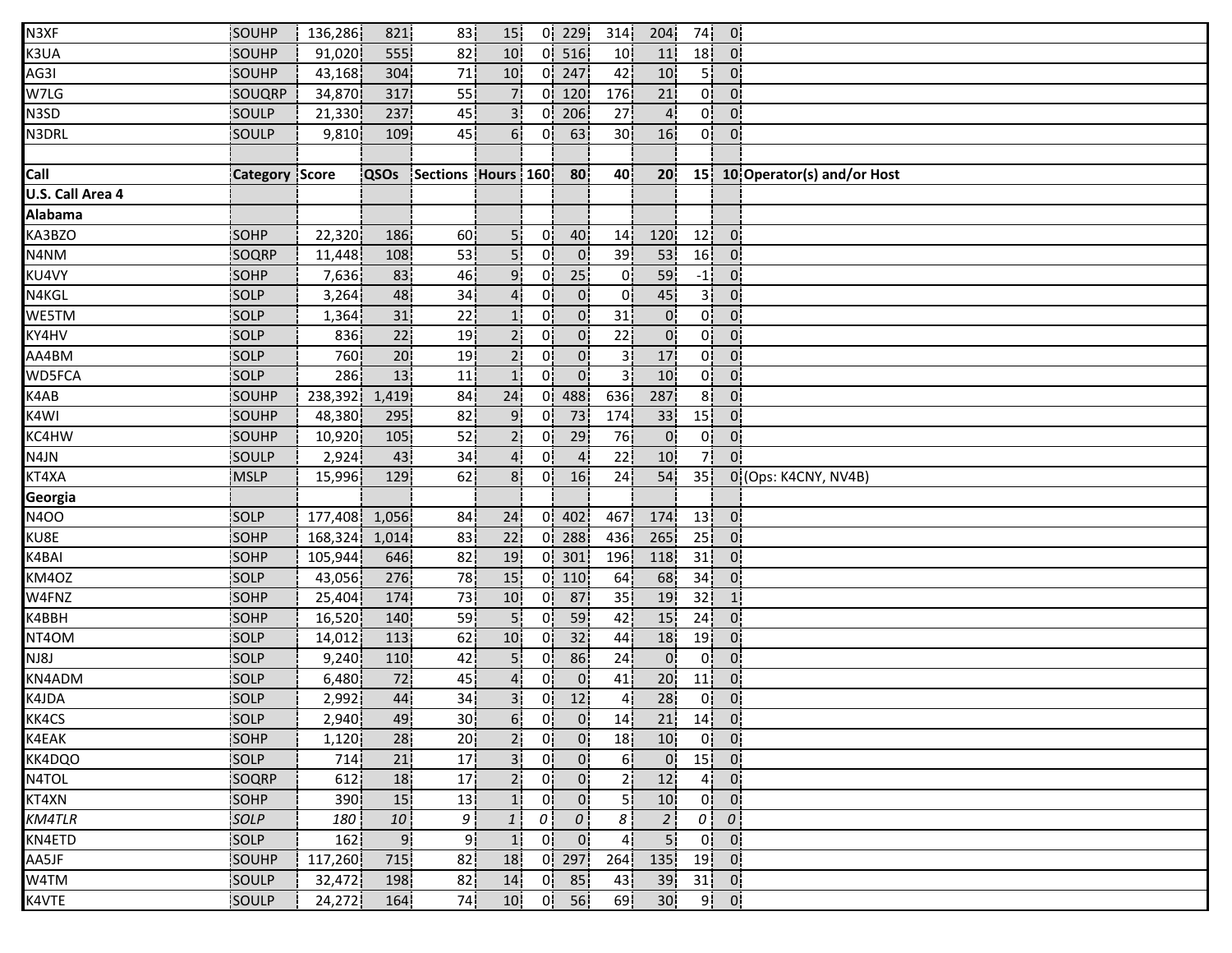| N3XF | SOUHP | 136,286 | 821 | 83 | 15 | 0 | 229 | 314 | 204 | 74 | 0 | |
|---|---|---|---|---|---|---|---|---|---|---|---|---|
| K3UA | SOUHP | 91,020 | 555 | 82 | 10 | 0 | 516 | 10 | 11 | 18 | 0 | |
| AG3I | SOUHP | 43,168 | 304 | 71 | 10 | 0 | 247 | 42 | 10 | 5 | 0 | |
| W7LG | SOUQRP | 34,870 | 317 | 55 | 7 | 0 | 120 | 176 | 21 | 0 | 0 | |
| N3SD | SOULP | 21,330 | 237 | 45 | 3 | 0 | 206 | 27 | 4 | 0 | 0 | |
| N3DRL | SOULP | 9,810 | 109 | 45 | 6 | 0 | 63 | 30 | 16 | 0 | 0 | |
| | | | | | | | | | | | | |
| **Call** | **Category** | **Score** | **QSOs** | **Sections** | **Hours** | **160** | **80** | **40** | **20** | **15** | **10** | **Operator(s) and/or Host** |
| **U.S. Call Area 4** | | | | | | | | | | | | |
| **Alabama** | | | | | | | | | | | | |
| KA3BZO | SOHP | 22,320 | 186 | 60 | 5 | 0 | 40 | 14 | 120 | 12 | 0 | |
| N4NM | SOQRP | 11,448 | 108 | 53 | 5 | 0 | 0 | 39 | 53 | 16 | 0 | |
| KU4VY | SOHP | 7,636 | 83 | 46 | 9 | 0 | 25 | 0 | 59 | -1 | 0 | |
| N4KGL | SOLP | 3,264 | 48 | 34 | 4 | 0 | 0 | 0 | 45 | 3 | 0 | |
| WE5TM | SOLP | 1,364 | 31 | 22 | 1 | 0 | 0 | 31 | 0 | 0 | 0 | |
| KY4HV | SOLP | 836 | 22 | 19 | 2 | 0 | 0 | 22 | 0 | 0 | 0 | |
| AA4BM | SOLP | 760 | 20 | 19 | 2 | 0 | 0 | 3 | 17 | 0 | 0 | |
| WD5FCA | SOLP | 286 | 13 | 11 | 1 | 0 | 0 | 3 | 10 | 0 | 0 | |
| K4AB | SOUHP | 238,392 | 1,419 | 84 | 24 | 0 | 488 | 636 | 287 | 8 | 0 | |
| K4WI | SOUHP | 48,380 | 295 | 82 | 9 | 0 | 73 | 174 | 33 | 15 | 0 | |
| KC4HW | SOUHP | 10,920 | 105 | 52 | 2 | 0 | 29 | 76 | 0 | 0 | 0 | |
| N4JN | SOULP | 2,924 | 43 | 34 | 4 | 0 | 4 | 22 | 10 | 7 | 0 | |
| KT4XA | MSLP | 15,996 | 129 | 62 | 8 | 0 | 16 | 24 | 54 | 35 | 0 | (Ops: K4CNY, NV4B) |
| **Georgia** | | | | | | | | | | | | |
| N4OO | SOLP | 177,408 | 1,056 | 84 | 24 | 0 | 402 | 467 | 174 | 13 | 0 | |
| KU8E | SOHP | 168,324 | 1,014 | 83 | 22 | 0 | 288 | 436 | 265 | 25 | 0 | |
| K4BAI | SOHP | 105,944 | 646 | 82 | 19 | 0 | 301 | 196 | 118 | 31 | 0 | |
| KM4OZ | SOLP | 43,056 | 276 | 78 | 15 | 0 | 110 | 64 | 68 | 34 | 0 | |
| W4FNZ | SOHP | 25,404 | 174 | 73 | 10 | 0 | 87 | 35 | 19 | 32 | 1 | |
| K4BBH | SOHP | 16,520 | 140 | 59 | 5 | 0 | 59 | 42 | 15 | 24 | 0 | |
| NT4OM | SOLP | 14,012 | 113 | 62 | 10 | 0 | 32 | 44 | 18 | 19 | 0 | |
| NJ8J | SOLP | 9,240 | 110 | 42 | 5 | 0 | 86 | 24 | 0 | 0 | 0 | |
| KN4ADM | SOLP | 6,480 | 72 | 45 | 4 | 0 | 0 | 41 | 20 | 11 | 0 | |
| K4JDA | SOLP | 2,992 | 44 | 34 | 3 | 0 | 12 | 4 | 28 | 0 | 0 | |
| KK4CS | SOLP | 2,940 | 49 | 30 | 6 | 0 | 0 | 14 | 21 | 14 | 0 | |
| K4EAK | SOHP | 1,120 | 28 | 20 | 2 | 0 | 0 | 18 | 10 | 0 | 0 | |
| KK4DQO | SOLP | 714 | 21 | 17 | 3 | 0 | 0 | 6 | 0 | 15 | 0 | |
| N4TOL | SOQRP | 612 | 18 | 17 | 2 | 0 | 0 | 2 | 12 | 4 | 0 | |
| KT4XN | SOHP | 390 | 15 | 13 | 1 | 0 | 0 | 5 | 10 | 0 | 0 | |
| *KM4TLR* | *SOLP* | *180* | *10* | *9* | *1* | *0* | *0* | *8* | *2* | *0* | *0* | |
| KN4ETD | SOLP | 162 | 9 | 9 | 1 | 0 | 0 | 4 | 5 | 0 | 0 | |
| AA5JF | SOUHP | 117,260 | 715 | 82 | 18 | 0 | 297 | 264 | 135 | 19 | 0 | |
| W4TM | SOULP | 32,472 | 198 | 82 | 14 | 0 | 85 | 43 | 39 | 31 | 0 | |
| K4VTE | SOULP | 24,272 | 164 | 74 | 10 | 0 | 56 | 69 | 30 | 9 | 0 | |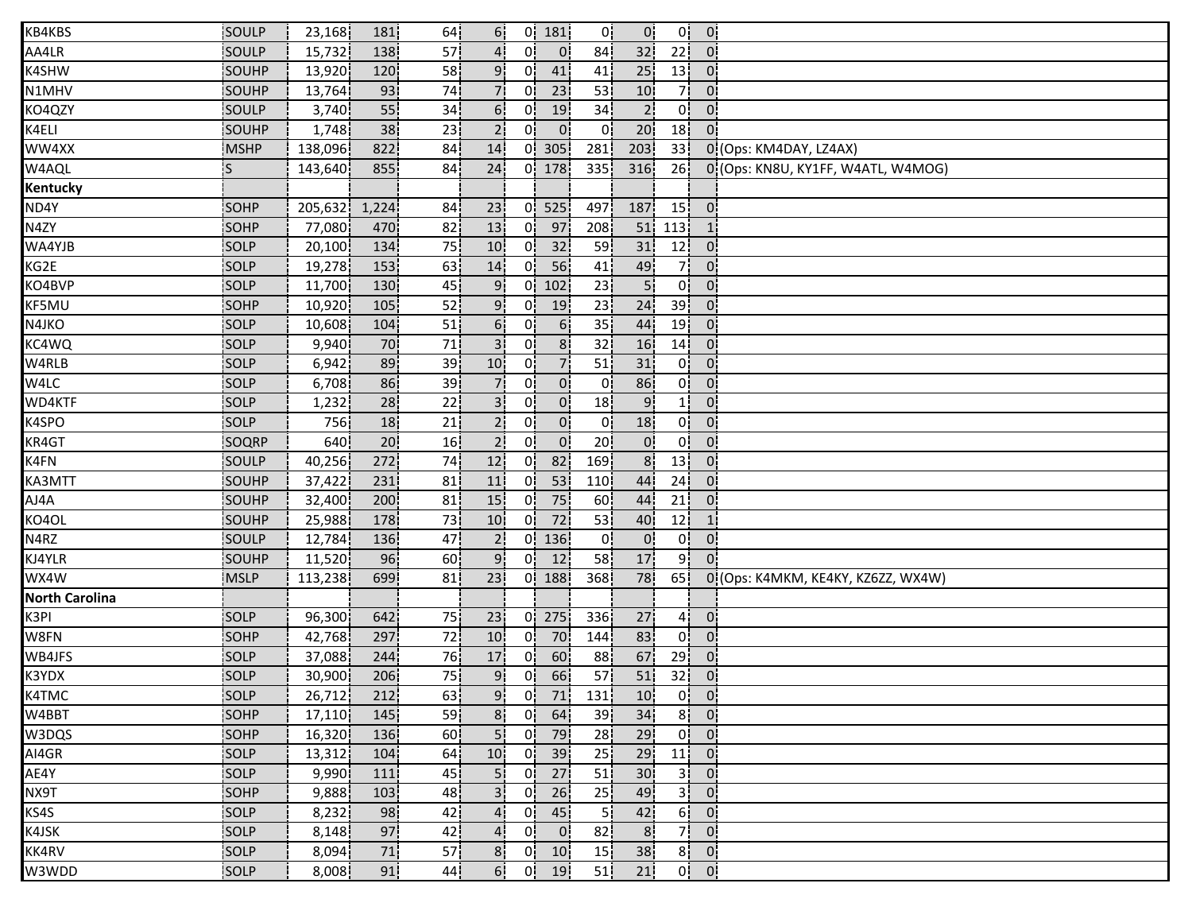| | | | | | | | | | | | | |
|---|---|---|---|---|---|---|---|---|---|---|---|---|
| KB4KBS | SOULP | 23,168 | 181 | 64 | 6 | 0 | 181 | 0 | 0 | 0 | 0 | |
| AA4LR | SOULP | 15,732 | 138 | 57 | 4 | 0 | 0 | 84 | 32 | 22 | 0 | |
| K4SHW | SOUHP | 13,920 | 120 | 58 | 9 | 0 | 41 | 41 | 25 | 13 | 0 | |
| N1MHV | SOUHP | 13,764 | 93 | 74 | 7 | 0 | 23 | 53 | 10 | 7 | 0 | |
| KO4QZY | SOULP | 3,740 | 55 | 34 | 6 | 0 | 19 | 34 | 2 | 0 | 0 | |
| K4ELI | SOUHP | 1,748 | 38 | 23 | 2 | 0 | 0 | 0 | 20 | 18 | 0 | |
| WW4XX | MSHP | 138,096 | 822 | 84 | 14 | 0 | 305 | 281 | 203 | 33 | 0 | (Ops: KM4DAY, LZ4AX) |
| W4AQL | S | 143,640 | 855 | 84 | 24 | 0 | 178 | 335 | 316 | 26 | 0 | (Ops: KN8U, KY1FF, W4ATL, W4MOG) |
| **Kentucky** | | | | | | | | | | | | |
| ND4Y | SOHP | 205,632 | 1,224 | 84 | 23 | 0 | 525 | 497 | 187 | 15 | 0 | |
| N4ZY | SOHP | 77,080 | 470 | 82 | 13 | 0 | 97 | 208 | 51 | 113 | 1 | |
| WA4YJB | SOLP | 20,100 | 134 | 75 | 10 | 0 | 32 | 59 | 31 | 12 | 0 | |
| KG2E | SOLP | 19,278 | 153 | 63 | 14 | 0 | 56 | 41 | 49 | 7 | 0 | |
| KO4BVP | SOLP | 11,700 | 130 | 45 | 9 | 0 | 102 | 23 | 5 | 0 | 0 | |
| KF5MU | SOHP | 10,920 | 105 | 52 | 9 | 0 | 19 | 23 | 24 | 39 | 0 | |
| N4JKO | SOLP | 10,608 | 104 | 51 | 6 | 0 | 6 | 35 | 44 | 19 | 0 | |
| KC4WQ | SOLP | 9,940 | 70 | 71 | 3 | 0 | 8 | 32 | 16 | 14 | 0 | |
| W4RLB | SOLP | 6,942 | 89 | 39 | 10 | 0 | 7 | 51 | 31 | 0 | 0 | |
| W4LC | SOLP | 6,708 | 86 | 39 | 7 | 0 | 0 | 0 | 86 | 0 | 0 | |
| WD4KTF | SOLP | 1,232 | 28 | 22 | 3 | 0 | 0 | 18 | 9 | 1 | 0 | |
| K4SPO | SOLP | 756 | 18 | 21 | 2 | 0 | 0 | 0 | 18 | 0 | 0 | |
| KR4GT | SOQRP | 640 | 20 | 16 | 2 | 0 | 0 | 20 | 0 | 0 | 0 | |
| K4FN | SOULP | 40,256 | 272 | 74 | 12 | 0 | 82 | 169 | 8 | 13 | 0 | |
| KA3MTT | SOUHP | 37,422 | 231 | 81 | 11 | 0 | 53 | 110 | 44 | 24 | 0 | |
| AJ4A | SOUHP | 32,400 | 200 | 81 | 15 | 0 | 75 | 60 | 44 | 21 | 0 | |
| KO4OL | SOUHP | 25,988 | 178 | 73 | 10 | 0 | 72 | 53 | 40 | 12 | 1 | |
| N4RZ | SOULP | 12,784 | 136 | 47 | 2 | 0 | 136 | 0 | 0 | 0 | 0 | |
| KJ4YLR | SOUHP | 11,520 | 96 | 60 | 9 | 0 | 12 | 58 | 17 | 9 | 0 | |
| WX4W | MSLP | 113,238 | 699 | 81 | 23 | 0 | 188 | 368 | 78 | 65 | 0 | (Ops: K4MKM, KE4KY, KZ6ZZ, WX4W) |
| **North Carolina** | | | | | | | | | | | | |
| K3PI | SOLP | 96,300 | 642 | 75 | 23 | 0 | 275 | 336 | 27 | 4 | 0 | |
| W8FN | SOHP | 42,768 | 297 | 72 | 10 | 0 | 70 | 144 | 83 | 0 | 0 | |
| WB4JFS | SOLP | 37,088 | 244 | 76 | 17 | 0 | 60 | 88 | 67 | 29 | 0 | |
| K3YDX | SOLP | 30,900 | 206 | 75 | 9 | 0 | 66 | 57 | 51 | 32 | 0 | |
| K4TMC | SOLP | 26,712 | 212 | 63 | 9 | 0 | 71 | 131 | 10 | 0 | 0 | |
| W4BBT | SOHP | 17,110 | 145 | 59 | 8 | 0 | 64 | 39 | 34 | 8 | 0 | |
| W3DQS | SOHP | 16,320 | 136 | 60 | 5 | 0 | 79 | 28 | 29 | 0 | 0 | |
| AI4GR | SOLP | 13,312 | 104 | 64 | 10 | 0 | 39 | 25 | 29 | 11 | 0 | |
| AE4Y | SOLP | 9,990 | 111 | 45 | 5 | 0 | 27 | 51 | 30 | 3 | 0 | |
| NX9T | SOHP | 9,888 | 103 | 48 | 3 | 0 | 26 | 25 | 49 | 3 | 0 | |
| KS4S | SOLP | 8,232 | 98 | 42 | 4 | 0 | 45 | 5 | 42 | 6 | 0 | |
| K4JSK | SOLP | 8,148 | 97 | 42 | 4 | 0 | 0 | 82 | 8 | 7 | 0 | |
| KK4RV | SOLP | 8,094 | 71 | 57 | 8 | 0 | 10 | 15 | 38 | 8 | 0 | |
| W3WDD | SOLP | 8,008 | 91 | 44 | 6 | 0 | 19 | 51 | 21 | 0 | 0 | |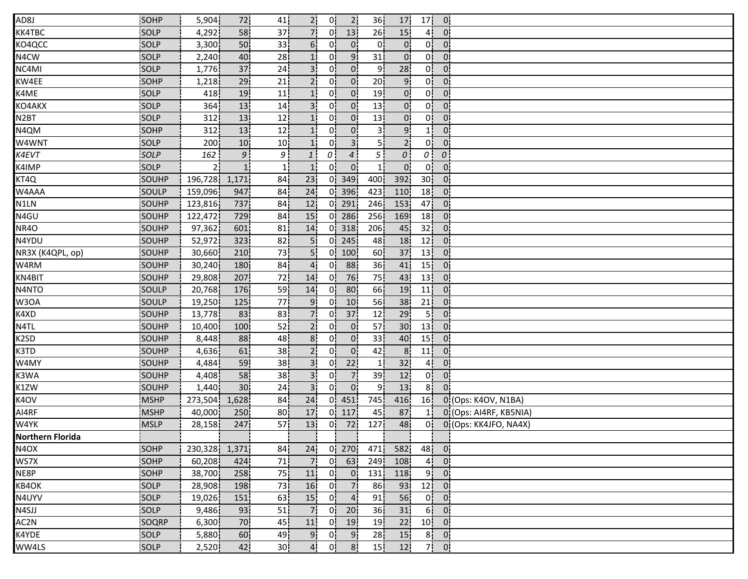| | | | | | | | | | | | | |
|---|---|---|---|---|---|---|---|---|---|---|---|---|
| AD8J | SOHP | 5,904 | 72 | 41 | 2 | 0 | 2 | 36 | 17 | 17 | 0 | |
| KK4TBC | SOLP | 4,292 | 58 | 37 | 7 | 0 | 13 | 26 | 15 | 4 | 0 | |
| KO4QCC | SOLP | 3,300 | 50 | 33 | 6 | 0 | 0 | 0 | 0 | 0 | 0 | |
| N4CW | SOLP | 2,240 | 40 | 28 | 1 | 0 | 9 | 31 | 0 | 0 | 0 | |
| NC4MI | SOLP | 1,776 | 37 | 24 | 3 | 0 | 0 | 9 | 28 | 0 | 0 | |
| KW4EE | SOHP | 1,218 | 29 | 21 | 2 | 0 | 0 | 20 | 9 | 0 | 0 | |
| K4ME | SOLP | 418 | 19 | 11 | 1 | 0 | 0 | 19 | 0 | 0 | 0 | |
| KO4AKX | SOLP | 364 | 13 | 14 | 3 | 0 | 0 | 13 | 0 | 0 | 0 | |
| N2BT | SOLP | 312 | 13 | 12 | 1 | 0 | 0 | 13 | 0 | 0 | 0 | |
| N4QM | SOHP | 312 | 13 | 12 | 1 | 0 | 0 | 3 | 9 | 1 | 0 | |
| W4WNT | SOLP | 200 | 10 | 10 | 1 | 0 | 3 | 5 | 2 | 0 | 0 | |
| *K4EVT* | *SOLP* | *162* | *9* | *9* | *1* | *0* | *4* | *5* | *0* | *0* | *0* | |
| K4IMP | SOLP | 2 | 1 | 1 | 1 | 0 | 0 | 1 | 0 | 0 | 0 | |
| KT4Q | SOUHP | 196,728 | 1,171 | 84 | 23 | 0 | 349 | 400 | 392 | 30 | 0 | |
| W4AAA | SOULP | 159,096 | 947 | 84 | 24 | 0 | 396 | 423 | 110 | 18 | 0 | |
| N1LN | SOUHP | 123,816 | 737 | 84 | 12 | 0 | 291 | 246 | 153 | 47 | 0 | |
| N4GU | SOUHP | 122,472 | 729 | 84 | 15 | 0 | 286 | 256 | 169 | 18 | 0 | |
| NR4O | SOUHP | 97,362 | 601 | 81 | 14 | 0 | 318 | 206 | 45 | 32 | 0 | |
| N4YDU | SOUHP | 52,972 | 323 | 82 | 5 | 0 | 245 | 48 | 18 | 12 | 0 | |
| NR3X (K4QPL, op) | SOUHP | 30,660 | 210 | 73 | 5 | 0 | 100 | 60 | 37 | 13 | 0 | |
| W4RM | SOUHP | 30,240 | 180 | 84 | 4 | 0 | 88 | 36 | 41 | 15 | 0 | |
| KN4BIT | SOUHP | 29,808 | 207 | 72 | 14 | 0 | 76 | 75 | 43 | 13 | 0 | |
| N4NTO | SOULP | 20,768 | 176 | 59 | 14 | 0 | 80 | 66 | 19 | 11 | 0 | |
| W3OA | SOULP | 19,250 | 125 | 77 | 9 | 0 | 10 | 56 | 38 | 21 | 0 | |
| K4XD | SOUHP | 13,778 | 83 | 83 | 7 | 0 | 37 | 12 | 29 | 5 | 0 | |
| N4TL | SOUHP | 10,400 | 100 | 52 | 2 | 0 | 0 | 57 | 30 | 13 | 0 | |
| K2SD | SOUHP | 8,448 | 88 | 48 | 8 | 0 | 0 | 33 | 40 | 15 | 0 | |
| K3TD | SOUHP | 4,636 | 61 | 38 | 2 | 0 | 0 | 42 | 8 | 11 | 0 | |
| W4MY | SOUHP | 4,484 | 59 | 38 | 3 | 0 | 22 | 1 | 32 | 4 | 0 | |
| K3WA | SOUHP | 4,408 | 58 | 38 | 3 | 0 | 7 | 39 | 12 | 0 | 0 | |
| K1ZW | SOUHP | 1,440 | 30 | 24 | 3 | 0 | 0 | 9 | 13 | 8 | 0 | |
| K4OV | MSHP | 273,504 | 1,628 | 84 | 24 | 0 | 451 | 745 | 416 | 16 | 0 | (Ops: K4OV, N1BA) |
| AI4RF | MSHP | 40,000 | 250 | 80 | 17 | 0 | 117 | 45 | 87 | 1 | 0 | (Ops: AI4RF, KB5NIA) |
| W4YK | MSLP | 28,158 | 247 | 57 | 13 | 0 | 72 | 127 | 48 | 0 | 0 | (Ops: KK4JFO, NA4X) |
| **Northern Florida** | | | | | | | | | | | | |
| N4OX | SOHP | 230,328 | 1,371 | 84 | 24 | 0 | 270 | 471 | 582 | 48 | 0 | |
| WS7X | SOHP | 60,208 | 424 | 71 | 7 | 0 | 63 | 249 | 108 | 4 | 0 | |
| NE8P | SOHP | 38,700 | 258 | 75 | 11 | 0 | 0 | 131 | 118 | 9 | 0 | |
| KB4OK | SOLP | 28,908 | 198 | 73 | 16 | 0 | 7 | 86 | 93 | 12 | 0 | |
| N4UYV | SOLP | 19,026 | 151 | 63 | 15 | 0 | 4 | 91 | 56 | 0 | 0 | |
| N4SJJ | SOLP | 9,486 | 93 | 51 | 7 | 0 | 20 | 36 | 31 | 6 | 0 | |
| AC2N | SOQRP | 6,300 | 70 | 45 | 11 | 0 | 19 | 19 | 22 | 10 | 0 | |
| K4YDE | SOLP | 5,880 | 60 | 49 | 9 | 0 | 9 | 28 | 15 | 8 | 0 | |
| WW4LS | SOLP | 2,520 | 42 | 30 | 4 | 0 | 8 | 15 | 12 | 7 | 0 | |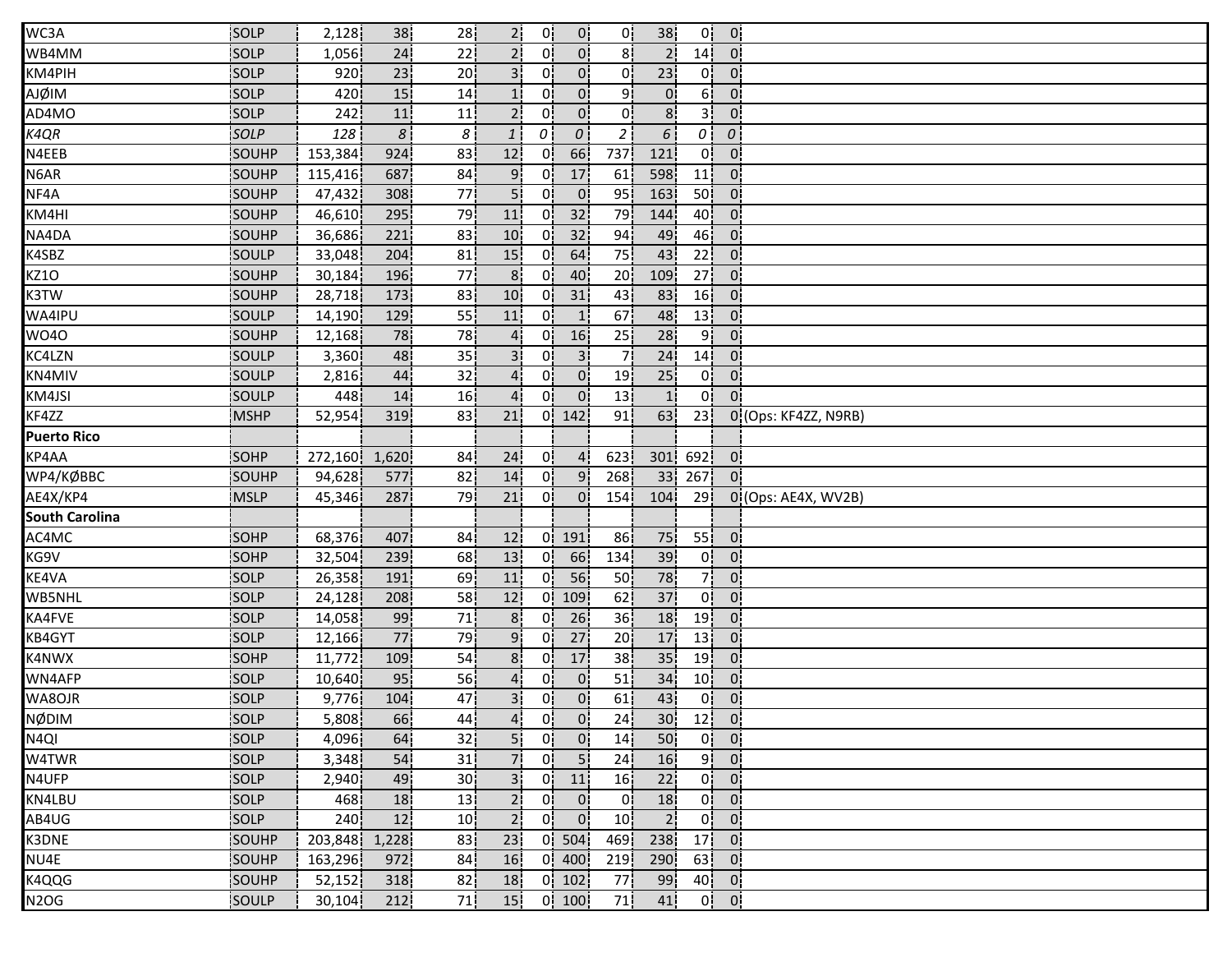| | | | | | | | | | | | | |
|---|---|---|---|---|---|---|---|---|---|---|---|---|
| WC3A | SOLP | 2,128 | 38 | 28 | 2 | 0 | 0 | 0 | 38 | 0 | 0 | |
| WB4MM | SOLP | 1,056 | 24 | 22 | 2 | 0 | 0 | 8 | 2 | 14 | 0 | |
| KM4PIH | SOLP | 920 | 23 | 20 | 3 | 0 | 0 | 0 | 23 | 0 | 0 | |
| AJØIM | SOLP | 420 | 15 | 14 | 1 | 0 | 0 | 9 | 0 | 6 | 0 | |
| AD4MO | SOLP | 242 | 11 | 11 | 2 | 0 | 0 | 0 | 8 | 3 | 0 | |
| *K4QR* | *SOLP* | *128* | *8* | *8* | *1* | *0* | *0* | *2* | *6* | *0* | *0* | |
| N4EEB | SOUHP | 153,384 | 924 | 83 | 12 | 0 | 66 | 737 | 121 | 0 | 0 | |
| N6AR | SOUHP | 115,416 | 687 | 84 | 9 | 0 | 17 | 61 | 598 | 11 | 0 | |
| NF4A | SOUHP | 47,432 | 308 | 77 | 5 | 0 | 0 | 95 | 163 | 50 | 0 | |
| KM4HI | SOUHP | 46,610 | 295 | 79 | 11 | 0 | 32 | 79 | 144 | 40 | 0 | |
| NA4DA | SOUHP | 36,686 | 221 | 83 | 10 | 0 | 32 | 94 | 49 | 46 | 0 | |
| K4SBZ | SOULP | 33,048 | 204 | 81 | 15 | 0 | 64 | 75 | 43 | 22 | 0 | |
| KZ1O | SOUHP | 30,184 | 196 | 77 | 8 | 0 | 40 | 20 | 109 | 27 | 0 | |
| K3TW | SOUHP | 28,718 | 173 | 83 | 10 | 0 | 31 | 43 | 83 | 16 | 0 | |
| WA4IPU | SOULP | 14,190 | 129 | 55 | 11 | 0 | 1 | 67 | 48 | 13 | 0 | |
| WO4O | SOUHP | 12,168 | 78 | 78 | 4 | 0 | 16 | 25 | 28 | 9 | 0 | |
| KC4LZN | SOULP | 3,360 | 48 | 35 | 3 | 0 | 3 | 7 | 24 | 14 | 0 | |
| KN4MIV | SOULP | 2,816 | 44 | 32 | 4 | 0 | 0 | 19 | 25 | 0 | 0 | |
| KM4JSI | SOULP | 448 | 14 | 16 | 4 | 0 | 0 | 13 | 1 | 0 | 0 | |
| KF4ZZ | MSHP | 52,954 | 319 | 83 | 21 | 0 | 142 | 91 | 63 | 23 | 0 | (Ops: KF4ZZ, N9RB) |
| **Puerto Rico** | | | | | | | | | | | | |
| KP4AA | SOHP | 272,160 | 1,620 | 84 | 24 | 0 | 4 | 623 | 301 | 692 | 0 | |
| WP4/KØBBC | SOUHP | 94,628 | 577 | 82 | 14 | 0 | 9 | 268 | 33 | 267 | 0 | |
| AE4X/KP4 | MSLP | 45,346 | 287 | 79 | 21 | 0 | 0 | 154 | 104 | 29 | 0 | (Ops: AE4X, WV2B) |
| **South Carolina** | | | | | | | | | | | | |
| AC4MC | SOHP | 68,376 | 407 | 84 | 12 | 0 | 191 | 86 | 75 | 55 | 0 | |
| KG9V | SOHP | 32,504 | 239 | 68 | 13 | 0 | 66 | 134 | 39 | 0 | 0 | |
| KE4VA | SOLP | 26,358 | 191 | 69 | 11 | 0 | 56 | 50 | 78 | 7 | 0 | |
| WB5NHL | SOLP | 24,128 | 208 | 58 | 12 | 0 | 109 | 62 | 37 | 0 | 0 | |
| KA4FVE | SOLP | 14,058 | 99 | 71 | 8 | 0 | 26 | 36 | 18 | 19 | 0 | |
| KB4GYT | SOLP | 12,166 | 77 | 79 | 9 | 0 | 27 | 20 | 17 | 13 | 0 | |
| K4NWX | SOHP | 11,772 | 109 | 54 | 8 | 0 | 17 | 38 | 35 | 19 | 0 | |
| WN4AFP | SOLP | 10,640 | 95 | 56 | 4 | 0 | 0 | 51 | 34 | 10 | 0 | |
| WA8OJR | SOLP | 9,776 | 104 | 47 | 3 | 0 | 0 | 61 | 43 | 0 | 0 | |
| NØDIM | SOLP | 5,808 | 66 | 44 | 4 | 0 | 0 | 24 | 30 | 12 | 0 | |
| N4QI | SOLP | 4,096 | 64 | 32 | 5 | 0 | 0 | 14 | 50 | 0 | 0 | |
| W4TWR | SOLP | 3,348 | 54 | 31 | 7 | 0 | 5 | 24 | 16 | 9 | 0 | |
| N4UFP | SOLP | 2,940 | 49 | 30 | 3 | 0 | 11 | 16 | 22 | 0 | 0 | |
| KN4LBU | SOLP | 468 | 18 | 13 | 2 | 0 | 0 | 0 | 18 | 0 | 0 | |
| AB4UG | SOLP | 240 | 12 | 10 | 2 | 0 | 0 | 10 | 2 | 0 | 0 | |
| K3DNE | SOUHP | 203,848 | 1,228 | 83 | 23 | 0 | 504 | 469 | 238 | 17 | 0 | |
| NU4E | SOUHP | 163,296 | 972 | 84 | 16 | 0 | 400 | 219 | 290 | 63 | 0 | |
| K4QQG | SOUHP | 52,152 | 318 | 82 | 18 | 0 | 102 | 77 | 99 | 40 | 0 | |
| N2OG | SOULP | 30,104 | 212 | 71 | 15 | 0 | 100 | 71 | 41 | 0 | 0 | |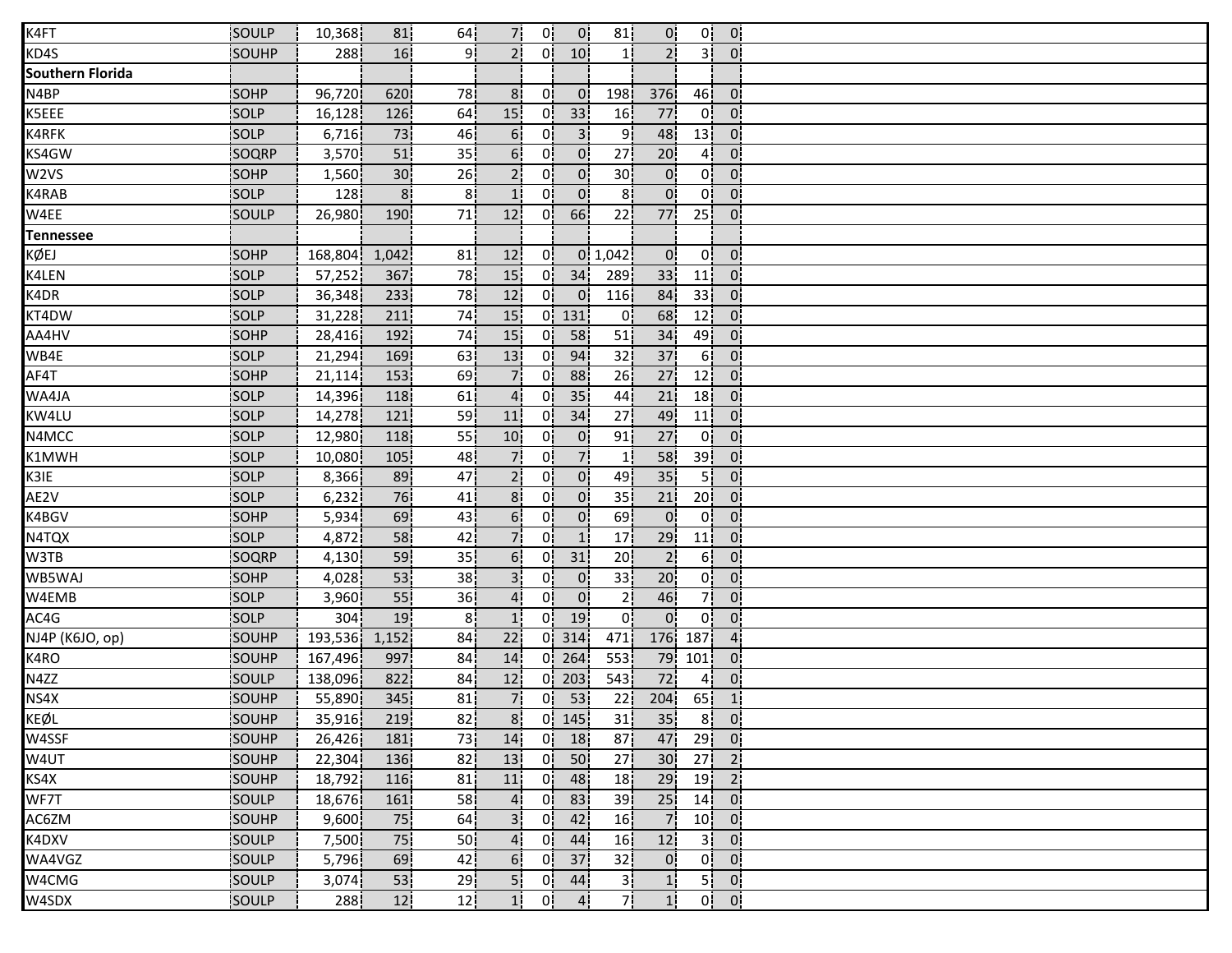| | | | | | | | | | | | |
|---|---|---|---|---|---|---|---|---|---|---|---|
| K4FT | SOULP | 10,368 | 81 | 64 | 7 | 0 | 0 | 81 | 0 | 0 | 0 |
| KD4S | SOUHP | 288 | 16 | 9 | 2 | 0 | 10 | 1 | 2 | 3 | 0 |
| **Southern Florida** | | | | | | | | | | | |
| N4BP | SOHP | 96,720 | 620 | 78 | 8 | 0 | 0 | 198 | 376 | 46 | 0 |
| K5EEE | SOLP | 16,128 | 126 | 64 | 15 | 0 | 33 | 16 | 77 | 0 | 0 |
| K4RFK | SOLP | 6,716 | 73 | 46 | 6 | 0 | 3 | 9 | 48 | 13 | 0 |
| KS4GW | SOQRP | 3,570 | 51 | 35 | 6 | 0 | 0 | 27 | 20 | 4 | 0 |
| W2VS | SOHP | 1,560 | 30 | 26 | 2 | 0 | 0 | 30 | 0 | 0 | 0 |
| K4RAB | SOLP | 128 | 8 | 8 | 1 | 0 | 0 | 8 | 0 | 0 | 0 |
| W4EE | SOULP | 26,980 | 190 | 71 | 12 | 0 | 66 | 22 | 77 | 25 | 0 |
| **Tennessee** | | | | | | | | | | | |
| KØEJ | SOHP | 168,804 | 1,042 | 81 | 12 | 0 | 0 | 1,042 | 0 | 0 | 0 |
| K4LEN | SOLP | 57,252 | 367 | 78 | 15 | 0 | 34 | 289 | 33 | 11 | 0 |
| K4DR | SOLP | 36,348 | 233 | 78 | 12 | 0 | 0 | 116 | 84 | 33 | 0 |
| KT4DW | SOLP | 31,228 | 211 | 74 | 15 | 0 | 131 | 0 | 68 | 12 | 0 |
| AA4HV | SOHP | 28,416 | 192 | 74 | 15 | 0 | 58 | 51 | 34 | 49 | 0 |
| WB4E | SOLP | 21,294 | 169 | 63 | 13 | 0 | 94 | 32 | 37 | 6 | 0 |
| AF4T | SOHP | 21,114 | 153 | 69 | 7 | 0 | 88 | 26 | 27 | 12 | 0 |
| WA4JA | SOLP | 14,396 | 118 | 61 | 4 | 0 | 35 | 44 | 21 | 18 | 0 |
| KW4LU | SOLP | 14,278 | 121 | 59 | 11 | 0 | 34 | 27 | 49 | 11 | 0 |
| N4MCC | SOLP | 12,980 | 118 | 55 | 10 | 0 | 0 | 91 | 27 | 0 | 0 |
| K1MWH | SOLP | 10,080 | 105 | 48 | 7 | 0 | 7 | 1 | 58 | 39 | 0 |
| K3IE | SOLP | 8,366 | 89 | 47 | 2 | 0 | 0 | 49 | 35 | 5 | 0 |
| AE2V | SOLP | 6,232 | 76 | 41 | 8 | 0 | 0 | 35 | 21 | 20 | 0 |
| K4BGV | SOHP | 5,934 | 69 | 43 | 6 | 0 | 0 | 69 | 0 | 0 | 0 |
| N4TQX | SOLP | 4,872 | 58 | 42 | 7 | 0 | 1 | 17 | 29 | 11 | 0 |
| W3TB | SOQRP | 4,130 | 59 | 35 | 6 | 0 | 31 | 20 | 2 | 6 | 0 |
| WB5WAJ | SOHP | 4,028 | 53 | 38 | 3 | 0 | 0 | 33 | 20 | 0 | 0 |
| W4EMB | SOLP | 3,960 | 55 | 36 | 4 | 0 | 0 | 2 | 46 | 7 | 0 |
| AC4G | SOLP | 304 | 19 | 8 | 1 | 0 | 19 | 0 | 0 | 0 | 0 |
| NJ4P (K6JO, op) | SOUHP | 193,536 | 1,152 | 84 | 22 | 0 | 314 | 471 | 176 | 187 | 4 |
| K4RO | SOUHP | 167,496 | 997 | 84 | 14 | 0 | 264 | 553 | 79 | 101 | 0 |
| N4ZZ | SOULP | 138,096 | 822 | 84 | 12 | 0 | 203 | 543 | 72 | 4 | 0 |
| NS4X | SOUHP | 55,890 | 345 | 81 | 7 | 0 | 53 | 22 | 204 | 65 | 1 |
| KEØL | SOUHP | 35,916 | 219 | 82 | 8 | 0 | 145 | 31 | 35 | 8 | 0 |
| W4SSF | SOUHP | 26,426 | 181 | 73 | 14 | 0 | 18 | 87 | 47 | 29 | 0 |
| W4UT | SOUHP | 22,304 | 136 | 82 | 13 | 0 | 50 | 27 | 30 | 27 | 2 |
| KS4X | SOUHP | 18,792 | 116 | 81 | 11 | 0 | 48 | 18 | 29 | 19 | 2 |
| WF7T | SOULP | 18,676 | 161 | 58 | 4 | 0 | 83 | 39 | 25 | 14 | 0 |
| AC6ZM | SOUHP | 9,600 | 75 | 64 | 3 | 0 | 42 | 16 | 7 | 10 | 0 |
| K4DXV | SOULP | 7,500 | 75 | 50 | 4 | 0 | 44 | 16 | 12 | 3 | 0 |
| WA4VGZ | SOULP | 5,796 | 69 | 42 | 6 | 0 | 37 | 32 | 0 | 0 | 0 |
| W4CMG | SOULP | 3,074 | 53 | 29 | 5 | 0 | 44 | 3 | 1 | 5 | 0 |
| W4SDX | SOULP | 288 | 12 | 12 | 1 | 0 | 4 | 7 | 1 | 0 | 0 |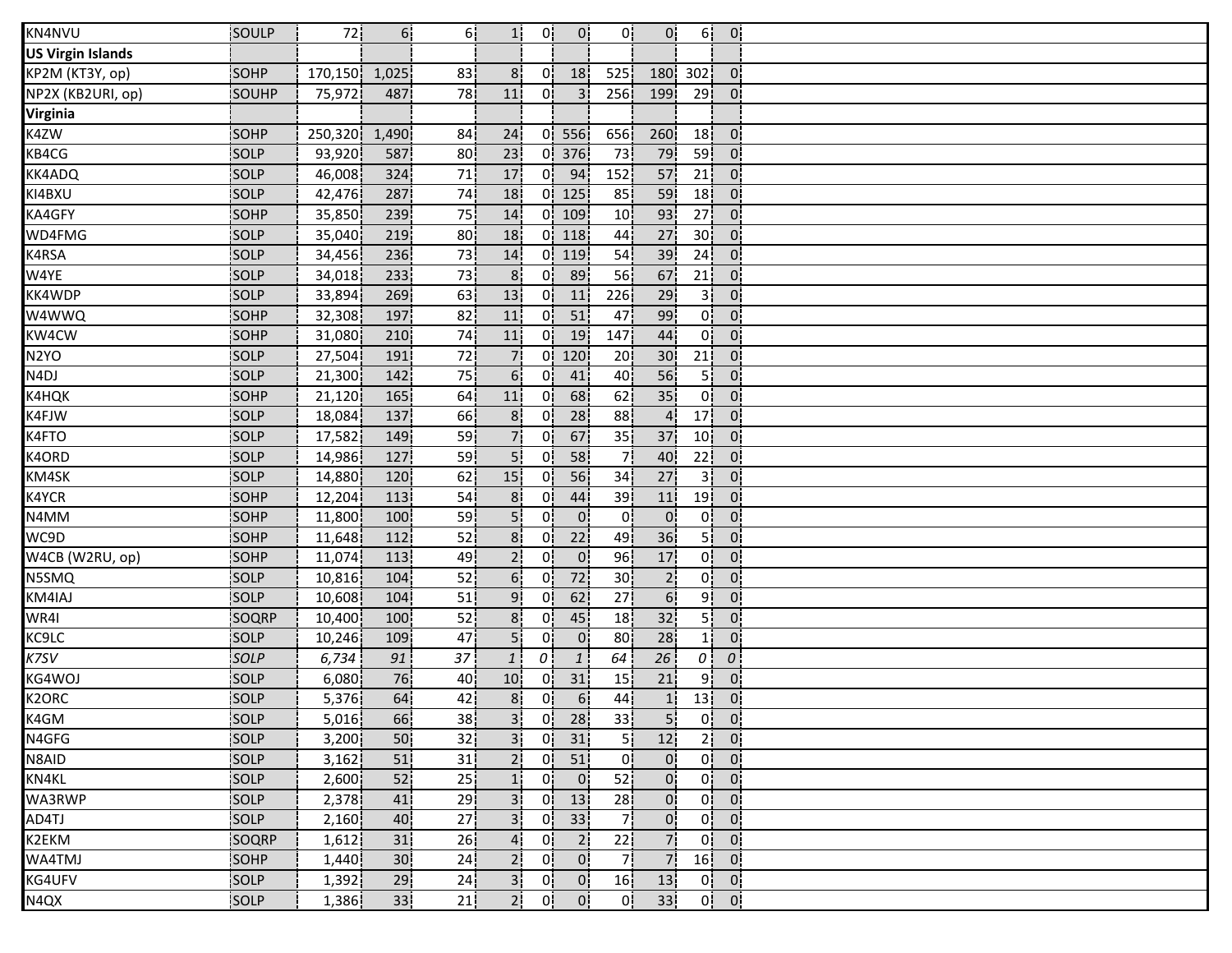| | | | | | | | | | | | |
|---|---|---|---|---|---|---|---|---|---|---|---|
| KN4NVU | SOULP | 72 | 6 | 6 | 1 | 0 | 0 | 0 | 0 | 6 | 0 |
| **US Virgin Islands** | | | | | | | | | | | |
| KP2M (KT3Y, op) | SOHP | 170,150 | 1,025 | 83 | 8 | 0 | 18 | 525 | 180 | 302 | 0 |
| NP2X (KB2URI, op) | SOUHP | 75,972 | 487 | 78 | 11 | 0 | 3 | 256 | 199 | 29 | 0 |
| **Virginia** | | | | | | | | | | | |
| K4ZW | SOHP | 250,320 | 1,490 | 84 | 24 | 0 | 556 | 656 | 260 | 18 | 0 |
| KB4CG | SOLP | 93,920 | 587 | 80 | 23 | 0 | 376 | 73 | 79 | 59 | 0 |
| KK4ADQ | SOLP | 46,008 | 324 | 71 | 17 | 0 | 94 | 152 | 57 | 21 | 0 |
| KI4BXU | SOLP | 42,476 | 287 | 74 | 18 | 0 | 125 | 85 | 59 | 18 | 0 |
| KA4GFY | SOHP | 35,850 | 239 | 75 | 14 | 0 | 109 | 10 | 93 | 27 | 0 |
| WD4FMG | SOLP | 35,040 | 219 | 80 | 18 | 0 | 118 | 44 | 27 | 30 | 0 |
| K4RSA | SOLP | 34,456 | 236 | 73 | 14 | 0 | 119 | 54 | 39 | 24 | 0 |
| W4YE | SOLP | 34,018 | 233 | 73 | 8 | 0 | 89 | 56 | 67 | 21 | 0 |
| KK4WDP | SOLP | 33,894 | 269 | 63 | 13 | 0 | 11 | 226 | 29 | 3 | 0 |
| W4WWQ | SOHP | 32,308 | 197 | 82 | 11 | 0 | 51 | 47 | 99 | 0 | 0 |
| KW4CW | SOHP | 31,080 | 210 | 74 | 11 | 0 | 19 | 147 | 44 | 0 | 0 |
| N2YO | SOLP | 27,504 | 191 | 72 | 7 | 0 | 120 | 20 | 30 | 21 | 0 |
| N4DJ | SOLP | 21,300 | 142 | 75 | 6 | 0 | 41 | 40 | 56 | 5 | 0 |
| K4HQK | SOHP | 21,120 | 165 | 64 | 11 | 0 | 68 | 62 | 35 | 0 | 0 |
| K4FJW | SOLP | 18,084 | 137 | 66 | 8 | 0 | 28 | 88 | 4 | 17 | 0 |
| K4FTO | SOLP | 17,582 | 149 | 59 | 7 | 0 | 67 | 35 | 37 | 10 | 0 |
| K4ORD | SOLP | 14,986 | 127 | 59 | 5 | 0 | 58 | 7 | 40 | 22 | 0 |
| KM4SK | SOLP | 14,880 | 120 | 62 | 15 | 0 | 56 | 34 | 27 | 3 | 0 |
| K4YCR | SOHP | 12,204 | 113 | 54 | 8 | 0 | 44 | 39 | 11 | 19 | 0 |
| N4MM | SOHP | 11,800 | 100 | 59 | 5 | 0 | 0 | 0 | 0 | 0 | 0 |
| WC9D | SOHP | 11,648 | 112 | 52 | 8 | 0 | 22 | 49 | 36 | 5 | 0 |
| W4CB (W2RU, op) | SOHP | 11,074 | 113 | 49 | 2 | 0 | 0 | 96 | 17 | 0 | 0 |
| N5SMQ | SOLP | 10,816 | 104 | 52 | 6 | 0 | 72 | 30 | 2 | 0 | 0 |
| KM4IAJ | SOLP | 10,608 | 104 | 51 | 9 | 0 | 62 | 27 | 6 | 9 | 0 |
| WR4I | SOQRP | 10,400 | 100 | 52 | 8 | 0 | 45 | 18 | 32 | 5 | 0 |
| KC9LC | SOLP | 10,246 | 109 | 47 | 5 | 0 | 0 | 80 | 28 | 1 | 0 |
| *K7SV* | *SOLP* | *6,734* | *91* | *37* | *1* | *0* | *1* | *64* | *26* | *0* | *0* |
| KG4WOJ | SOLP | 6,080 | 76 | 40 | 10 | 0 | 31 | 15 | 21 | 9 | 0 |
| K2ORC | SOLP | 5,376 | 64 | 42 | 8 | 0 | 6 | 44 | 1 | 13 | 0 |
| K4GM | SOLP | 5,016 | 66 | 38 | 3 | 0 | 28 | 33 | 5 | 0 | 0 |
| N4GFG | SOLP | 3,200 | 50 | 32 | 3 | 0 | 31 | 5 | 12 | 2 | 0 |
| N8AID | SOLP | 3,162 | 51 | 31 | 2 | 0 | 51 | 0 | 0 | 0 | 0 |
| KN4KL | SOLP | 2,600 | 52 | 25 | 1 | 0 | 0 | 52 | 0 | 0 | 0 |
| WA3RWP | SOLP | 2,378 | 41 | 29 | 3 | 0 | 13 | 28 | 0 | 0 | 0 |
| AD4TJ | SOLP | 2,160 | 40 | 27 | 3 | 0 | 33 | 7 | 0 | 0 | 0 |
| K2EKM | SOQRP | 1,612 | 31 | 26 | 4 | 0 | 2 | 22 | 7 | 0 | 0 |
| WA4TMJ | SOHP | 1,440 | 30 | 24 | 2 | 0 | 0 | 7 | 7 | 16 | 0 |
| KG4UFV | SOLP | 1,392 | 29 | 24 | 3 | 0 | 0 | 16 | 13 | 0 | 0 |
| N4QX | SOLP | 1,386 | 33 | 21 | 2 | 0 | 0 | 0 | 33 | 0 | 0 |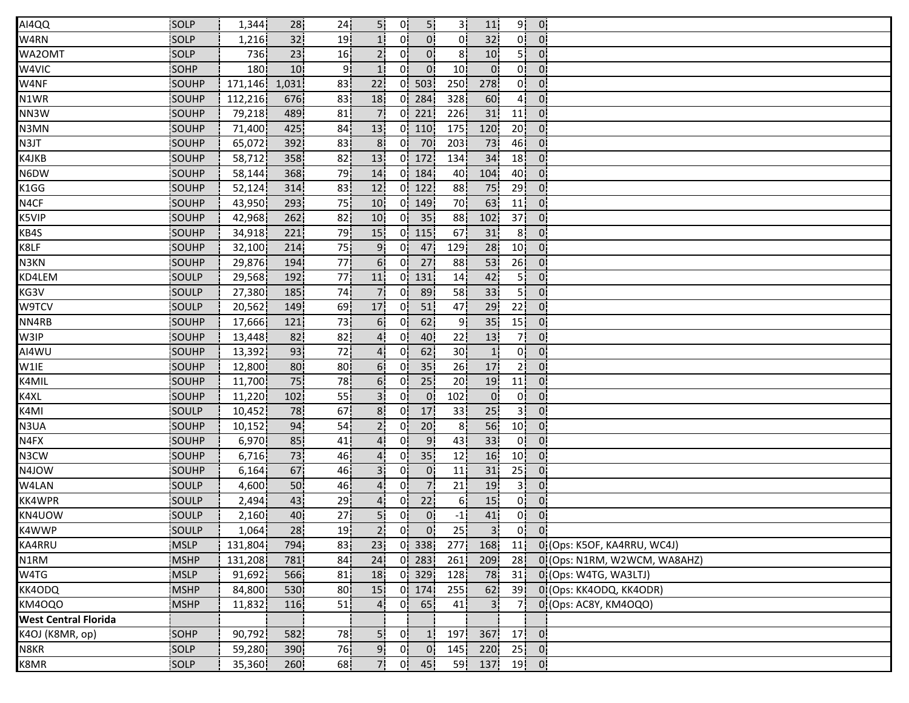| | | | | | | | | | | | | |
|---|---|---|---|---|---|---|---|---|---|---|---|---|
| AI4QQ | SOLP | 1,344 | 28 | 24 | 5 | 0 | 5 | 3 | 11 | 9 | 0 | |
| W4RN | SOLP | 1,216 | 32 | 19 | 1 | 0 | 0 | 0 | 32 | 0 | 0 | |
| WA2OMT | SOLP | 736 | 23 | 16 | 2 | 0 | 0 | 8 | 10 | 5 | 0 | |
| W4VIC | SOHP | 180 | 10 | 9 | 1 | 0 | 0 | 10 | 0 | 0 | 0 | |
| W4NF | SOUHP | 171,146 | 1,031 | 83 | 22 | 0 | 503 | 250 | 278 | 0 | 0 | |
| N1WR | SOUHP | 112,216 | 676 | 83 | 18 | 0 | 284 | 328 | 60 | 4 | 0 | |
| NN3W | SOUHP | 79,218 | 489 | 81 | 7 | 0 | 221 | 226 | 31 | 11 | 0 | |
| N3MN | SOUHP | 71,400 | 425 | 84 | 13 | 0 | 110 | 175 | 120 | 20 | 0 | |
| N3JT | SOUHP | 65,072 | 392 | 83 | 8 | 0 | 70 | 203 | 73 | 46 | 0 | |
| K4JKB | SOUHP | 58,712 | 358 | 82 | 13 | 0 | 172 | 134 | 34 | 18 | 0 | |
| N6DW | SOUHP | 58,144 | 368 | 79 | 14 | 0 | 184 | 40 | 104 | 40 | 0 | |
| K1GG | SOUHP | 52,124 | 314 | 83 | 12 | 0 | 122 | 88 | 75 | 29 | 0 | |
| N4CF | SOUHP | 43,950 | 293 | 75 | 10 | 0 | 149 | 70 | 63 | 11 | 0 | |
| K5VIP | SOUHP | 42,968 | 262 | 82 | 10 | 0 | 35 | 88 | 102 | 37 | 0 | |
| KB4S | SOUHP | 34,918 | 221 | 79 | 15 | 0 | 115 | 67 | 31 | 8 | 0 | |
| K8LF | SOUHP | 32,100 | 214 | 75 | 9 | 0 | 47 | 129 | 28 | 10 | 0 | |
| N3KN | SOUHP | 29,876 | 194 | 77 | 6 | 0 | 27 | 88 | 53 | 26 | 0 | |
| KD4LEM | SOULP | 29,568 | 192 | 77 | 11 | 0 | 131 | 14 | 42 | 5 | 0 | |
| KG3V | SOULP | 27,380 | 185 | 74 | 7 | 0 | 89 | 58 | 33 | 5 | 0 | |
| W9TCV | SOULP | 20,562 | 149 | 69 | 17 | 0 | 51 | 47 | 29 | 22 | 0 | |
| NN4RB | SOUHP | 17,666 | 121 | 73 | 6 | 0 | 62 | 9 | 35 | 15 | 0 | |
| W3IP | SOUHP | 13,448 | 82 | 82 | 4 | 0 | 40 | 22 | 13 | 7 | 0 | |
| AI4WU | SOUHP | 13,392 | 93 | 72 | 4 | 0 | 62 | 30 | 1 | 0 | 0 | |
| W1IE | SOUHP | 12,800 | 80 | 80 | 6 | 0 | 35 | 26 | 17 | 2 | 0 | |
| K4MIL | SOUHP | 11,700 | 75 | 78 | 6 | 0 | 25 | 20 | 19 | 11 | 0 | |
| K4XL | SOUHP | 11,220 | 102 | 55 | 3 | 0 | 0 | 102 | 0 | 0 | 0 | |
| K4MI | SOULP | 10,452 | 78 | 67 | 8 | 0 | 17 | 33 | 25 | 3 | 0 | |
| N3UA | SOUHP | 10,152 | 94 | 54 | 2 | 0 | 20 | 8 | 56 | 10 | 0 | |
| N4FX | SOUHP | 6,970 | 85 | 41 | 4 | 0 | 9 | 43 | 33 | 0 | 0 | |
| N3CW | SOUHP | 6,716 | 73 | 46 | 4 | 0 | 35 | 12 | 16 | 10 | 0 | |
| N4JOW | SOUHP | 6,164 | 67 | 46 | 3 | 0 | 0 | 11 | 31 | 25 | 0 | |
| W4LAN | SOULP | 4,600 | 50 | 46 | 4 | 0 | 7 | 21 | 19 | 3 | 0 | |
| KK4WPR | SOULP | 2,494 | 43 | 29 | 4 | 0 | 22 | 6 | 15 | 0 | 0 | |
| KN4UOW | SOULP | 2,160 | 40 | 27 | 5 | 0 | 0 | -1 | 41 | 0 | 0 | |
| K4WWP | SOULP | 1,064 | 28 | 19 | 2 | 0 | 0 | 25 | 3 | 0 | 0 | |
| KA4RRU | MSLP | 131,804 | 794 | 83 | 23 | 0 | 338 | 277 | 168 | 11 | 0 | (Ops: K5OF, KA4RRU, WC4J) |
| N1RM | MSHP | 131,208 | 781 | 84 | 24 | 0 | 283 | 261 | 209 | 28 | 0 | (Ops: N1RM, W2WCM, WA8AHZ) |
| W4TG | MSLP | 91,692 | 566 | 81 | 18 | 0 | 329 | 128 | 78 | 31 | 0 | (Ops: W4TG, WA3LTJ) |
| KK4ODQ | MSHP | 84,800 | 530 | 80 | 15 | 0 | 174 | 255 | 62 | 39 | 0 | (Ops: KK4ODQ, KK4ODR) |
| KM4OQO | MSHP | 11,832 | 116 | 51 | 4 | 0 | 65 | 41 | 3 | 7 | 0 | (Ops: AC8Y, KM4OQO) |
| **West Central Florida** | | | | | | | | | | | | |
| K4OJ (K8MR, op) | SOHP | 90,792 | 582 | 78 | 5 | 0 | 1 | 197 | 367 | 17 | 0 | |
| N8KR | SOLP | 59,280 | 390 | 76 | 9 | 0 | 0 | 145 | 220 | 25 | 0 | |
| K8MR | SOLP | 35,360 | 260 | 68 | 7 | 0 | 45 | 59 | 137 | 19 | 0 | |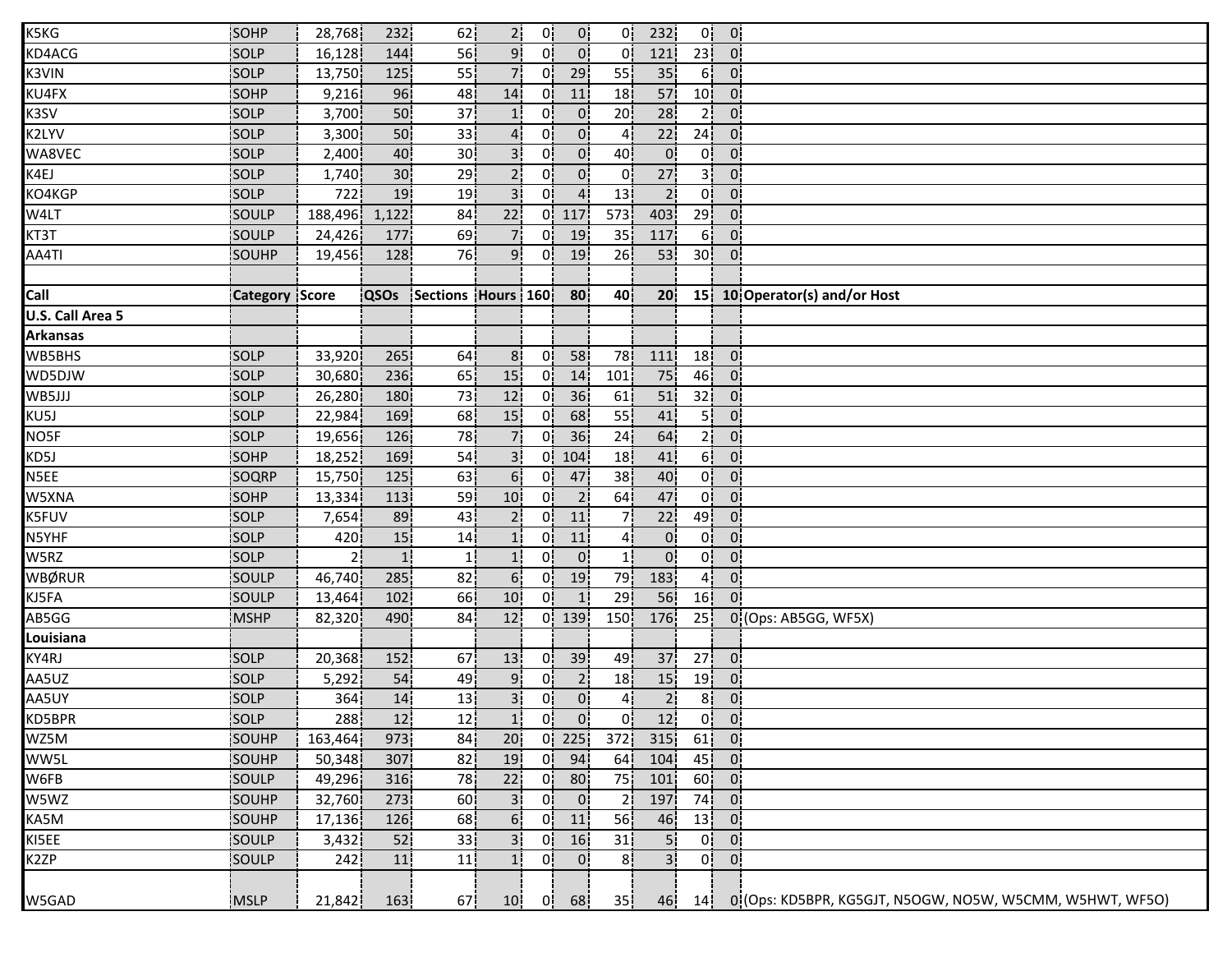| K5KG | SOHP | 28,768 | 232 | 62 | 2 | 0 | 0 | 0 | 232 | 0 | 0 | |
|---|---|---|---|---|---|---|---|---|---|---|---|---|
| KD4ACG | SOLP | 16,128 | 144 | 56 | 9 | 0 | 0 | 0 | 121 | 23 | 0 | |
| K3VIN | SOLP | 13,750 | 125 | 55 | 7 | 0 | 29 | 55 | 35 | 6 | 0 | |
| KU4FX | SOHP | 9,216 | 96 | 48 | 14 | 0 | 11 | 18 | 57 | 10 | 0 | |
| K3SV | SOLP | 3,700 | 50 | 37 | 1 | 0 | 0 | 20 | 28 | 2 | 0 | |
| K2LYV | SOLP | 3,300 | 50 | 33 | 4 | 0 | 0 | 4 | 22 | 24 | 0 | |
| WA8VEC | SOLP | 2,400 | 40 | 30 | 3 | 0 | 0 | 40 | 0 | 0 | 0 | |
| K4EJ | SOLP | 1,740 | 30 | 29 | 2 | 0 | 0 | 0 | 27 | 3 | 0 | |
| KO4KGP | SOLP | 722 | 19 | 19 | 3 | 0 | 4 | 13 | 2 | 0 | 0 | |
| W4LT | SOULP | 188,496 | 1,122 | 84 | 22 | 0 | 117 | 573 | 403 | 29 | 0 | |
| KT3T | SOULP | 24,426 | 177 | 69 | 7 | 0 | 19 | 35 | 117 | 6 | 0 | |
| AA4TI | SOUHP | 19,456 | 128 | 76 | 9 | 0 | 19 | 26 | 53 | 30 | 0 | |
| | | | | | | | | | | | | |
| **Call** | **Category** | **Score** | **QSOs** | **Sections** | **Hours** | **160** | **80** | **40** | **20** | **15** | **10** | **Operator(s) and/or Host** |
| **U.S. Call Area 5** | | | | | | | | | | | | |
| **Arkansas** | | | | | | | | | | | | |
| WB5BHS | SOLP | 33,920 | 265 | 64 | 8 | 0 | 58 | 78 | 111 | 18 | 0 | |
| WD5DJW | SOLP | 30,680 | 236 | 65 | 15 | 0 | 14 | 101 | 75 | 46 | 0 | |
| WB5JJJ | SOLP | 26,280 | 180 | 73 | 12 | 0 | 36 | 61 | 51 | 32 | 0 | |
| KU5J | SOLP | 22,984 | 169 | 68 | 15 | 0 | 68 | 55 | 41 | 5 | 0 | |
| NO5F | SOLP | 19,656 | 126 | 78 | 7 | 0 | 36 | 24 | 64 | 2 | 0 | |
| KD5J | SOHP | 18,252 | 169 | 54 | 3 | 0 | 104 | 18 | 41 | 6 | 0 | |
| N5EE | SOQRP | 15,750 | 125 | 63 | 6 | 0 | 47 | 38 | 40 | 0 | 0 | |
| W5XNA | SOHP | 13,334 | 113 | 59 | 10 | 0 | 2 | 64 | 47 | 0 | 0 | |
| K5FUV | SOLP | 7,654 | 89 | 43 | 2 | 0 | 11 | 7 | 22 | 49 | 0 | |
| N5YHF | SOLP | 420 | 15 | 14 | 1 | 0 | 11 | 4 | 0 | 0 | 0 | |
| W5RZ | SOLP | 2 | 1 | 1 | 1 | 0 | 0 | 1 | 0 | 0 | 0 | |
| WBØRUR | SOULP | 46,740 | 285 | 82 | 6 | 0 | 19 | 79 | 183 | 4 | 0 | |
| KJ5FA | SOULP | 13,464 | 102 | 66 | 10 | 0 | 1 | 29 | 56 | 16 | 0 | |
| AB5GG | MSHP | 82,320 | 490 | 84 | 12 | 0 | 139 | 150 | 176 | 25 | 0 | (Ops: AB5GG, WF5X) |
| **Louisiana** | | | | | | | | | | | | |
| KY4RJ | SOLP | 20,368 | 152 | 67 | 13 | 0 | 39 | 49 | 37 | 27 | 0 | |
| AA5UZ | SOLP | 5,292 | 54 | 49 | 9 | 0 | 2 | 18 | 15 | 19 | 0 | |
| AA5UY | SOLP | 364 | 14 | 13 | 3 | 0 | 0 | 4 | 2 | 8 | 0 | |
| KD5BPR | SOLP | 288 | 12 | 12 | 1 | 0 | 0 | 0 | 12 | 0 | 0 | |
| WZ5M | SOUHP | 163,464 | 973 | 84 | 20 | 0 | 225 | 372 | 315 | 61 | 0 | |
| WW5L | SOUHP | 50,348 | 307 | 82 | 19 | 0 | 94 | 64 | 104 | 45 | 0 | |
| W6FB | SOULP | 49,296 | 316 | 78 | 22 | 0 | 80 | 75 | 101 | 60 | 0 | |
| W5WZ | SOUHP | 32,760 | 273 | 60 | 3 | 0 | 0 | 2 | 197 | 74 | 0 | |
| KA5M | SOUHP | 17,136 | 126 | 68 | 6 | 0 | 11 | 56 | 46 | 13 | 0 | |
| KI5EE | SOULP | 3,432 | 52 | 33 | 3 | 0 | 16 | 31 | 5 | 0 | 0 | |
| K2ZP | SOULP | 242 | 11 | 11 | 1 | 0 | 0 | 8 | 3 | 0 | 0 | |
| W5GAD | MSLP | 21,842 | 163 | 67 | 10 | 0 | 68 | 35 | 46 | 14 | 0 | (Ops: KD5BPR, KG5GJT, N5OGW, NO5W, W5CMM, W5HWT, WF5O) |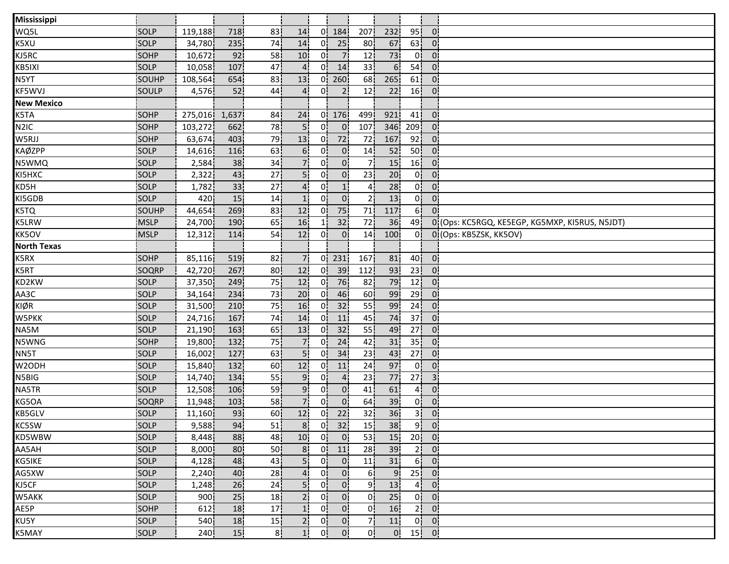| | | | | | | | | | | | | |
|---|---|---|---|---|---|---|---|---|---|---|---|---|
| **Mississippi** | | | | | | | | | | | | |
| WQ5L | SOLP | 119,188 | 718 | 83 | 14 | 0 | 184 | 207 | 232 | 95 | 0 | |
| K5XU | SOLP | 34,780 | 235 | 74 | 14 | 0 | 25 | 80 | 67 | 63 | 0 | |
| KJ5RC | SOHP | 10,672 | 92 | 58 | 10 | 0 | 7 | 12 | 73 | 0 | 0 | |
| KB5IXI | SOLP | 10,058 | 107 | 47 | 4 | 0 | 14 | 33 | 6 | 54 | 0 | |
| N5YT | SOUHP | 108,564 | 654 | 83 | 13 | 0 | 260 | 68 | 265 | 61 | 0 | |
| KF5WVJ | SOULP | 4,576 | 52 | 44 | 4 | 0 | 2 | 12 | 22 | 16 | 0 | |
| **New Mexico** | | | | | | | | | | | | |
| K5TA | SOHP | 275,016 | 1,637 | 84 | 24 | 0 | 176 | 499 | 921 | 41 | 0 | |
| N2IC | SOHP | 103,272 | 662 | 78 | 5 | 0 | 0 | 107 | 346 | 209 | 0 | |
| W5RJJ | SOHP | 63,674 | 403 | 79 | 13 | 0 | 72 | 72 | 167 | 92 | 0 | |
| KAØZPP | SOLP | 14,616 | 116 | 63 | 6 | 0 | 0 | 14 | 52 | 50 | 0 | |
| N5WMQ | SOLP | 2,584 | 38 | 34 | 7 | 0 | 0 | 7 | 15 | 16 | 0 | |
| KI5HXC | SOLP | 2,322 | 43 | 27 | 5 | 0 | 0 | 23 | 20 | 0 | 0 | |
| KD5H | SOLP | 1,782 | 33 | 27 | 4 | 0 | 1 | 4 | 28 | 0 | 0 | |
| KI5GDB | SOLP | 420 | 15 | 14 | 1 | 0 | 0 | 2 | 13 | 0 | 0 | |
| K5TQ | SOUHP | 44,654 | 269 | 83 | 12 | 0 | 75 | 71 | 117 | 6 | 0 | |
| K5LRW | MSLP | 24,700 | 190 | 65 | 16 | 1 | 32 | 72 | 36 | 49 | 0 | (Ops: KC5RGQ, KE5EGP, KG5MXP, KI5RUS, N5JDT) |
| KK5OV | MSLP | 12,312 | 114 | 54 | 12 | 0 | 0 | 14 | 100 | 0 | 0 | (Ops: KB5ZSK, KK5OV) |
| **North Texas** | | | | | | | | | | | | |
| K5RX | SOHP | 85,116 | 519 | 82 | 7 | 0 | 231 | 167 | 81 | 40 | 0 | |
| K5RT | SOQRP | 42,720 | 267 | 80 | 12 | 0 | 39 | 112 | 93 | 23 | 0 | |
| KD2KW | SOLP | 37,350 | 249 | 75 | 12 | 0 | 76 | 82 | 79 | 12 | 0 | |
| AA3C | SOLP | 34,164 | 234 | 73 | 20 | 0 | 46 | 60 | 99 | 29 | 0 | |
| KIØR | SOLP | 31,500 | 210 | 75 | 16 | 0 | 32 | 55 | 99 | 24 | 0 | |
| W5PKK | SOLP | 24,716 | 167 | 74 | 14 | 0 | 11 | 45 | 74 | 37 | 0 | |
| NA5M | SOLP | 21,190 | 163 | 65 | 13 | 0 | 32 | 55 | 49 | 27 | 0 | |
| N5WNG | SOHP | 19,800 | 132 | 75 | 7 | 0 | 24 | 42 | 31 | 35 | 0 | |
| NN5T | SOLP | 16,002 | 127 | 63 | 5 | 0 | 34 | 23 | 43 | 27 | 0 | |
| W2ODH | SOLP | 15,840 | 132 | 60 | 12 | 0 | 11 | 24 | 97 | 0 | 0 | |
| N5BIG | SOLP | 14,740 | 134 | 55 | 9 | 0 | 4 | 23 | 77 | 27 | 3 | |
| NA5TR | SOLP | 12,508 | 106 | 59 | 9 | 0 | 0 | 41 | 61 | 4 | 0 | |
| KG5OA | SOQRP | 11,948 | 103 | 58 | 7 | 0 | 0 | 64 | 39 | 0 | 0 | |
| KB5GLV | SOLP | 11,160 | 93 | 60 | 12 | 0 | 22 | 32 | 36 | 3 | 0 | |
| KC5SW | SOLP | 9,588 | 94 | 51 | 8 | 0 | 32 | 15 | 38 | 9 | 0 | |
| KD5WBW | SOLP | 8,448 | 88 | 48 | 10 | 0 | 0 | 53 | 15 | 20 | 0 | |
| AA5AH | SOLP | 8,000 | 80 | 50 | 8 | 0 | 11 | 28 | 39 | 2 | 0 | |
| KG5IKE | SOLP | 4,128 | 48 | 43 | 5 | 0 | 0 | 11 | 31 | 6 | 0 | |
| AG5XW | SOLP | 2,240 | 40 | 28 | 4 | 0 | 0 | 6 | 9 | 25 | 0 | |
| KJ5CF | SOLP | 1,248 | 26 | 24 | 5 | 0 | 0 | 9 | 13 | 4 | 0 | |
| W5AKK | SOLP | 900 | 25 | 18 | 2 | 0 | 0 | 0 | 25 | 0 | 0 | |
| AE5P | SOHP | 612 | 18 | 17 | 1 | 0 | 0 | 0 | 16 | 2 | 0 | |
| KU5Y | SOLP | 540 | 18 | 15 | 2 | 0 | 0 | 7 | 11 | 0 | 0 | |
| K5MAY | SOLP | 240 | 15 | 8 | 1 | 0 | 0 | 0 | 0 | 15 | 0 | |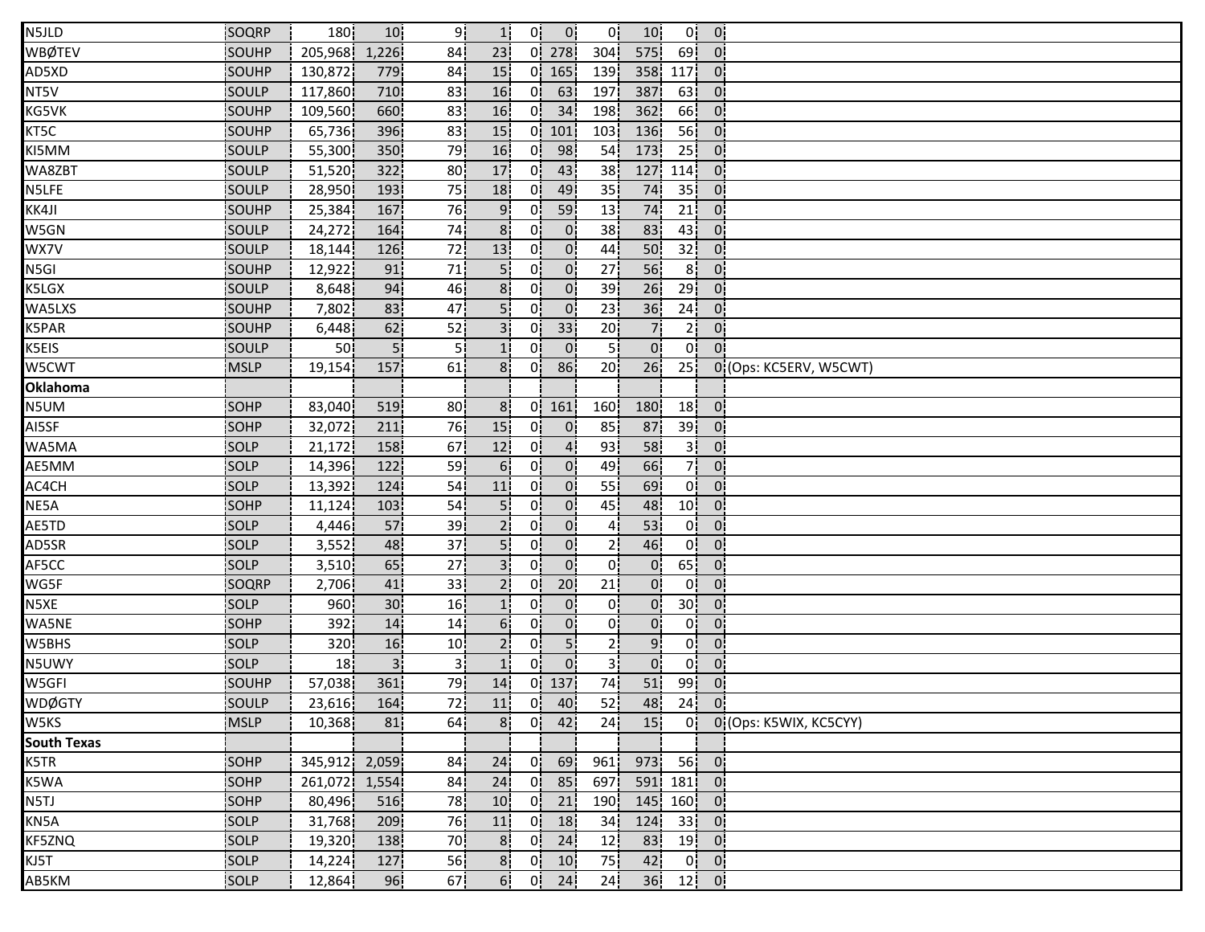| | | | | | | | | | | | | |
|---|---|---|---|---|---|---|---|---|---|---|---|---|
| N5JLD | SOQRP | 180 | 10 | 9 | 1 | 0 | 0 | 0 | 10 | 0 | 0 | |
| WBØTEV | SOUHP | 205,968 | 1,226 | 84 | 23 | 0 | 278 | 304 | 575 | 69 | 0 | |
| AD5XD | SOUHP | 130,872 | 779 | 84 | 15 | 0 | 165 | 139 | 358 | 117 | 0 | |
| NT5V | SOULP | 117,860 | 710 | 83 | 16 | 0 | 63 | 197 | 387 | 63 | 0 | |
| KG5VK | SOUHP | 109,560 | 660 | 83 | 16 | 0 | 34 | 198 | 362 | 66 | 0 | |
| KT5C | SOUHP | 65,736 | 396 | 83 | 15 | 0 | 101 | 103 | 136 | 56 | 0 | |
| KI5MM | SOULP | 55,300 | 350 | 79 | 16 | 0 | 98 | 54 | 173 | 25 | 0 | |
| WA8ZBT | SOULP | 51,520 | 322 | 80 | 17 | 0 | 43 | 38 | 127 | 114 | 0 | |
| N5LFE | SOULP | 28,950 | 193 | 75 | 18 | 0 | 49 | 35 | 74 | 35 | 0 | |
| KK4JI | SOUHP | 25,384 | 167 | 76 | 9 | 0 | 59 | 13 | 74 | 21 | 0 | |
| W5GN | SOULP | 24,272 | 164 | 74 | 8 | 0 | 0 | 38 | 83 | 43 | 0 | |
| WX7V | SOULP | 18,144 | 126 | 72 | 13 | 0 | 0 | 44 | 50 | 32 | 0 | |
| N5GI | SOUHP | 12,922 | 91 | 71 | 5 | 0 | 0 | 27 | 56 | 8 | 0 | |
| K5LGX | SOULP | 8,648 | 94 | 46 | 8 | 0 | 0 | 39 | 26 | 29 | 0 | |
| WA5LXS | SOUHP | 7,802 | 83 | 47 | 5 | 0 | 0 | 23 | 36 | 24 | 0 | |
| K5PAR | SOUHP | 6,448 | 62 | 52 | 3 | 0 | 33 | 20 | 7 | 2 | 0 | |
| K5EIS | SOULP | 50 | 5 | 5 | 1 | 0 | 0 | 5 | 0 | 0 | 0 | |
| W5CWT | MSLP | 19,154 | 157 | 61 | 8 | 0 | 86 | 20 | 26 | 25 | 0 | (Ops: KC5ERV, W5CWT) |
| **Oklahoma** | | | | | | | | | | | | |
| N5UM | SOHP | 83,040 | 519 | 80 | 8 | 0 | 161 | 160 | 180 | 18 | 0 | |
| AI5SF | SOHP | 32,072 | 211 | 76 | 15 | 0 | 0 | 85 | 87 | 39 | 0 | |
| WA5MA | SOLP | 21,172 | 158 | 67 | 12 | 0 | 4 | 93 | 58 | 3 | 0 | |
| AE5MM | SOLP | 14,396 | 122 | 59 | 6 | 0 | 0 | 49 | 66 | 7 | 0 | |
| AC4CH | SOLP | 13,392 | 124 | 54 | 11 | 0 | 0 | 55 | 69 | 0 | 0 | |
| NE5A | SOHP | 11,124 | 103 | 54 | 5 | 0 | 0 | 45 | 48 | 10 | 0 | |
| AE5TD | SOLP | 4,446 | 57 | 39 | 2 | 0 | 0 | 4 | 53 | 0 | 0 | |
| AD5SR | SOLP | 3,552 | 48 | 37 | 5 | 0 | 0 | 2 | 46 | 0 | 0 | |
| AF5CC | SOLP | 3,510 | 65 | 27 | 3 | 0 | 0 | 0 | 0 | 65 | 0 | |
| WG5F | SOQRP | 2,706 | 41 | 33 | 2 | 0 | 20 | 21 | 0 | 0 | 0 | |
| N5XE | SOLP | 960 | 30 | 16 | 1 | 0 | 0 | 0 | 0 | 30 | 0 | |
| WA5NE | SOHP | 392 | 14 | 14 | 6 | 0 | 0 | 0 | 0 | 0 | 0 | |
| W5BHS | SOLP | 320 | 16 | 10 | 2 | 0 | 5 | 2 | 9 | 0 | 0 | |
| N5UWY | SOLP | 18 | 3 | 3 | 1 | 0 | 0 | 3 | 0 | 0 | 0 | |
| W5GFI | SOUHP | 57,038 | 361 | 79 | 14 | 0 | 137 | 74 | 51 | 99 | 0 | |
| WDØGTY | SOULP | 23,616 | 164 | 72 | 11 | 0 | 40 | 52 | 48 | 24 | 0 | |
| W5KS | MSLP | 10,368 | 81 | 64 | 8 | 0 | 42 | 24 | 15 | 0 | 0 | (Ops: K5WIX, KC5CYY) |
| **South Texas** | | | | | | | | | | | | |
| K5TR | SOHP | 345,912 | 2,059 | 84 | 24 | 0 | 69 | 961 | 973 | 56 | 0 | |
| K5WA | SOHP | 261,072 | 1,554 | 84 | 24 | 0 | 85 | 697 | 591 | 181 | 0 | |
| N5TJ | SOHP | 80,496 | 516 | 78 | 10 | 0 | 21 | 190 | 145 | 160 | 0 | |
| KN5A | SOLP | 31,768 | 209 | 76 | 11 | 0 | 18 | 34 | 124 | 33 | 0 | |
| KF5ZNQ | SOLP | 19,320 | 138 | 70 | 8 | 0 | 24 | 12 | 83 | 19 | 0 | |
| KJ5T | SOLP | 14,224 | 127 | 56 | 8 | 0 | 10 | 75 | 42 | 0 | 0 | |
| AB5KM | SOLP | 12,864 | 96 | 67 | 6 | 0 | 24 | 24 | 36 | 12 | 0 | |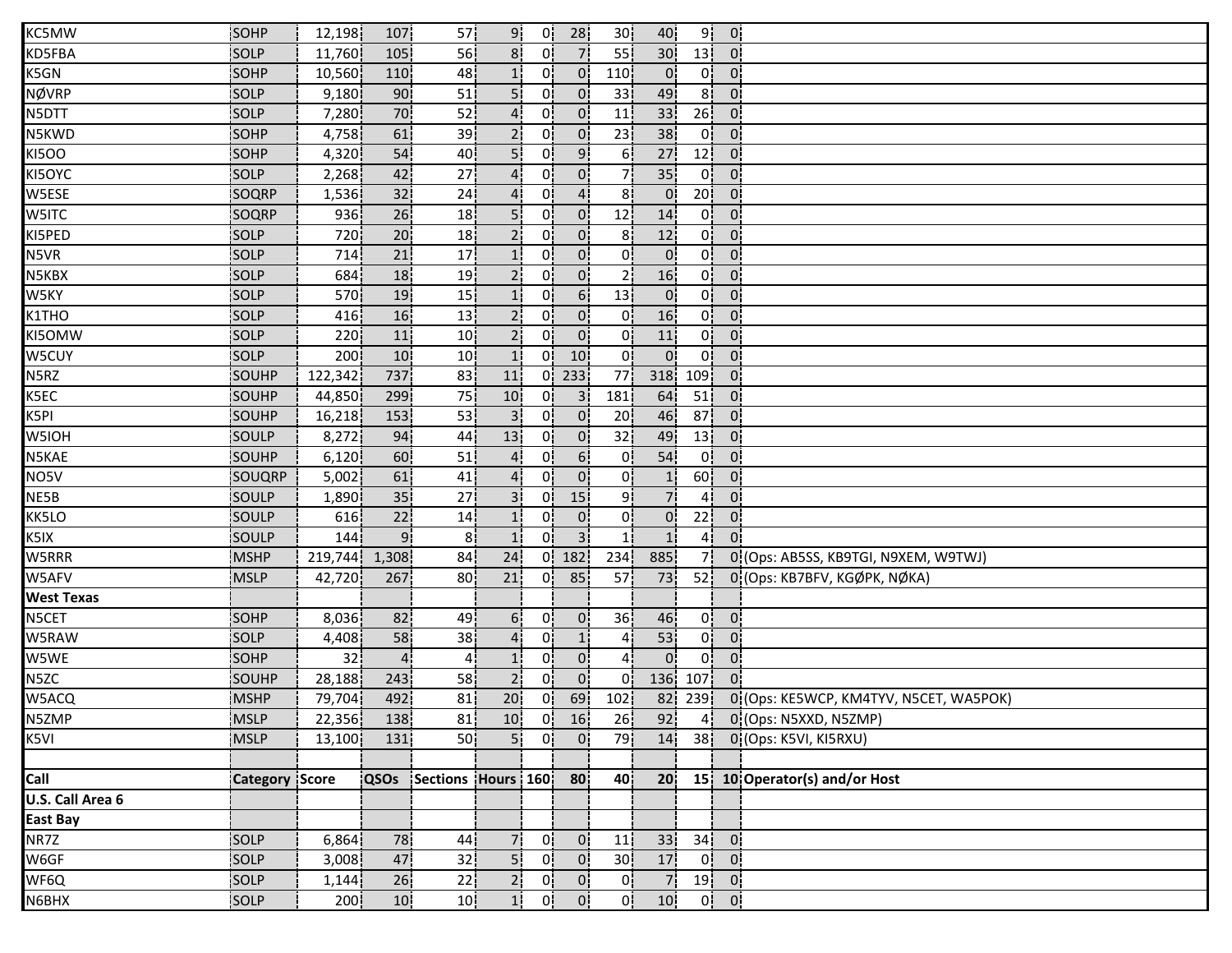| KC5MW | SOHP | 12,198 | 107 | 57 | 9 | 0 | 28 | 30 | 40 | 9 | 0 | |
|---|---|---|---|---|---|---|---|---|---|---|---|---|
| KD5FBA | SOLP | 11,760 | 105 | 56 | 8 | 0 | 7 | 55 | 30 | 13 | 0 | |
| K5GN | SOHP | 10,560 | 110 | 48 | 1 | 0 | 0 | 110 | 0 | 0 | 0 | |
| NØVRP | SOLP | 9,180 | 90 | 51 | 5 | 0 | 0 | 33 | 49 | 8 | 0 | |
| N5DTT | SOLP | 7,280 | 70 | 52 | 4 | 0 | 0 | 11 | 33 | 26 | 0 | |
| N5KWD | SOHP | 4,758 | 61 | 39 | 2 | 0 | 0 | 23 | 38 | 0 | 0 | |
| KI5OO | SOHP | 4,320 | 54 | 40 | 5 | 0 | 9 | 6 | 27 | 12 | 0 | |
| KI5OYC | SOLP | 2,268 | 42 | 27 | 4 | 0 | 0 | 7 | 35 | 0 | 0 | |
| W5ESE | SOQRP | 1,536 | 32 | 24 | 4 | 0 | 4 | 8 | 0 | 20 | 0 | |
| W5ITC | SOQRP | 936 | 26 | 18 | 5 | 0 | 0 | 12 | 14 | 0 | 0 | |
| KI5PED | SOLP | 720 | 20 | 18 | 2 | 0 | 0 | 8 | 12 | 0 | 0 | |
| N5VR | SOLP | 714 | 21 | 17 | 1 | 0 | 0 | 0 | 0 | 0 | 0 | |
| N5KBX | SOLP | 684 | 18 | 19 | 2 | 0 | 0 | 2 | 16 | 0 | 0 | |
| W5KY | SOLP | 570 | 19 | 15 | 1 | 0 | 6 | 13 | 0 | 0 | 0 | |
| K1THO | SOLP | 416 | 16 | 13 | 2 | 0 | 0 | 0 | 16 | 0 | 0 | |
| KI5OMW | SOLP | 220 | 11 | 10 | 2 | 0 | 0 | 0 | 11 | 0 | 0 | |
| W5CUY | SOLP | 200 | 10 | 10 | 1 | 0 | 10 | 0 | 0 | 0 | 0 | |
| N5RZ | SOUHP | 122,342 | 737 | 83 | 11 | 0 | 233 | 77 | 318 | 109 | 0 | |
| K5EC | SOUHP | 44,850 | 299 | 75 | 10 | 0 | 3 | 181 | 64 | 51 | 0 | |
| K5PI | SOUHP | 16,218 | 153 | 53 | 3 | 0 | 0 | 20 | 46 | 87 | 0 | |
| W5IOH | SOULP | 8,272 | 94 | 44 | 13 | 0 | 0 | 32 | 49 | 13 | 0 | |
| N5KAE | SOUHP | 6,120 | 60 | 51 | 4 | 0 | 6 | 0 | 54 | 0 | 0 | |
| NO5V | SOUQRP | 5,002 | 61 | 41 | 4 | 0 | 0 | 0 | 1 | 60 | 0 | |
| NE5B | SOULP | 1,890 | 35 | 27 | 3 | 0 | 15 | 9 | 7 | 4 | 0 | |
| KK5LO | SOULP | 616 | 22 | 14 | 1 | 0 | 0 | 0 | 0 | 22 | 0 | |
| K5IX | SOULP | 144 | 9 | 8 | 1 | 0 | 3 | 1 | 1 | 4 | 0 | |
| W5RRR | MSHP | 219,744 | 1,308 | 84 | 24 | 0 | 182 | 234 | 885 | 7 | 0 | (Ops: AB5SS, KB9TGI, N9XEM, W9TWJ) |
| W5AFV | MSLP | 42,720 | 267 | 80 | 21 | 0 | 85 | 57 | 73 | 52 | 0 | (Ops: KB7BFV, KGØPK, NØKA) |
| **West Texas** | | | | | | | | | | | | |
| N5CET | SOHP | 8,036 | 82 | 49 | 6 | 0 | 0 | 36 | 46 | 0 | 0 | |
| W5RAW | SOLP | 4,408 | 58 | 38 | 4 | 0 | 1 | 4 | 53 | 0 | 0 | |
| W5WE | SOHP | 32 | 4 | 4 | 1 | 0 | 0 | 4 | 0 | 0 | 0 | |
| N5ZC | SOUHP | 28,188 | 243 | 58 | 2 | 0 | 0 | 0 | 136 | 107 | 0 | |
| W5ACQ | MSHP | 79,704 | 492 | 81 | 20 | 0 | 69 | 102 | 82 | 239 | 0 | (Ops: KE5WCP, KM4TYV, N5CET, WA5POK) |
| N5ZMP | MSLP | 22,356 | 138 | 81 | 10 | 0 | 16 | 26 | 92 | 4 | 0 | (Ops: N5XXD, N5ZMP) |
| K5VI | MSLP | 13,100 | 131 | 50 | 5 | 0 | 0 | 79 | 14 | 38 | 0 | (Ops: K5VI, KI5RXU) |
| | | | | | | | | | | | | |
| **Call** | **Category** | **Score** | **QSOs** | **Sections** | **Hours** | **160** | **80** | **40** | **20** | **15** | **10** | **Operator(s) and/or Host** |
| **U.S. Call Area 6** | | | | | | | | | | | | |
| **East Bay** | | | | | | | | | | | | |
| NR7Z | SOLP | 6,864 | 78 | 44 | 7 | 0 | 0 | 11 | 33 | 34 | 0 | |
| W6GF | SOLP | 3,008 | 47 | 32 | 5 | 0 | 0 | 30 | 17 | 0 | 0 | |
| WF6Q | SOLP | 1,144 | 26 | 22 | 2 | 0 | 0 | 0 | 7 | 19 | 0 | |
| N6BHX | SOLP | 200 | 10 | 10 | 1 | 0 | 0 | 0 | 10 | 0 | 0 | |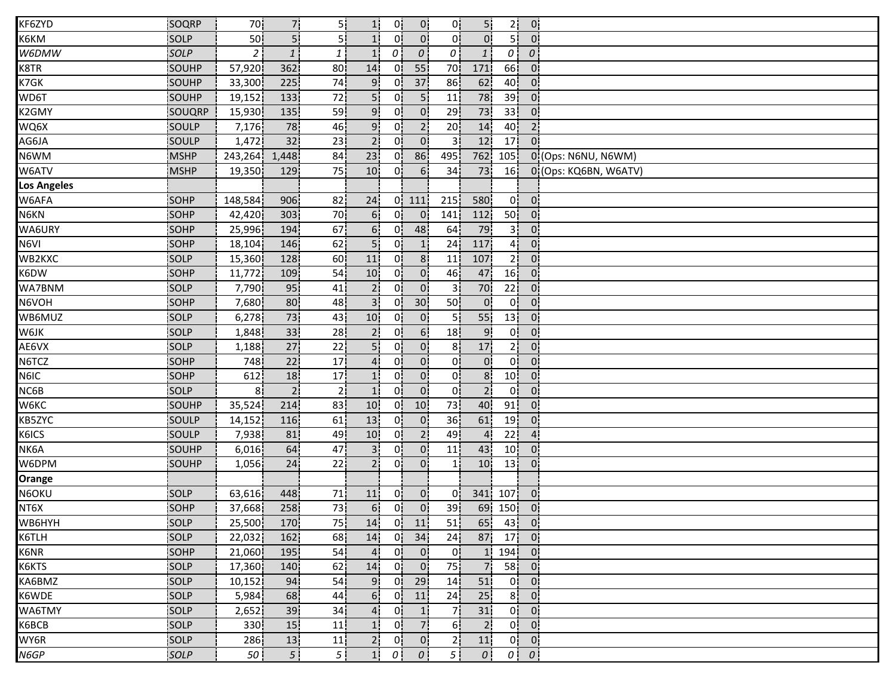| | | | | | | | | | | | | |
|---|---|---|---|---|---|---|---|---|---|---|---|---|
| KF6ZYD | SOQRP | 70 | 7 | 5 | 1 | 0 | 0 | 0 | 5 | 2 | 0 | |
| K6KM | SOLP | 50 | 5 | 5 | 1 | 0 | 0 | 0 | 0 | 5 | 0 | |
| *W6DMW* | *SOLP* | *2* | *1* | *1* | 1 | *0* | *0* | *0* | *1* | *0* | *0* | |
| K8TR | SOUHP | 57,920 | 362 | 80 | 14 | 0 | 55 | 70 | 171 | 66 | 0 | |
| K7GK | SOUHP | 33,300 | 225 | 74 | 9 | 0 | 37 | 86 | 62 | 40 | 0 | |
| WD6T | SOUHP | 19,152 | 133 | 72 | 5 | 0 | 5 | 11 | 78 | 39 | 0 | |
| K2GMY | SOUQRP | 15,930 | 135 | 59 | 9 | 0 | 0 | 29 | 73 | 33 | 0 | |
| WQ6X | SOULP | 7,176 | 78 | 46 | 9 | 0 | 2 | 20 | 14 | 40 | 2 | |
| AG6JA | SOULP | 1,472 | 32 | 23 | 2 | 0 | 0 | 3 | 12 | 17 | 0 | |
| N6WM | MSHP | 243,264 | 1,448 | 84 | 23 | 0 | 86 | 495 | 762 | 105 | 0 | (Ops: N6NU, N6WM) |
| W6ATV | MSHP | 19,350 | 129 | 75 | 10 | 0 | 6 | 34 | 73 | 16 | 0 | (Ops: KQ6BN, W6ATV) |
| **Los Angeles** | | | | | | | | | | | | |
| W6AFA | SOHP | 148,584 | 906 | 82 | 24 | 0 | 111 | 215 | 580 | 0 | 0 | |
| N6KN | SOHP | 42,420 | 303 | 70 | 6 | 0 | 0 | 141 | 112 | 50 | 0 | |
| WA6URY | SOHP | 25,996 | 194 | 67 | 6 | 0 | 48 | 64 | 79 | 3 | 0 | |
| N6VI | SOHP | 18,104 | 146 | 62 | 5 | 0 | 1 | 24 | 117 | 4 | 0 | |
| WB2KXC | SOLP | 15,360 | 128 | 60 | 11 | 0 | 8 | 11 | 107 | 2 | 0 | |
| K6DW | SOHP | 11,772 | 109 | 54 | 10 | 0 | 0 | 46 | 47 | 16 | 0 | |
| WA7BNM | SOLP | 7,790 | 95 | 41 | 2 | 0 | 0 | 3 | 70 | 22 | 0 | |
| N6VOH | SOHP | 7,680 | 80 | 48 | 3 | 0 | 30 | 50 | 0 | 0 | 0 | |
| WB6MUZ | SOLP | 6,278 | 73 | 43 | 10 | 0 | 0 | 5 | 55 | 13 | 0 | |
| W6JK | SOLP | 1,848 | 33 | 28 | 2 | 0 | 6 | 18 | 9 | 0 | 0 | |
| AE6VX | SOLP | 1,188 | 27 | 22 | 5 | 0 | 0 | 8 | 17 | 2 | 0 | |
| N6TCZ | SOHP | 748 | 22 | 17 | 4 | 0 | 0 | 0 | 0 | 0 | 0 | |
| N6IC | SOHP | 612 | 18 | 17 | 1 | 0 | 0 | 0 | 8 | 10 | 0 | |
| NC6B | SOLP | 8 | 2 | 2 | 1 | 0 | 0 | 0 | 2 | 0 | 0 | |
| W6KC | SOUHP | 35,524 | 214 | 83 | 10 | 0 | 10 | 73 | 40 | 91 | 0 | |
| KB5ZYC | SOULP | 14,152 | 116 | 61 | 13 | 0 | 0 | 36 | 61 | 19 | 0 | |
| K6ICS | SOULP | 7,938 | 81 | 49 | 10 | 0 | 2 | 49 | 4 | 22 | 4 | |
| NK6A | SOUHP | 6,016 | 64 | 47 | 3 | 0 | 0 | 11 | 43 | 10 | 0 | |
| W6DPM | SOUHP | 1,056 | 24 | 22 | 2 | 0 | 0 | 1 | 10 | 13 | 0 | |
| **Orange** | | | | | | | | | | | | |
| N6OKU | SOLP | 63,616 | 448 | 71 | 11 | 0 | 0 | 0 | 341 | 107 | 0 | |
| NT6X | SOHP | 37,668 | 258 | 73 | 6 | 0 | 0 | 39 | 69 | 150 | 0 | |
| WB6HYH | SOLP | 25,500 | 170 | 75 | 14 | 0 | 11 | 51 | 65 | 43 | 0 | |
| K6TLH | SOLP | 22,032 | 162 | 68 | 14 | 0 | 34 | 24 | 87 | 17 | 0 | |
| K6NR | SOHP | 21,060 | 195 | 54 | 4 | 0 | 0 | 0 | 1 | 194 | 0 | |
| K6KTS | SOLP | 17,360 | 140 | 62 | 14 | 0 | 0 | 75 | 7 | 58 | 0 | |
| KA6BMZ | SOLP | 10,152 | 94 | 54 | 9 | 0 | 29 | 14 | 51 | 0 | 0 | |
| K6WDE | SOLP | 5,984 | 68 | 44 | 6 | 0 | 11 | 24 | 25 | 8 | 0 | |
| WA6TMY | SOLP | 2,652 | 39 | 34 | 4 | 0 | 1 | 7 | 31 | 0 | 0 | |
| K6BCB | SOLP | 330 | 15 | 11 | 1 | 0 | 7 | 6 | 2 | 0 | 0 | |
| WY6R | SOLP | 286 | 13 | 11 | 2 | 0 | 0 | 2 | 11 | 0 | 0 | |
| *N6GP* | *SOLP* | *50* | *5* | *5* | 1 | *0* | *0* | *5* | *0* | *0* | *0* | |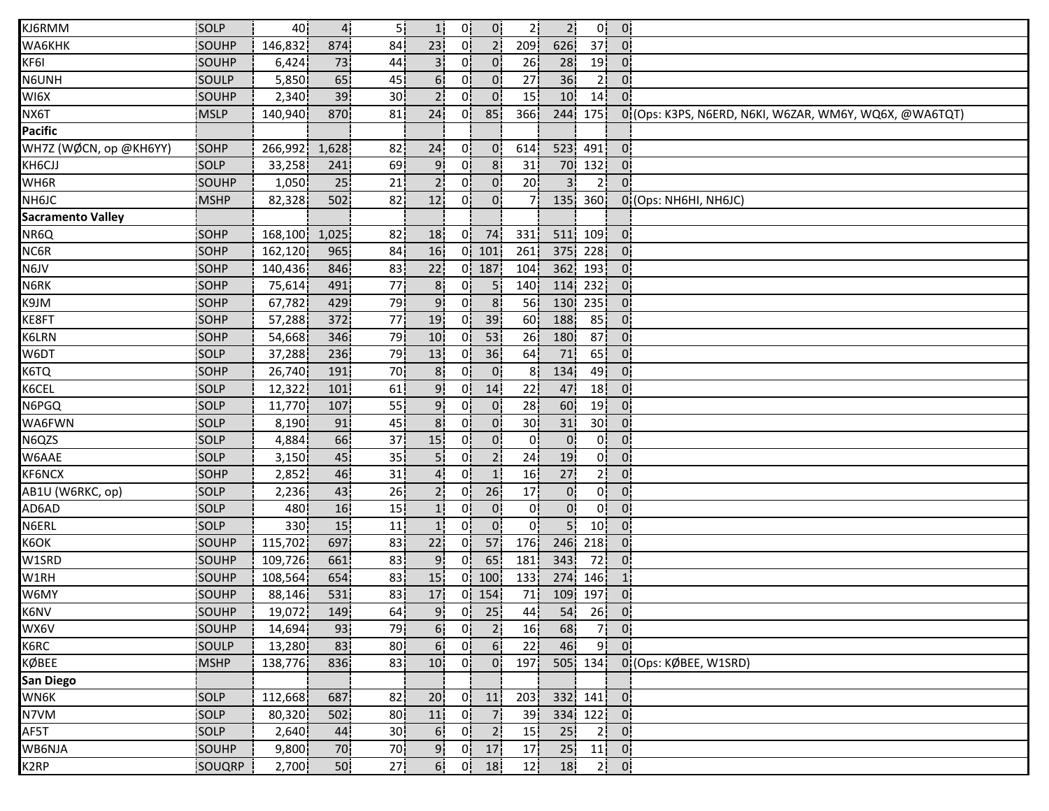| | | | | | | | | | | | | |
|---|---|---|---|---|---|---|---|---|---|---|---|---|
| KJ6RMM | SOLP | 40 | 4 | 5 | 1 | 0 | 0 | 2 | 2 | 0 | 0 | |
| WA6KHK | SOUHP | 146,832 | 874 | 84 | 23 | 0 | 2 | 209 | 626 | 37 | 0 | |
| KF6I | SOUHP | 6,424 | 73 | 44 | 3 | 0 | 0 | 26 | 28 | 19 | 0 | |
| N6UNH | SOULP | 5,850 | 65 | 45 | 6 | 0 | 0 | 27 | 36 | 2 | 0 | |
| WI6X | SOUHP | 2,340 | 39 | 30 | 2 | 0 | 0 | 15 | 10 | 14 | 0 | |
| NX6T | MSLP | 140,940 | 870 | 81 | 24 | 0 | 85 | 366 | 244 | 175 | 0 | (Ops: K3PS, N6ERD, N6KI, W6ZAR, WM6Y, WQ6X, @WA6TQT) |
| **Pacific** | | | | | | | | | | | | |
| WH7Z (WØCN, op @KH6YY) | SOHP | 266,992 | 1,628 | 82 | 24 | 0 | 0 | 614 | 523 | 491 | 0 | |
| KH6CJJ | SOLP | 33,258 | 241 | 69 | 9 | 0 | 8 | 31 | 70 | 132 | 0 | |
| WH6R | SOUHP | 1,050 | 25 | 21 | 2 | 0 | 0 | 20 | 3 | 2 | 0 | |
| NH6JC | MSHP | 82,328 | 502 | 82 | 12 | 0 | 0 | 7 | 135 | 360 | 0 | (Ops: NH6HI, NH6JC) |
| **Sacramento Valley** | | | | | | | | | | | | |
| NR6Q | SOHP | 168,100 | 1,025 | 82 | 18 | 0 | 74 | 331 | 511 | 109 | 0 | |
| NC6R | SOHP | 162,120 | 965 | 84 | 16 | 0 | 101 | 261 | 375 | 228 | 0 | |
| N6JV | SOHP | 140,436 | 846 | 83 | 22 | 0 | 187 | 104 | 362 | 193 | 0 | |
| N6RK | SOHP | 75,614 | 491 | 77 | 8 | 0 | 5 | 140 | 114 | 232 | 0 | |
| K9JM | SOHP | 67,782 | 429 | 79 | 9 | 0 | 8 | 56 | 130 | 235 | 0 | |
| KE8FT | SOHP | 57,288 | 372 | 77 | 19 | 0 | 39 | 60 | 188 | 85 | 0 | |
| K6LRN | SOHP | 54,668 | 346 | 79 | 10 | 0 | 53 | 26 | 180 | 87 | 0 | |
| W6DT | SOLP | 37,288 | 236 | 79 | 13 | 0 | 36 | 64 | 71 | 65 | 0 | |
| K6TQ | SOHP | 26,740 | 191 | 70 | 8 | 0 | 0 | 8 | 134 | 49 | 0 | |
| K6CEL | SOLP | 12,322 | 101 | 61 | 9 | 0 | 14 | 22 | 47 | 18 | 0 | |
| N6PGQ | SOLP | 11,770 | 107 | 55 | 9 | 0 | 0 | 28 | 60 | 19 | 0 | |
| WA6FWN | SOLP | 8,190 | 91 | 45 | 8 | 0 | 0 | 30 | 31 | 30 | 0 | |
| N6QZS | SOLP | 4,884 | 66 | 37 | 15 | 0 | 0 | 0 | 0 | 0 | 0 | |
| W6AAE | SOLP | 3,150 | 45 | 35 | 5 | 0 | 2 | 24 | 19 | 0 | 0 | |
| KF6NCX | SOHP | 2,852 | 46 | 31 | 4 | 0 | 1 | 16 | 27 | 2 | 0 | |
| AB1U (W6RKC, op) | SOLP | 2,236 | 43 | 26 | 2 | 0 | 26 | 17 | 0 | 0 | 0 | |
| AD6AD | SOLP | 480 | 16 | 15 | 1 | 0 | 0 | 0 | 0 | 0 | 0 | |
| N6ERL | SOLP | 330 | 15 | 11 | 1 | 0 | 0 | 0 | 5 | 10 | 0 | |
| K6OK | SOUHP | 115,702 | 697 | 83 | 22 | 0 | 57 | 176 | 246 | 218 | 0 | |
| W1SRD | SOUHP | 109,726 | 661 | 83 | 9 | 0 | 65 | 181 | 343 | 72 | 0 | |
| W1RH | SOUHP | 108,564 | 654 | 83 | 15 | 0 | 100 | 133 | 274 | 146 | 1 | |
| W6MY | SOUHP | 88,146 | 531 | 83 | 17 | 0 | 154 | 71 | 109 | 197 | 0 | |
| K6NV | SOUHP | 19,072 | 149 | 64 | 9 | 0 | 25 | 44 | 54 | 26 | 0 | |
| WX6V | SOUHP | 14,694 | 93 | 79 | 6 | 0 | 2 | 16 | 68 | 7 | 0 | |
| K6RC | SOULP | 13,280 | 83 | 80 | 6 | 0 | 6 | 22 | 46 | 9 | 0 | |
| KØBEE | MSHP | 138,776 | 836 | 83 | 10 | 0 | 0 | 197 | 505 | 134 | 0 | (Ops: KØBEE, W1SRD) |
| **San Diego** | | | | | | | | | | | | |
| WN6K | SOLP | 112,668 | 687 | 82 | 20 | 0 | 11 | 203 | 332 | 141 | 0 | |
| N7VM | SOLP | 80,320 | 502 | 80 | 11 | 0 | 7 | 39 | 334 | 122 | 0 | |
| AF5T | SOLP | 2,640 | 44 | 30 | 6 | 0 | 2 | 15 | 25 | 2 | 0 | |
| WB6NJA | SOUHP | 9,800 | 70 | 70 | 9 | 0 | 17 | 17 | 25 | 11 | 0 | |
| K2RP | SOUQRP | 2,700 | 50 | 27 | 6 | 0 | 18 | 12 | 18 | 2 | 0 | |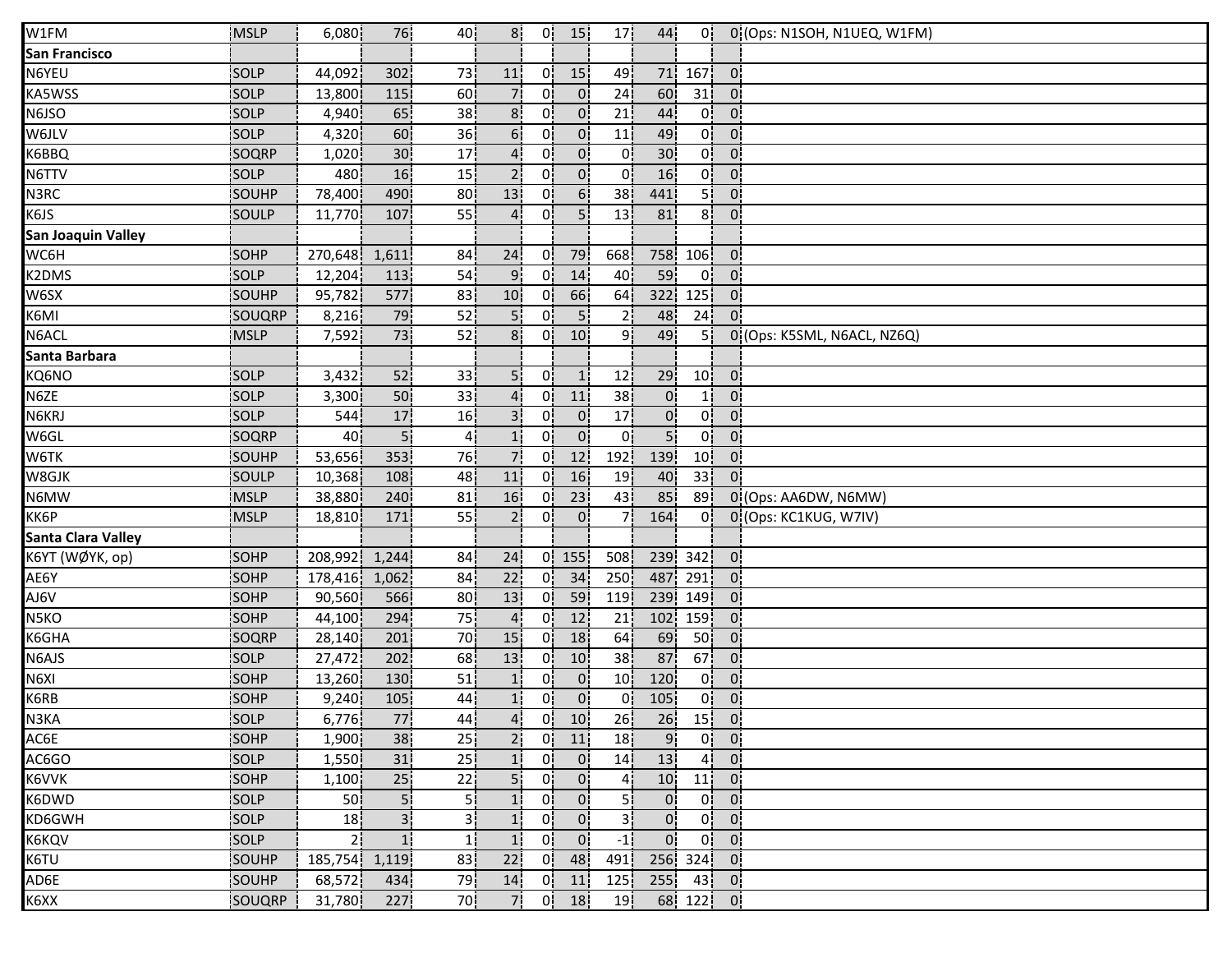| | | | | | | | | | | | | |
|---|---|---|---|---|---|---|---|---|---|---|---|---|
| W1FM | MSLP | 6,080 | 76 | 40 | 8 | 0 | 15 | 17 | 44 | 0 | 0 | (Ops: N1SOH, N1UEQ, W1FM) |
| **San Francisco** | | | | | | | | | | | | |
| N6YEU | SOLP | 44,092 | 302 | 73 | 11 | 0 | 15 | 49 | 71 | 167 | 0 | |
| KA5WSS | SOLP | 13,800 | 115 | 60 | 7 | 0 | 0 | 24 | 60 | 31 | 0 | |
| N6JSO | SOLP | 4,940 | 65 | 38 | 8 | 0 | 0 | 21 | 44 | 0 | 0 | |
| W6JLV | SOLP | 4,320 | 60 | 36 | 6 | 0 | 0 | 11 | 49 | 0 | 0 | |
| K6BBQ | SOQRP | 1,020 | 30 | 17 | 4 | 0 | 0 | 0 | 30 | 0 | 0 | |
| N6TTV | SOLP | 480 | 16 | 15 | 2 | 0 | 0 | 0 | 16 | 0 | 0 | |
| N3RC | SOUHP | 78,400 | 490 | 80 | 13 | 0 | 6 | 38 | 441 | 5 | 0 | |
| K6JS | SOULP | 11,770 | 107 | 55 | 4 | 0 | 5 | 13 | 81 | 8 | 0 | |
| **San Joaquin Valley** | | | | | | | | | | | | |
| WC6H | SOHP | 270,648 | 1,611 | 84 | 24 | 0 | 79 | 668 | 758 | 106 | 0 | |
| K2DMS | SOLP | 12,204 | 113 | 54 | 9 | 0 | 14 | 40 | 59 | 0 | 0 | |
| W6SX | SOUHP | 95,782 | 577 | 83 | 10 | 0 | 66 | 64 | 322 | 125 | 0 | |
| K6MI | SOUQRP | 8,216 | 79 | 52 | 5 | 0 | 5 | 2 | 48 | 24 | 0 | |
| N6ACL | MSLP | 7,592 | 73 | 52 | 8 | 0 | 10 | 9 | 49 | 5 | 0 | (Ops: K5SML, N6ACL, NZ6Q) |
| **Santa Barbara** | | | | | | | | | | | | |
| KQ6NO | SOLP | 3,432 | 52 | 33 | 5 | 0 | 1 | 12 | 29 | 10 | 0 | |
| N6ZE | SOLP | 3,300 | 50 | 33 | 4 | 0 | 11 | 38 | 0 | 1 | 0 | |
| N6KRJ | SOLP | 544 | 17 | 16 | 3 | 0 | 0 | 17 | 0 | 0 | 0 | |
| W6GL | SOQRP | 40 | 5 | 4 | 1 | 0 | 0 | 0 | 5 | 0 | 0 | |
| W6TK | SOUHP | 53,656 | 353 | 76 | 7 | 0 | 12 | 192 | 139 | 10 | 0 | |
| W8GJK | SOULP | 10,368 | 108 | 48 | 11 | 0 | 16 | 19 | 40 | 33 | 0 | |
| N6MW | MSLP | 38,880 | 240 | 81 | 16 | 0 | 23 | 43 | 85 | 89 | 0 | (Ops: AA6DW, N6MW) |
| KK6P | MSLP | 18,810 | 171 | 55 | 2 | 0 | 0 | 7 | 164 | 0 | 0 | (Ops: KC1KUG, W7IV) |
| **Santa Clara Valley** | | | | | | | | | | | | |
| K6YT (WØYK, op) | SOHP | 208,992 | 1,244 | 84 | 24 | 0 | 155 | 508 | 239 | 342 | 0 | |
| AE6Y | SOHP | 178,416 | 1,062 | 84 | 22 | 0 | 34 | 250 | 487 | 291 | 0 | |
| AJ6V | SOHP | 90,560 | 566 | 80 | 13 | 0 | 59 | 119 | 239 | 149 | 0 | |
| N5KO | SOHP | 44,100 | 294 | 75 | 4 | 0 | 12 | 21 | 102 | 159 | 0 | |
| K6GHA | SOQRP | 28,140 | 201 | 70 | 15 | 0 | 18 | 64 | 69 | 50 | 0 | |
| N6AJS | SOLP | 27,472 | 202 | 68 | 13 | 0 | 10 | 38 | 87 | 67 | 0 | |
| N6XI | SOHP | 13,260 | 130 | 51 | 1 | 0 | 0 | 10 | 120 | 0 | 0 | |
| K6RB | SOHP | 9,240 | 105 | 44 | 1 | 0 | 0 | 0 | 105 | 0 | 0 | |
| N3KA | SOLP | 6,776 | 77 | 44 | 4 | 0 | 10 | 26 | 26 | 15 | 0 | |
| AC6E | SOHP | 1,900 | 38 | 25 | 2 | 0 | 11 | 18 | 9 | 0 | 0 | |
| AC6GO | SOLP | 1,550 | 31 | 25 | 1 | 0 | 0 | 14 | 13 | 4 | 0 | |
| K6VVK | SOHP | 1,100 | 25 | 22 | 5 | 0 | 0 | 4 | 10 | 11 | 0 | |
| K6DWD | SOLP | 50 | 5 | 5 | 1 | 0 | 0 | 5 | 0 | 0 | 0 | |
| KD6GWH | SOLP | 18 | 3 | 3 | 1 | 0 | 0 | 3 | 0 | 0 | 0 | |
| K6KQV | SOLP | 2 | 1 | 1 | 1 | 0 | 0 | -1 | 0 | 0 | 0 | |
| K6TU | SOUHP | 185,754 | 1,119 | 83 | 22 | 0 | 48 | 491 | 256 | 324 | 0 | |
| AD6E | SOUHP | 68,572 | 434 | 79 | 14 | 0 | 11 | 125 | 255 | 43 | 0 | |
| K6XX | SOUQRP | 31,780 | 227 | 70 | 7 | 0 | 18 | 19 | 68 | 122 | 0 | |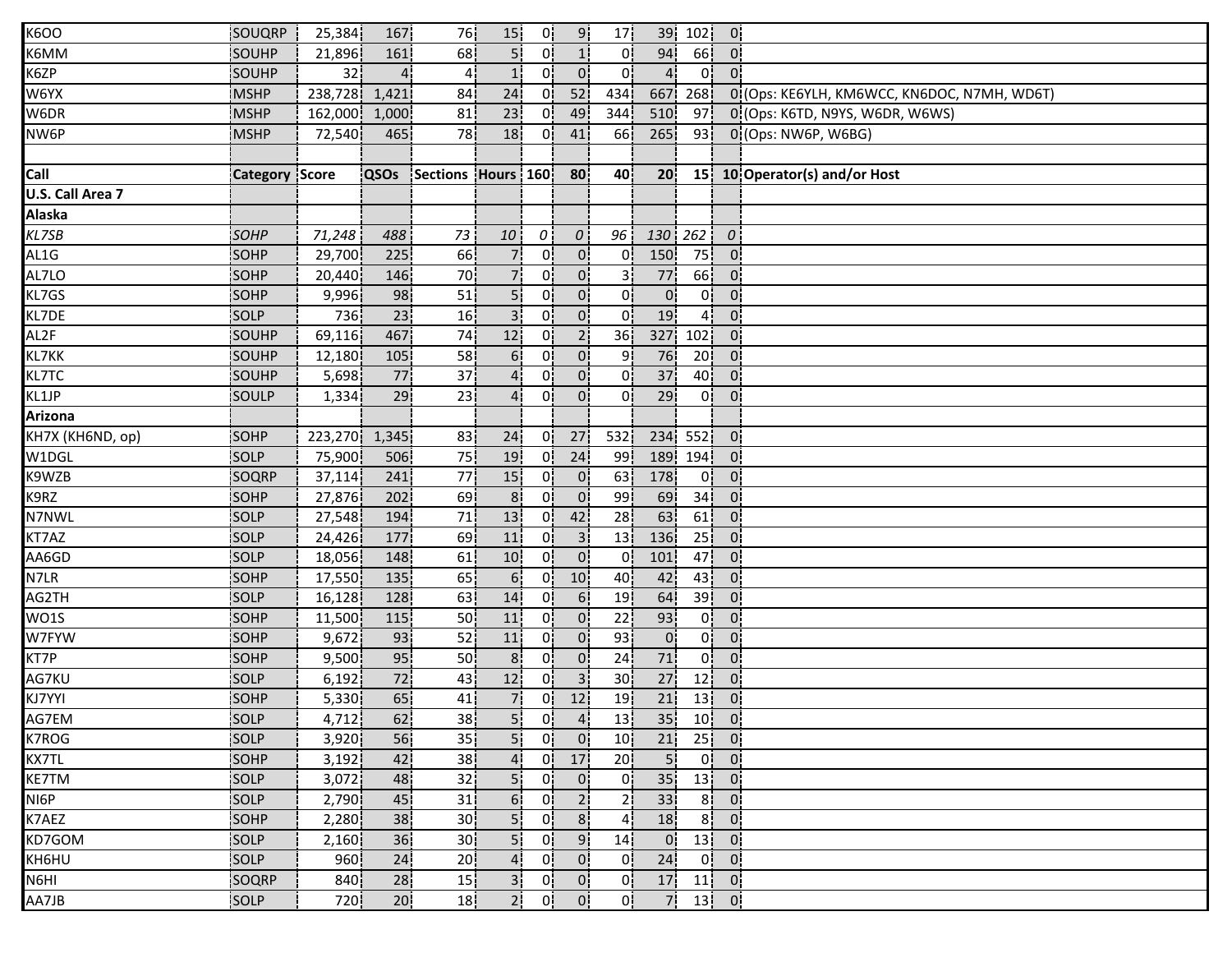| K6OO | SOUQRP | 25,384 | 167 | 76 | 15 | 0 | 9 | 17 | 39 | 102 | 0 | |
|---|---|---|---|---|---|---|---|---|---|---|---|---|
| K6MM | SOUHP | 21,896 | 161 | 68 | 5 | 0 | 1 | 0 | 94 | 66 | 0 | |
| K6ZP | SOUHP | 32 | 4 | 4 | 1 | 0 | 0 | 0 | 4 | 0 | 0 | |
| W6YX | MSHP | 238,728 | 1,421 | 84 | 24 | 0 | 52 | 434 | 667 | 268 | 0 | (Ops: KE6YLH, KM6WCC, KN6DOC, N7MH, WD6T) |
| W6DR | MSHP | 162,000 | 1,000 | 81 | 23 | 0 | 49 | 344 | 510 | 97 | 0 | (Ops: K6TD, N9YS, W6DR, W6WS) |
| NW6P | MSHP | 72,540 | 465 | 78 | 18 | 0 | 41 | 66 | 265 | 93 | 0 | (Ops: NW6P, W6BG) |
| | | | | | | | | | | | | |
| **Call** | **Category** | **Score** | **QSOs** | **Sections** | **Hours** | **160** | **80** | **40** | **20** | **15** | **10** | **Operator(s) and/or Host** |
| **U.S. Call Area 7** | | | | | | | | | | | | |
| **Alaska** | | | | | | | | | | | | |
| *KL7SB* | *SOHP* | *71,248* | *488* | *73* | *10* | *0* | *0* | *96* | *130* | *262* | *0* | |
| AL1G | SOHP | 29,700 | 225 | 66 | 7 | 0 | 0 | 0 | 150 | 75 | 0 | |
| AL7LO | SOHP | 20,440 | 146 | 70 | 7 | 0 | 0 | 3 | 77 | 66 | 0 | |
| KL7GS | SOHP | 9,996 | 98 | 51 | 5 | 0 | 0 | 0 | 0 | 0 | 0 | |
| KL7DE | SOLP | 736 | 23 | 16 | 3 | 0 | 0 | 0 | 19 | 4 | 0 | |
| AL2F | SOUHP | 69,116 | 467 | 74 | 12 | 0 | 2 | 36 | 327 | 102 | 0 | |
| KL7KK | SOUHP | 12,180 | 105 | 58 | 6 | 0 | 0 | 9 | 76 | 20 | 0 | |
| KL7TC | SOUHP | 5,698 | 77 | 37 | 4 | 0 | 0 | 0 | 37 | 40 | 0 | |
| KL1JP | SOULP | 1,334 | 29 | 23 | 4 | 0 | 0 | 0 | 29 | 0 | 0 | |
| **Arizona** | | | | | | | | | | | | |
| KH7X (KH6ND, op) | SOHP | 223,270 | 1,345 | 83 | 24 | 0 | 27 | 532 | 234 | 552 | 0 | |
| W1DGL | SOLP | 75,900 | 506 | 75 | 19 | 0 | 24 | 99 | 189 | 194 | 0 | |
| K9WZB | SOQRP | 37,114 | 241 | 77 | 15 | 0 | 0 | 63 | 178 | 0 | 0 | |
| K9RZ | SOHP | 27,876 | 202 | 69 | 8 | 0 | 0 | 99 | 69 | 34 | 0 | |
| N7NWL | SOLP | 27,548 | 194 | 71 | 13 | 0 | 42 | 28 | 63 | 61 | 0 | |
| KT7AZ | SOLP | 24,426 | 177 | 69 | 11 | 0 | 3 | 13 | 136 | 25 | 0 | |
| AA6GD | SOLP | 18,056 | 148 | 61 | 10 | 0 | 0 | 0 | 101 | 47 | 0 | |
| N7LR | SOHP | 17,550 | 135 | 65 | 6 | 0 | 10 | 40 | 42 | 43 | 0 | |
| AG2TH | SOLP | 16,128 | 128 | 63 | 14 | 0 | 6 | 19 | 64 | 39 | 0 | |
| WO1S | SOHP | 11,500 | 115 | 50 | 11 | 0 | 0 | 22 | 93 | 0 | 0 | |
| W7FYW | SOHP | 9,672 | 93 | 52 | 11 | 0 | 0 | 93 | 0 | 0 | 0 | |
| KT7P | SOHP | 9,500 | 95 | 50 | 8 | 0 | 0 | 24 | 71 | 0 | 0 | |
| AG7KU | SOLP | 6,192 | 72 | 43 | 12 | 0 | 3 | 30 | 27 | 12 | 0 | |
| KJ7YYI | SOHP | 5,330 | 65 | 41 | 7 | 0 | 12 | 19 | 21 | 13 | 0 | |
| AG7EM | SOLP | 4,712 | 62 | 38 | 5 | 0 | 4 | 13 | 35 | 10 | 0 | |
| K7ROG | SOLP | 3,920 | 56 | 35 | 5 | 0 | 0 | 10 | 21 | 25 | 0 | |
| KX7TL | SOHP | 3,192 | 42 | 38 | 4 | 0 | 17 | 20 | 5 | 0 | 0 | |
| KE7TM | SOLP | 3,072 | 48 | 32 | 5 | 0 | 0 | 0 | 35 | 13 | 0 | |
| NI6P | SOLP | 2,790 | 45 | 31 | 6 | 0 | 2 | 2 | 33 | 8 | 0 | |
| K7AEZ | SOHP | 2,280 | 38 | 30 | 5 | 0 | 8 | 4 | 18 | 8 | 0 | |
| KD7GOM | SOLP | 2,160 | 36 | 30 | 5 | 0 | 9 | 14 | 0 | 13 | 0 | |
| KH6HU | SOLP | 960 | 24 | 20 | 4 | 0 | 0 | 0 | 24 | 0 | 0 | |
| N6HI | SOQRP | 840 | 28 | 15 | 3 | 0 | 0 | 0 | 17 | 11 | 0 | |
| AA7JB | SOLP | 720 | 20 | 18 | 2 | 0 | 0 | 0 | 7 | 13 | 0 | |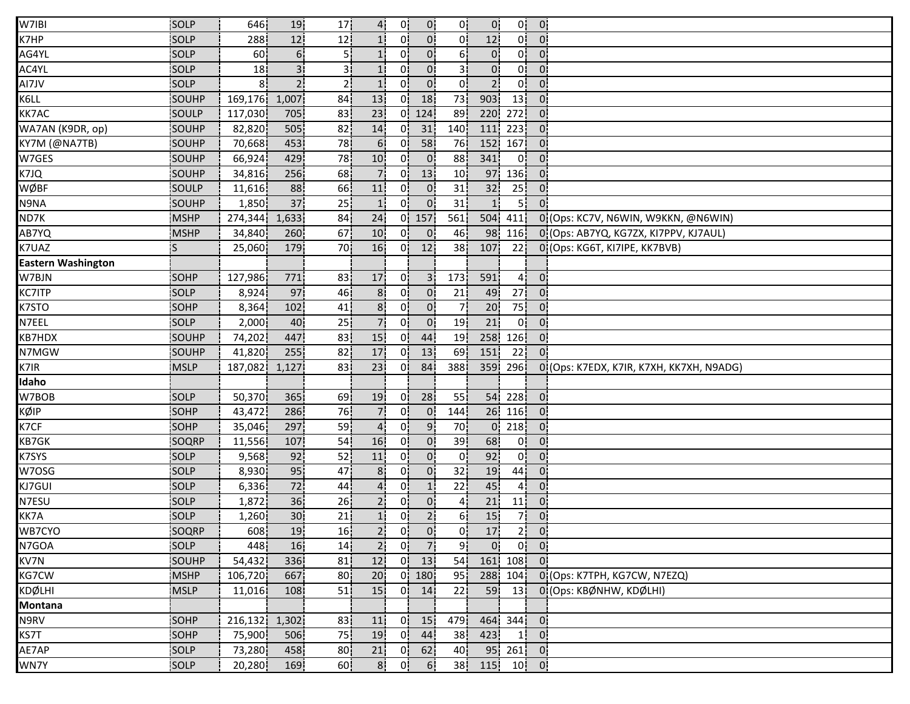| | | | | | | | | | | | |
|---|---|---|---|---|---|---|---|---|---|---|---|
| W7IBI | SOLP | 646 | 19 | 17 | 4 | 0 | 0 | 0 | 0 | 0 | 0 |
| K7HP | SOLP | 288 | 12 | 12 | 1 | 0 | 0 | 0 | 12 | 0 | 0 |
| AG4YL | SOLP | 60 | 6 | 5 | 1 | 0 | 0 | 6 | 0 | 0 | 0 |
| AC4YL | SOLP | 18 | 3 | 3 | 1 | 0 | 0 | 3 | 0 | 0 | 0 |
| AI7JV | SOLP | 8 | 2 | 2 | 1 | 0 | 0 | 0 | 2 | 0 | 0 |
| K6LL | SOUHP | 169,176 | 1,007 | 84 | 13 | 0 | 18 | 73 | 903 | 13 | 0 |
| KK7AC | SOULP | 117,030 | 705 | 83 | 23 | 0 | 124 | 89 | 220 | 272 | 0 |
| WA7AN (K9DR, op) | SOUHP | 82,820 | 505 | 82 | 14 | 0 | 31 | 140 | 111 | 223 | 0 |
| KY7M (@NA7TB) | SOUHP | 70,668 | 453 | 78 | 6 | 0 | 58 | 76 | 152 | 167 | 0 |
| W7GES | SOUHP | 66,924 | 429 | 78 | 10 | 0 | 0 | 88 | 341 | 0 | 0 |
| K7JQ | SOUHP | 34,816 | 256 | 68 | 7 | 0 | 13 | 10 | 97 | 136 | 0 |
| WØBF | SOULP | 11,616 | 88 | 66 | 11 | 0 | 0 | 31 | 32 | 25 | 0 |
| N9NA | SOUHP | 1,850 | 37 | 25 | 1 | 0 | 0 | 31 | 1 | 5 | 0 |
| ND7K | MSHP | 274,344 | 1,633 | 84 | 24 | 0 | 157 | 561 | 504 | 411 | 0 (Ops: KC7V, N6WIN, W9KKN, @N6WIN) |
| AB7YQ | MSHP | 34,840 | 260 | 67 | 10 | 0 | 0 | 46 | 98 | 116 | 0 (Ops: AB7YQ, KG7ZX, KI7PPV, KJ7AUL) |
| K7UAZ | S | 25,060 | 179 | 70 | 16 | 0 | 12 | 38 | 107 | 22 | 0 (Ops: KG6T, KI7IPE, KK7BVB) |
| **Eastern Washington** | | | | | | | | | | | |
| W7BJN | SOHP | 127,986 | 771 | 83 | 17 | 0 | 3 | 173 | 591 | 4 | 0 |
| KC7ITP | SOLP | 8,924 | 97 | 46 | 8 | 0 | 0 | 21 | 49 | 27 | 0 |
| K7STO | SOHP | 8,364 | 102 | 41 | 8 | 0 | 0 | 7 | 20 | 75 | 0 |
| N7EEL | SOLP | 2,000 | 40 | 25 | 7 | 0 | 0 | 19 | 21 | 0 | 0 |
| KB7HDX | SOUHP | 74,202 | 447 | 83 | 15 | 0 | 44 | 19 | 258 | 126 | 0 |
| N7MGW | SOUHP | 41,820 | 255 | 82 | 17 | 0 | 13 | 69 | 151 | 22 | 0 |
| K7IR | MSLP | 187,082 | 1,127 | 83 | 23 | 0 | 84 | 388 | 359 | 296 | 0 (Ops: K7EDX, K7IR, K7XH, KK7XH, N9ADG) |
| **Idaho** | | | | | | | | | | | |
| W7BOB | SOLP | 50,370 | 365 | 69 | 19 | 0 | 28 | 55 | 54 | 228 | 0 |
| KØIP | SOHP | 43,472 | 286 | 76 | 7 | 0 | 0 | 144 | 26 | 116 | 0 |
| K7CF | SOHP | 35,046 | 297 | 59 | 4 | 0 | 9 | 70 | 0 | 218 | 0 |
| KB7GK | SOQRP | 11,556 | 107 | 54 | 16 | 0 | 0 | 39 | 68 | 0 | 0 |
| K7SYS | SOLP | 9,568 | 92 | 52 | 11 | 0 | 0 | 0 | 92 | 0 | 0 |
| W7OSG | SOLP | 8,930 | 95 | 47 | 8 | 0 | 0 | 32 | 19 | 44 | 0 |
| KJ7GUI | SOLP | 6,336 | 72 | 44 | 4 | 0 | 1 | 22 | 45 | 4 | 0 |
| N7ESU | SOLP | 1,872 | 36 | 26 | 2 | 0 | 0 | 4 | 21 | 11 | 0 |
| KK7A | SOLP | 1,260 | 30 | 21 | 1 | 0 | 2 | 6 | 15 | 7 | 0 |
| WB7CYO | SOQRP | 608 | 19 | 16 | 2 | 0 | 0 | 0 | 17 | 2 | 0 |
| N7GOA | SOLP | 448 | 16 | 14 | 2 | 0 | 7 | 9 | 0 | 0 | 0 |
| KV7N | SOUHP | 54,432 | 336 | 81 | 12 | 0 | 13 | 54 | 161 | 108 | 0 |
| KG7CW | MSHP | 106,720 | 667 | 80 | 20 | 0 | 180 | 95 | 288 | 104 | 0 (Ops: K7TPH, KG7CW, N7EZQ) |
| KDØLHI | MSLP | 11,016 | 108 | 51 | 15 | 0 | 14 | 22 | 59 | 13 | 0 (Ops: KBØNHW, KDØLHI) |
| **Montana** | | | | | | | | | | | |
| N9RV | SOHP | 216,132 | 1,302 | 83 | 11 | 0 | 15 | 479 | 464 | 344 | 0 |
| KS7T | SOHP | 75,900 | 506 | 75 | 19 | 0 | 44 | 38 | 423 | 1 | 0 |
| AE7AP | SOLP | 73,280 | 458 | 80 | 21 | 0 | 62 | 40 | 95 | 261 | 0 |
| WN7Y | SOLP | 20,280 | 169 | 60 | 8 | 0 | 6 | 38 | 115 | 10 | 0 |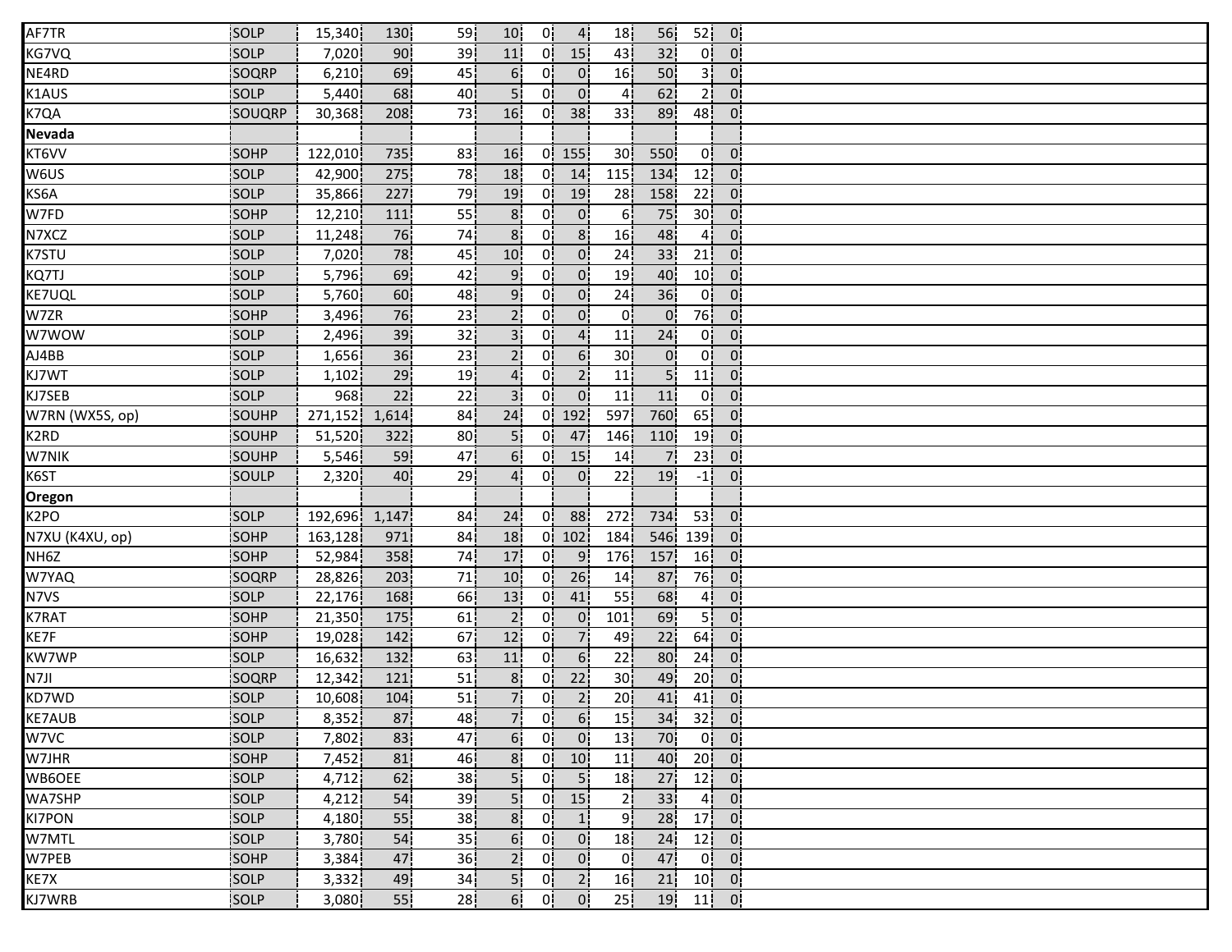| | | | | | | | | | | | |
|---|---|---|---|---|---|---|---|---|---|---|---|
| AF7TR | SOLP | 15,340 | 130 | 59 | 10 | 0 | 4 | 18 | 56 | 52 | 0 |
| KG7VQ | SOLP | 7,020 | 90 | 39 | 11 | 0 | 15 | 43 | 32 | 0 | 0 |
| NE4RD | SOQRP | 6,210 | 69 | 45 | 6 | 0 | 0 | 16 | 50 | 3 | 0 |
| K1AUS | SOLP | 5,440 | 68 | 40 | 5 | 0 | 0 | 4 | 62 | 2 | 0 |
| K7QA | SOUQRP | 30,368 | 208 | 73 | 16 | 0 | 38 | 33 | 89 | 48 | 0 |
| **Nevada** | | | | | | | | | | | |
| KT6VV | SOHP | 122,010 | 735 | 83 | 16 | 0 | 155 | 30 | 550 | 0 | 0 |
| W6US | SOLP | 42,900 | 275 | 78 | 18 | 0 | 14 | 115 | 134 | 12 | 0 |
| KS6A | SOLP | 35,866 | 227 | 79 | 19 | 0 | 19 | 28 | 158 | 22 | 0 |
| W7FD | SOHP | 12,210 | 111 | 55 | 8 | 0 | 0 | 6 | 75 | 30 | 0 |
| N7XCZ | SOLP | 11,248 | 76 | 74 | 8 | 0 | 8 | 16 | 48 | 4 | 0 |
| K7STU | SOLP | 7,020 | 78 | 45 | 10 | 0 | 0 | 24 | 33 | 21 | 0 |
| KQ7TJ | SOLP | 5,796 | 69 | 42 | 9 | 0 | 0 | 19 | 40 | 10 | 0 |
| KE7UQL | SOLP | 5,760 | 60 | 48 | 9 | 0 | 0 | 24 | 36 | 0 | 0 |
| W7ZR | SOHP | 3,496 | 76 | 23 | 2 | 0 | 0 | 0 | 0 | 76 | 0 |
| W7WOW | SOLP | 2,496 | 39 | 32 | 3 | 0 | 4 | 11 | 24 | 0 | 0 |
| AJ4BB | SOLP | 1,656 | 36 | 23 | 2 | 0 | 6 | 30 | 0 | 0 | 0 |
| KJ7WT | SOLP | 1,102 | 29 | 19 | 4 | 0 | 2 | 11 | 5 | 11 | 0 |
| KJ7SEB | SOLP | 968 | 22 | 22 | 3 | 0 | 0 | 11 | 11 | 0 | 0 |
| W7RN (WX5S, op) | SOUHP | 271,152 | 1,614 | 84 | 24 | 0 | 192 | 597 | 760 | 65 | 0 |
| K2RD | SOUHP | 51,520 | 322 | 80 | 5 | 0 | 47 | 146 | 110 | 19 | 0 |
| W7NIK | SOUHP | 5,546 | 59 | 47 | 6 | 0 | 15 | 14 | 7 | 23 | 0 |
| K6ST | SOULP | 2,320 | 40 | 29 | 4 | 0 | 0 | 22 | 19 | -1 | 0 |
| **Oregon** | | | | | | | | | | | |
| K2PO | SOLP | 192,696 | 1,147 | 84 | 24 | 0 | 88 | 272 | 734 | 53 | 0 |
| N7XU (K4XU, op) | SOHP | 163,128 | 971 | 84 | 18 | 0 | 102 | 184 | 546 | 139 | 0 |
| NH6Z | SOHP | 52,984 | 358 | 74 | 17 | 0 | 9 | 176 | 157 | 16 | 0 |
| W7YAQ | SOQRP | 28,826 | 203 | 71 | 10 | 0 | 26 | 14 | 87 | 76 | 0 |
| N7VS | SOLP | 22,176 | 168 | 66 | 13 | 0 | 41 | 55 | 68 | 4 | 0 |
| K7RAT | SOHP | 21,350 | 175 | 61 | 2 | 0 | 0 | 101 | 69 | 5 | 0 |
| KE7F | SOHP | 19,028 | 142 | 67 | 12 | 0 | 7 | 49 | 22 | 64 | 0 |
| KW7WP | SOLP | 16,632 | 132 | 63 | 11 | 0 | 6 | 22 | 80 | 24 | 0 |
| N7JI | SOQRP | 12,342 | 121 | 51 | 8 | 0 | 22 | 30 | 49 | 20 | 0 |
| KD7WD | SOLP | 10,608 | 104 | 51 | 7 | 0 | 2 | 20 | 41 | 41 | 0 |
| KE7AUB | SOLP | 8,352 | 87 | 48 | 7 | 0 | 6 | 15 | 34 | 32 | 0 |
| W7VC | SOLP | 7,802 | 83 | 47 | 6 | 0 | 0 | 13 | 70 | 0 | 0 |
| W7JHR | SOHP | 7,452 | 81 | 46 | 8 | 0 | 10 | 11 | 40 | 20 | 0 |
| WB6OEE | SOLP | 4,712 | 62 | 38 | 5 | 0 | 5 | 18 | 27 | 12 | 0 |
| WA7SHP | SOLP | 4,212 | 54 | 39 | 5 | 0 | 15 | 2 | 33 | 4 | 0 |
| KI7PON | SOLP | 4,180 | 55 | 38 | 8 | 0 | 1 | 9 | 28 | 17 | 0 |
| W7MTL | SOLP | 3,780 | 54 | 35 | 6 | 0 | 0 | 18 | 24 | 12 | 0 |
| W7PEB | SOHP | 3,384 | 47 | 36 | 2 | 0 | 0 | 0 | 47 | 0 | 0 |
| KE7X | SOLP | 3,332 | 49 | 34 | 5 | 0 | 2 | 16 | 21 | 10 | 0 |
| KJ7WRB | SOLP | 3,080 | 55 | 28 | 6 | 0 | 0 | 25 | 19 | 11 | 0 |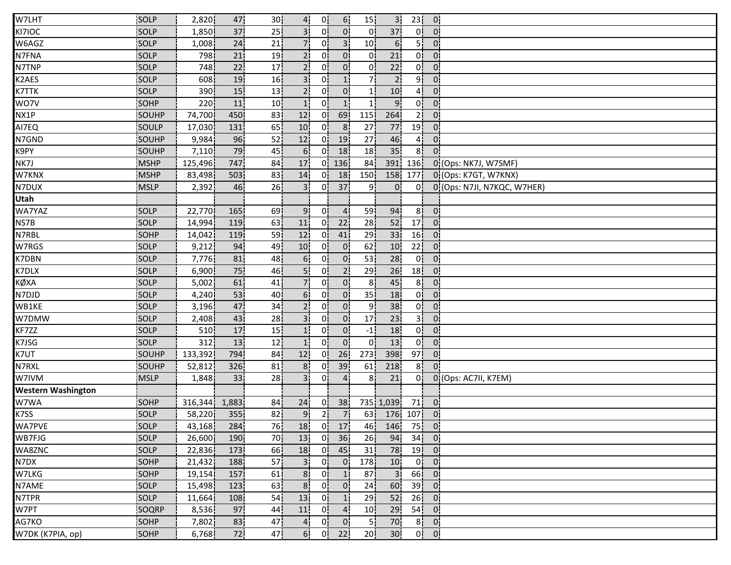| | | | | | | | | | | | | |
|---|---|---|---|---|---|---|---|---|---|---|---|---|
| W7LHT | SOLP | 2,820 | 47 | 30 | 4 | 0 | 6 | 15 | 3 | 23 | 0 | |
| KI7IOC | SOLP | 1,850 | 37 | 25 | 3 | 0 | 0 | 0 | 37 | 0 | 0 | |
| W6AGZ | SOLP | 1,008 | 24 | 21 | 7 | 0 | 3 | 10 | 6 | 5 | 0 | |
| N7FNA | SOLP | 798 | 21 | 19 | 2 | 0 | 0 | 0 | 21 | 0 | 0 | |
| N7TNP | SOLP | 748 | 22 | 17 | 2 | 0 | 0 | 0 | 22 | 0 | 0 | |
| K2AES | SOLP | 608 | 19 | 16 | 3 | 0 | 1 | 7 | 2 | 9 | 0 | |
| K7TTK | SOLP | 390 | 15 | 13 | 2 | 0 | 0 | 1 | 10 | 4 | 0 | |
| WO7V | SOHP | 220 | 11 | 10 | 1 | 0 | 1 | 1 | 9 | 0 | 0 | |
| NX1P | SOUHP | 74,700 | 450 | 83 | 12 | 0 | 69 | 115 | 264 | 2 | 0 | |
| AI7EQ | SOULP | 17,030 | 131 | 65 | 10 | 0 | 8 | 27 | 77 | 19 | 0 | |
| N7GND | SOUHP | 9,984 | 96 | 52 | 12 | 0 | 19 | 27 | 46 | 4 | 0 | |
| K9PY | SOUHP | 7,110 | 79 | 45 | 6 | 0 | 18 | 18 | 35 | 8 | 0 | |
| NK7J | MSHP | 125,496 | 747 | 84 | 17 | 0 | 136 | 84 | 391 | 136 | 0 | (Ops: NK7J, W7SMF) |
| W7KNX | MSHP | 83,498 | 503 | 83 | 14 | 0 | 18 | 150 | 158 | 177 | 0 | (Ops: K7GT, W7KNX) |
| N7DUX | MSLP | 2,392 | 46 | 26 | 3 | 0 | 37 | 9 | 0 | 0 | 0 | (Ops: N7JI, N7KQC, W7HER) |
| **Utah** | | | | | | | | | | | | |
| WA7YAZ | SOLP | 22,770 | 165 | 69 | 9 | 0 | 4 | 59 | 94 | 8 | 0 | |
| NS7B | SOLP | 14,994 | 119 | 63 | 11 | 0 | 22 | 28 | 52 | 17 | 0 | |
| N7RBL | SOHP | 14,042 | 119 | 59 | 12 | 0 | 41 | 29 | 33 | 16 | 0 | |
| W7RGS | SOLP | 9,212 | 94 | 49 | 10 | 0 | 0 | 62 | 10 | 22 | 0 | |
| K7DBN | SOLP | 7,776 | 81 | 48 | 6 | 0 | 0 | 53 | 28 | 0 | 0 | |
| K7DLX | SOLP | 6,900 | 75 | 46 | 5 | 0 | 2 | 29 | 26 | 18 | 0 | |
| KØXA | SOLP | 5,002 | 61 | 41 | 7 | 0 | 0 | 8 | 45 | 8 | 0 | |
| N7DJD | SOLP | 4,240 | 53 | 40 | 6 | 0 | 0 | 35 | 18 | 0 | 0 | |
| WB1KE | SOLP | 3,196 | 47 | 34 | 2 | 0 | 0 | 9 | 38 | 0 | 0 | |
| W7DMW | SOLP | 2,408 | 43 | 28 | 3 | 0 | 0 | 17 | 23 | 3 | 0 | |
| KF7ZZ | SOLP | 510 | 17 | 15 | 1 | 0 | 0 | -1 | 18 | 0 | 0 | |
| K7JSG | SOLP | 312 | 13 | 12 | 1 | 0 | 0 | 0 | 13 | 0 | 0 | |
| K7UT | SOUHP | 133,392 | 794 | 84 | 12 | 0 | 26 | 273 | 398 | 97 | 0 | |
| N7RXL | SOUHP | 52,812 | 326 | 81 | 8 | 0 | 39 | 61 | 218 | 8 | 0 | |
| W7IVM | MSLP | 1,848 | 33 | 28 | 3 | 0 | 4 | 8 | 21 | 0 | 0 | (Ops: AC7II, K7EM) |
| **Western Washington** | | | | | | | | | | | | |
| W7WA | SOHP | 316,344 | 1,883 | 84 | 24 | 0 | 38 | 735 | 1,039 | 71 | 0 | |
| K7SS | SOLP | 58,220 | 355 | 82 | 9 | 2 | 7 | 63 | 176 | 107 | 0 | |
| WA7PVE | SOLP | 43,168 | 284 | 76 | 18 | 0 | 17 | 46 | 146 | 75 | 0 | |
| WB7FJG | SOLP | 26,600 | 190 | 70 | 13 | 0 | 36 | 26 | 94 | 34 | 0 | |
| WA8ZNC | SOLP | 22,836 | 173 | 66 | 18 | 0 | 45 | 31 | 78 | 19 | 0 | |
| N7DX | SOHP | 21,432 | 188 | 57 | 3 | 0 | 0 | 178 | 10 | 0 | 0 | |
| W7LKG | SOHP | 19,154 | 157 | 61 | 8 | 0 | 1 | 87 | 3 | 66 | 0 | |
| N7AME | SOLP | 15,498 | 123 | 63 | 8 | 0 | 0 | 24 | 60 | 39 | 0 | |
| N7TPR | SOLP | 11,664 | 108 | 54 | 13 | 0 | 1 | 29 | 52 | 26 | 0 | |
| W7PT | SOQRP | 8,536 | 97 | 44 | 11 | 0 | 4 | 10 | 29 | 54 | 0 | |
| AG7KO | SOHP | 7,802 | 83 | 47 | 4 | 0 | 0 | 5 | 70 | 8 | 0 | |
| W7DK (K7PIA, op) | SOHP | 6,768 | 72 | 47 | 6 | 0 | 22 | 20 | 30 | 0 | 0 | |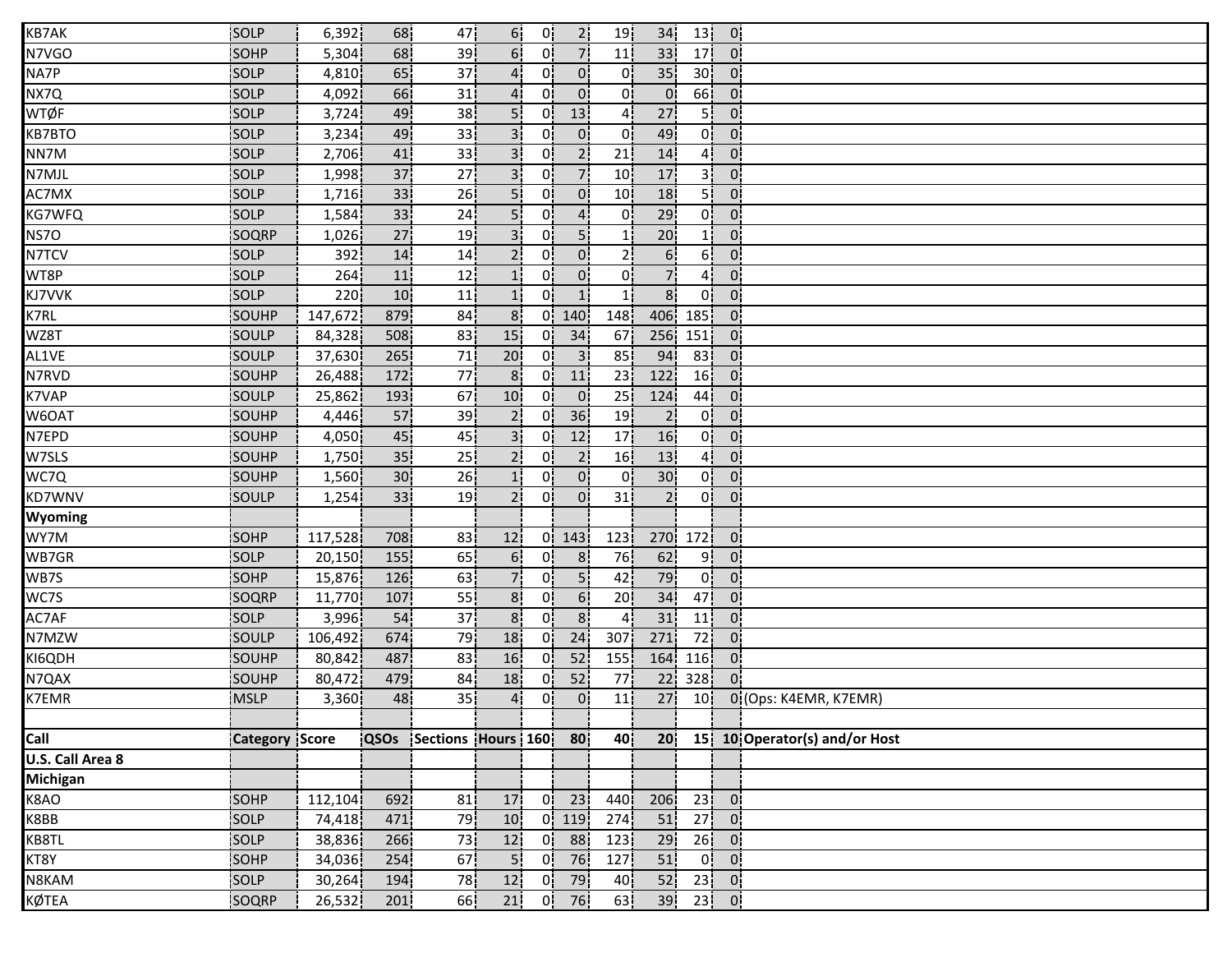| KB7AK | SOLP | 6,392 | 68 | 47 | 6 | 0 | 2 | 19 | 34 | 13 | 0 | |
|---|---|---|---|---|---|---|---|---|---|---|---|---|
| N7VGO | SOHP | 5,304 | 68 | 39 | 6 | 0 | 7 | 11 | 33 | 17 | 0 | |
| NA7P | SOLP | 4,810 | 65 | 37 | 4 | 0 | 0 | 0 | 35 | 30 | 0 | |
| NX7Q | SOLP | 4,092 | 66 | 31 | 4 | 0 | 0 | 0 | 0 | 66 | 0 | |
| WTØF | SOLP | 3,724 | 49 | 38 | 5 | 0 | 13 | 4 | 27 | 5 | 0 | |
| KB7BTO | SOLP | 3,234 | 49 | 33 | 3 | 0 | 0 | 0 | 49 | 0 | 0 | |
| NN7M | SOLP | 2,706 | 41 | 33 | 3 | 0 | 2 | 21 | 14 | 4 | 0 | |
| N7MJL | SOLP | 1,998 | 37 | 27 | 3 | 0 | 7 | 10 | 17 | 3 | 0 | |
| AC7MX | SOLP | 1,716 | 33 | 26 | 5 | 0 | 0 | 10 | 18 | 5 | 0 | |
| KG7WFQ | SOLP | 1,584 | 33 | 24 | 5 | 0 | 4 | 0 | 29 | 0 | 0 | |
| NS7O | SOQRP | 1,026 | 27 | 19 | 3 | 0 | 5 | 1 | 20 | 1 | 0 | |
| N7TCV | SOLP | 392 | 14 | 14 | 2 | 0 | 0 | 2 | 6 | 6 | 0 | |
| WT8P | SOLP | 264 | 11 | 12 | 1 | 0 | 0 | 0 | 7 | 4 | 0 | |
| KJ7VVK | SOLP | 220 | 10 | 11 | 1 | 0 | 1 | 1 | 8 | 0 | 0 | |
| K7RL | SOUHP | 147,672 | 879 | 84 | 8 | 0 | 140 | 148 | 406 | 185 | 0 | |
| WZ8T | SOULP | 84,328 | 508 | 83 | 15 | 0 | 34 | 67 | 256 | 151 | 0 | |
| AL1VE | SOULP | 37,630 | 265 | 71 | 20 | 0 | 3 | 85 | 94 | 83 | 0 | |
| N7RVD | SOUHP | 26,488 | 172 | 77 | 8 | 0 | 11 | 23 | 122 | 16 | 0 | |
| K7VAP | SOULP | 25,862 | 193 | 67 | 10 | 0 | 0 | 25 | 124 | 44 | 0 | |
| W6OAT | SOUHP | 4,446 | 57 | 39 | 2 | 0 | 36 | 19 | 2 | 0 | 0 | |
| N7EPD | SOUHP | 4,050 | 45 | 45 | 3 | 0 | 12 | 17 | 16 | 0 | 0 | |
| W7SLS | SOUHP | 1,750 | 35 | 25 | 2 | 0 | 2 | 16 | 13 | 4 | 0 | |
| WC7Q | SOUHP | 1,560 | 30 | 26 | 1 | 0 | 0 | 0 | 30 | 0 | 0 | |
| KD7WNV | SOULP | 1,254 | 33 | 19 | 2 | 0 | 0 | 31 | 2 | 0 | 0 | |
| **Wyoming** | | | | | | | | | | | | |
| WY7M | SOHP | 117,528 | 708 | 83 | 12 | 0 | 143 | 123 | 270 | 172 | 0 | |
| WB7GR | SOLP | 20,150 | 155 | 65 | 6 | 0 | 8 | 76 | 62 | 9 | 0 | |
| WB7S | SOHP | 15,876 | 126 | 63 | 7 | 0 | 5 | 42 | 79 | 0 | 0 | |
| WC7S | SOQRP | 11,770 | 107 | 55 | 8 | 0 | 6 | 20 | 34 | 47 | 0 | |
| AC7AF | SOLP | 3,996 | 54 | 37 | 8 | 0 | 8 | 4 | 31 | 11 | 0 | |
| N7MZW | SOULP | 106,492 | 674 | 79 | 18 | 0 | 24 | 307 | 271 | 72 | 0 | |
| KI6QDH | SOUHP | 80,842 | 487 | 83 | 16 | 0 | 52 | 155 | 164 | 116 | 0 | |
| N7QAX | SOUHP | 80,472 | 479 | 84 | 18 | 0 | 52 | 77 | 22 | 328 | 0 | |
| K7EMR | MSLP | 3,360 | 48 | 35 | 4 | 0 | 0 | 11 | 27 | 10 | 0 | (Ops: K4EMR, K7EMR) |
| | | | | | | | | | | | | |
| **Call** | **Category** | **Score** | **QSOs** | **Sections** | **Hours** | **160** | **80** | **40** | **20** | **15** | **10** | **Operator(s) and/or Host** |
| **U.S. Call Area 8** | | | | | | | | | | | | |
| **Michigan** | | | | | | | | | | | | |
| K8AO | SOHP | 112,104 | 692 | 81 | 17 | 0 | 23 | 440 | 206 | 23 | 0 | |
| K8BB | SOLP | 74,418 | 471 | 79 | 10 | 0 | 119 | 274 | 51 | 27 | 0 | |
| KB8TL | SOLP | 38,836 | 266 | 73 | 12 | 0 | 88 | 123 | 29 | 26 | 0 | |
| KT8Y | SOHP | 34,036 | 254 | 67 | 5 | 0 | 76 | 127 | 51 | 0 | 0 | |
| N8KAM | SOLP | 30,264 | 194 | 78 | 12 | 0 | 79 | 40 | 52 | 23 | 0 | |
| KØTEA | SOQRP | 26,532 | 201 | 66 | 21 | 0 | 76 | 63 | 39 | 23 | 0 | |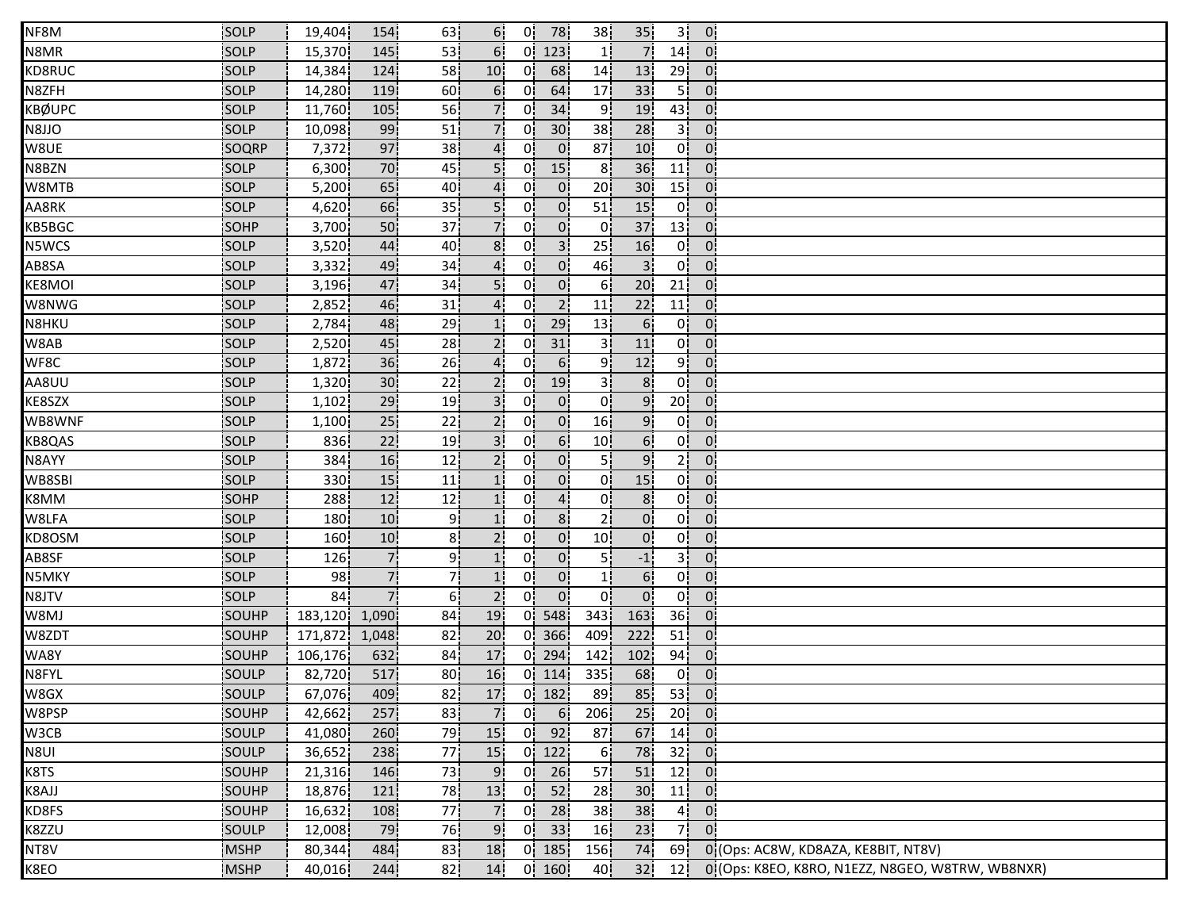| | | | | | | | | | | | | |
|---|---|---|---|---|---|---|---|---|---|---|---|---|
| NF8M | SOLP | 19,404 | 154 | 63 | 6 | 0 | 78 | 38 | 35 | 3 | 0 | |
| N8MR | SOLP | 15,370 | 145 | 53 | 6 | 0 | 123 | 1 | 7 | 14 | 0 | |
| KD8RUC | SOLP | 14,384 | 124 | 58 | 10 | 0 | 68 | 14 | 13 | 29 | 0 | |
| N8ZFH | SOLP | 14,280 | 119 | 60 | 6 | 0 | 64 | 17 | 33 | 5 | 0 | |
| KBØUPC | SOLP | 11,760 | 105 | 56 | 7 | 0 | 34 | 9 | 19 | 43 | 0 | |
| N8JJO | SOLP | 10,098 | 99 | 51 | 7 | 0 | 30 | 38 | 28 | 3 | 0 | |
| W8UE | SOQRP | 7,372 | 97 | 38 | 4 | 0 | 0 | 87 | 10 | 0 | 0 | |
| N8BZN | SOLP | 6,300 | 70 | 45 | 5 | 0 | 15 | 8 | 36 | 11 | 0 | |
| W8MTB | SOLP | 5,200 | 65 | 40 | 4 | 0 | 0 | 20 | 30 | 15 | 0 | |
| AA8RK | SOLP | 4,620 | 66 | 35 | 5 | 0 | 0 | 51 | 15 | 0 | 0 | |
| KB5BGC | SOHP | 3,700 | 50 | 37 | 7 | 0 | 0 | 0 | 37 | 13 | 0 | |
| N5WCS | SOLP | 3,520 | 44 | 40 | 8 | 0 | 3 | 25 | 16 | 0 | 0 | |
| AB8SA | SOLP | 3,332 | 49 | 34 | 4 | 0 | 0 | 46 | 3 | 0 | 0 | |
| KE8MOI | SOLP | 3,196 | 47 | 34 | 5 | 0 | 0 | 6 | 20 | 21 | 0 | |
| W8NWG | SOLP | 2,852 | 46 | 31 | 4 | 0 | 2 | 11 | 22 | 11 | 0 | |
| N8HKU | SOLP | 2,784 | 48 | 29 | 1 | 0 | 29 | 13 | 6 | 0 | 0 | |
| W8AB | SOLP | 2,520 | 45 | 28 | 2 | 0 | 31 | 3 | 11 | 0 | 0 | |
| WF8C | SOLP | 1,872 | 36 | 26 | 4 | 0 | 6 | 9 | 12 | 9 | 0 | |
| AA8UU | SOLP | 1,320 | 30 | 22 | 2 | 0 | 19 | 3 | 8 | 0 | 0 | |
| KE8SZX | SOLP | 1,102 | 29 | 19 | 3 | 0 | 0 | 0 | 9 | 20 | 0 | |
| WB8WNF | SOLP | 1,100 | 25 | 22 | 2 | 0 | 0 | 16 | 9 | 0 | 0 | |
| KB8QAS | SOLP | 836 | 22 | 19 | 3 | 0 | 6 | 10 | 6 | 0 | 0 | |
| N8AYY | SOLP | 384 | 16 | 12 | 2 | 0 | 0 | 5 | 9 | 2 | 0 | |
| WB8SBI | SOLP | 330 | 15 | 11 | 1 | 0 | 0 | 0 | 15 | 0 | 0 | |
| K8MM | SOHP | 288 | 12 | 12 | 1 | 0 | 4 | 0 | 8 | 0 | 0 | |
| W8LFA | SOLP | 180 | 10 | 9 | 1 | 0 | 8 | 2 | 0 | 0 | 0 | |
| KD8OSM | SOLP | 160 | 10 | 8 | 2 | 0 | 0 | 10 | 0 | 0 | 0 | |
| AB8SF | SOLP | 126 | 7 | 9 | 1 | 0 | 0 | 5 | -1 | 3 | 0 | |
| N5MKY | SOLP | 98 | 7 | 7 | 1 | 0 | 0 | 1 | 6 | 0 | 0 | |
| N8JTV | SOLP | 84 | 7 | 6 | 2 | 0 | 0 | 0 | 0 | 0 | 0 | |
| W8MJ | SOUHP | 183,120 | 1,090 | 84 | 19 | 0 | 548 | 343 | 163 | 36 | 0 | |
| W8ZDT | SOUHP | 171,872 | 1,048 | 82 | 20 | 0 | 366 | 409 | 222 | 51 | 0 | |
| WA8Y | SOUHP | 106,176 | 632 | 84 | 17 | 0 | 294 | 142 | 102 | 94 | 0 | |
| N8FYL | SOULP | 82,720 | 517 | 80 | 16 | 0 | 114 | 335 | 68 | 0 | 0 | |
| W8GX | SOULP | 67,076 | 409 | 82 | 17 | 0 | 182 | 89 | 85 | 53 | 0 | |
| W8PSP | SOUHP | 42,662 | 257 | 83 | 7 | 0 | 6 | 206 | 25 | 20 | 0 | |
| W3CB | SOULP | 41,080 | 260 | 79 | 15 | 0 | 92 | 87 | 67 | 14 | 0 | |
| N8UI | SOULP | 36,652 | 238 | 77 | 15 | 0 | 122 | 6 | 78 | 32 | 0 | |
| K8TS | SOUHP | 21,316 | 146 | 73 | 9 | 0 | 26 | 57 | 51 | 12 | 0 | |
| K8AJJ | SOUHP | 18,876 | 121 | 78 | 13 | 0 | 52 | 28 | 30 | 11 | 0 | |
| KD8FS | SOUHP | 16,632 | 108 | 77 | 7 | 0 | 28 | 38 | 38 | 4 | 0 | |
| K8ZZU | SOULP | 12,008 | 79 | 76 | 9 | 0 | 33 | 16 | 23 | 7 | 0 | |
| NT8V | MSHP | 80,344 | 484 | 83 | 18 | 0 | 185 | 156 | 74 | 69 | 0 | (Ops: AC8W, KD8AZA, KE8BIT, NT8V) |
| K8EO | MSHP | 40,016 | 244 | 82 | 14 | 0 | 160 | 40 | 32 | 12 | 0 | (Ops: K8EO, K8RO, N1EZZ, N8GEO, W8TRW, WB8NXR) |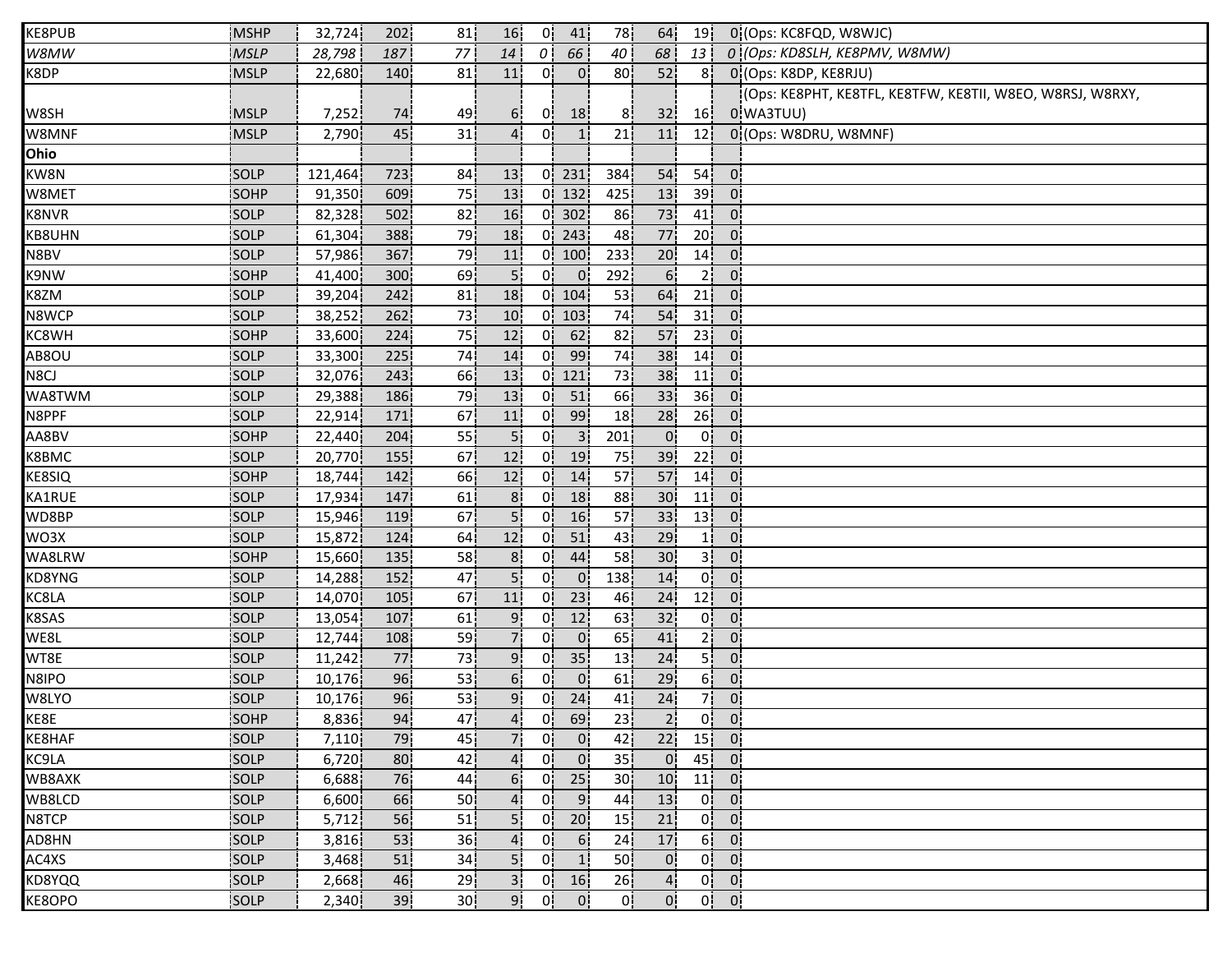| | | | | | | | | | | | | |
|---|---|---|---|---|---|---|---|---|---|---|---|---|
| KE8PUB | MSHP | 32,724 | 202 | 81 | 16 | 0 | 41 | 78 | 64 | 19 | 0 | (Ops: KC8FQD, W8WJC) |
| *W8MW* | *MSLP* | *28,798* | *187* | *77* | *14* | *0* | *66* | *40* | *68* | *13* | *0* | *(Ops: KD8SLH, KE8PMV, W8MW)* |
| K8DP | MSLP | 22,680 | 140 | 81 | 11 | 0 | 0 | 80 | 52 | 8 | 0 | (Ops: K8DP, KE8RJU) |
| W8SH | MSLP | 7,252 | 74 | 49 | 6 | 0 | 18 | 8 | 32 | 16 | 0 | (Ops: KE8PHT, KE8TFL, KE8TFW, KE8TII, W8EO, W8RSJ, W8RXY, WA3TUU) |
| W8MNF | MSLP | 2,790 | 45 | 31 | 4 | 0 | 1 | 21 | 11 | 12 | 0 | (Ops: W8DRU, W8MNF) |
| **Ohio** | | | | | | | | | | | | |
| KW8N | SOLP | 121,464 | 723 | 84 | 13 | 0 | 231 | 384 | 54 | 54 | 0 | |
| W8MET | SOHP | 91,350 | 609 | 75 | 13 | 0 | 132 | 425 | 13 | 39 | 0 | |
| K8NVR | SOLP | 82,328 | 502 | 82 | 16 | 0 | 302 | 86 | 73 | 41 | 0 | |
| KB8UHN | SOLP | 61,304 | 388 | 79 | 18 | 0 | 243 | 48 | 77 | 20 | 0 | |
| N8BV | SOLP | 57,986 | 367 | 79 | 11 | 0 | 100 | 233 | 20 | 14 | 0 | |
| K9NW | SOHP | 41,400 | 300 | 69 | 5 | 0 | 0 | 292 | 6 | 2 | 0 | |
| K8ZM | SOLP | 39,204 | 242 | 81 | 18 | 0 | 104 | 53 | 64 | 21 | 0 | |
| N8WCP | SOLP | 38,252 | 262 | 73 | 10 | 0 | 103 | 74 | 54 | 31 | 0 | |
| KC8WH | SOHP | 33,600 | 224 | 75 | 12 | 0 | 62 | 82 | 57 | 23 | 0 | |
| AB8OU | SOLP | 33,300 | 225 | 74 | 14 | 0 | 99 | 74 | 38 | 14 | 0 | |
| N8CJ | SOLP | 32,076 | 243 | 66 | 13 | 0 | 121 | 73 | 38 | 11 | 0 | |
| WA8TWM | SOLP | 29,388 | 186 | 79 | 13 | 0 | 51 | 66 | 33 | 36 | 0 | |
| N8PPF | SOLP | 22,914 | 171 | 67 | 11 | 0 | 99 | 18 | 28 | 26 | 0 | |
| AA8BV | SOHP | 22,440 | 204 | 55 | 5 | 0 | 3 | 201 | 0 | 0 | 0 | |
| K8BMC | SOLP | 20,770 | 155 | 67 | 12 | 0 | 19 | 75 | 39 | 22 | 0 | |
| KE8SIQ | SOHP | 18,744 | 142 | 66 | 12 | 0 | 14 | 57 | 57 | 14 | 0 | |
| KA1RUE | SOLP | 17,934 | 147 | 61 | 8 | 0 | 18 | 88 | 30 | 11 | 0 | |
| WD8BP | SOLP | 15,946 | 119 | 67 | 5 | 0 | 16 | 57 | 33 | 13 | 0 | |
| WO3X | SOLP | 15,872 | 124 | 64 | 12 | 0 | 51 | 43 | 29 | 1 | 0 | |
| WA8LRW | SOHP | 15,660 | 135 | 58 | 8 | 0 | 44 | 58 | 30 | 3 | 0 | |
| KD8YNG | SOLP | 14,288 | 152 | 47 | 5 | 0 | 0 | 138 | 14 | 0 | 0 | |
| KC8LA | SOLP | 14,070 | 105 | 67 | 11 | 0 | 23 | 46 | 24 | 12 | 0 | |
| K8SAS | SOLP | 13,054 | 107 | 61 | 9 | 0 | 12 | 63 | 32 | 0 | 0 | |
| WE8L | SOLP | 12,744 | 108 | 59 | 7 | 0 | 0 | 65 | 41 | 2 | 0 | |
| WT8E | SOLP | 11,242 | 77 | 73 | 9 | 0 | 35 | 13 | 24 | 5 | 0 | |
| N8IPO | SOLP | 10,176 | 96 | 53 | 6 | 0 | 0 | 61 | 29 | 6 | 0 | |
| W8LYO | SOLP | 10,176 | 96 | 53 | 9 | 0 | 24 | 41 | 24 | 7 | 0 | |
| KE8E | SOHP | 8,836 | 94 | 47 | 4 | 0 | 69 | 23 | 2 | 0 | 0 | |
| KE8HAF | SOLP | 7,110 | 79 | 45 | 7 | 0 | 0 | 42 | 22 | 15 | 0 | |
| KC9LA | SOLP | 6,720 | 80 | 42 | 4 | 0 | 0 | 35 | 0 | 45 | 0 | |
| WB8AXK | SOLP | 6,688 | 76 | 44 | 6 | 0 | 25 | 30 | 10 | 11 | 0 | |
| WB8LCD | SOLP | 6,600 | 66 | 50 | 4 | 0 | 9 | 44 | 13 | 0 | 0 | |
| N8TCP | SOLP | 5,712 | 56 | 51 | 5 | 0 | 20 | 15 | 21 | 0 | 0 | |
| AD8HN | SOLP | 3,816 | 53 | 36 | 4 | 0 | 6 | 24 | 17 | 6 | 0 | |
| AC4XS | SOLP | 3,468 | 51 | 34 | 5 | 0 | 1 | 50 | 0 | 0 | 0 | |
| KD8YQQ | SOLP | 2,668 | 46 | 29 | 3 | 0 | 16 | 26 | 4 | 0 | 0 | |
| KE8OPO | SOLP | 2,340 | 39 | 30 | 9 | 0 | 0 | 0 | 0 | 0 | 0 | |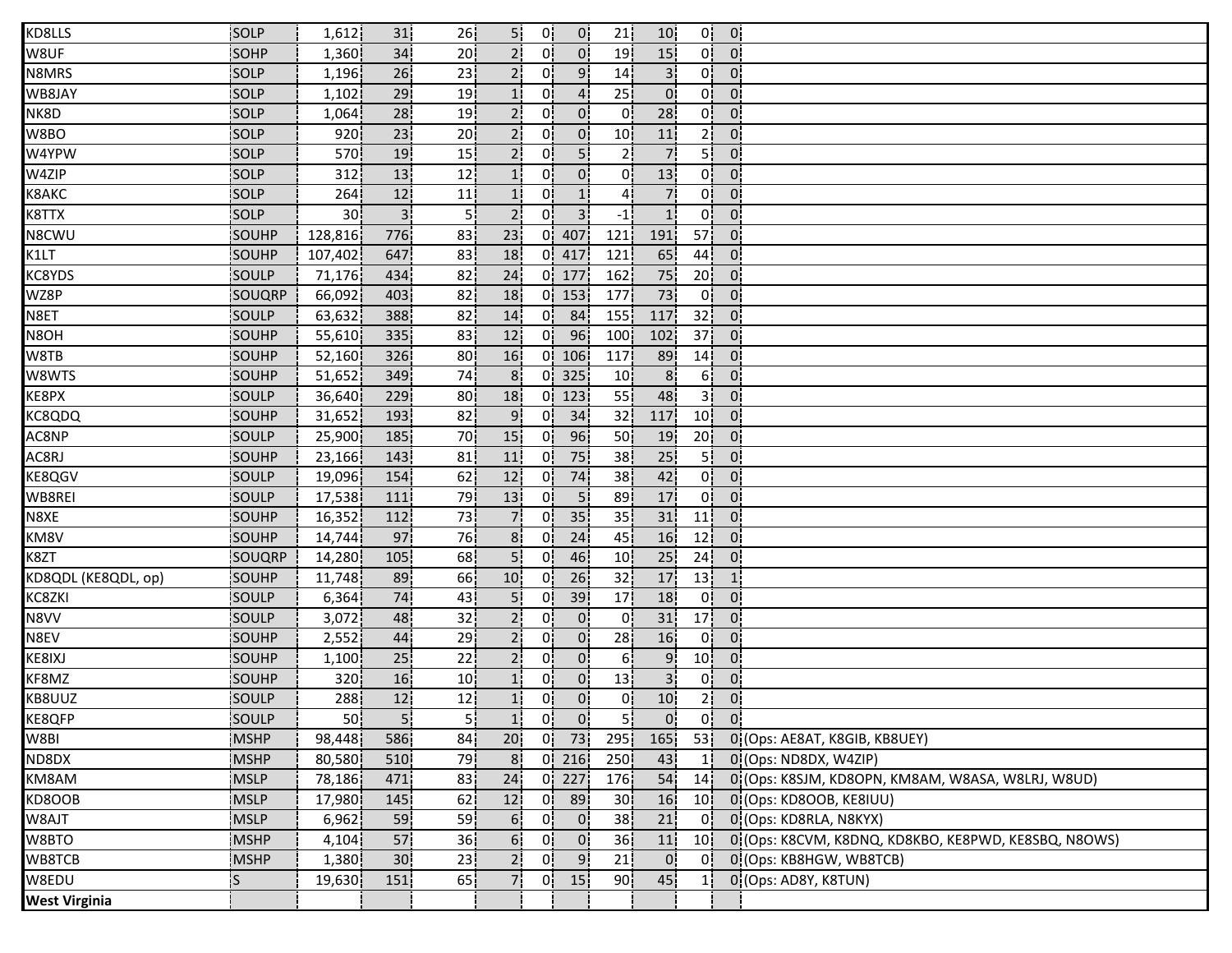| | | | | | | | | | | | | |
|---|---|---|---|---|---|---|---|---|---|---|---|---|
| KD8LLS | SOLP | 1,612 | 31 | 26 | 5 | 0 | 0 | 21 | 10 | 0 | 0 | |
| W8UF | SOHP | 1,360 | 34 | 20 | 2 | 0 | 0 | 19 | 15 | 0 | 0 | |
| N8MRS | SOLP | 1,196 | 26 | 23 | 2 | 0 | 9 | 14 | 3 | 0 | 0 | |
| WB8JAY | SOLP | 1,102 | 29 | 19 | 1 | 0 | 4 | 25 | 0 | 0 | 0 | |
| NK8D | SOLP | 1,064 | 28 | 19 | 2 | 0 | 0 | 0 | 28 | 0 | 0 | |
| W8BO | SOLP | 920 | 23 | 20 | 2 | 0 | 0 | 10 | 11 | 2 | 0 | |
| W4YPW | SOLP | 570 | 19 | 15 | 2 | 0 | 5 | 2 | 7 | 5 | 0 | |
| W4ZIP | SOLP | 312 | 13 | 12 | 1 | 0 | 0 | 0 | 13 | 0 | 0 | |
| K8AKC | SOLP | 264 | 12 | 11 | 1 | 0 | 1 | 4 | 7 | 0 | 0 | |
| K8TTX | SOLP | 30 | 3 | 5 | 2 | 0 | 3 | -1 | 1 | 0 | 0 | |
| N8CWU | SOUHP | 128,816 | 776 | 83 | 23 | 0 | 407 | 121 | 191 | 57 | 0 | |
| K1LT | SOUHP | 107,402 | 647 | 83 | 18 | 0 | 417 | 121 | 65 | 44 | 0 | |
| KC8YDS | SOULP | 71,176 | 434 | 82 | 24 | 0 | 177 | 162 | 75 | 20 | 0 | |
| WZ8P | SOUQRP | 66,092 | 403 | 82 | 18 | 0 | 153 | 177 | 73 | 0 | 0 | |
| N8ET | SOULP | 63,632 | 388 | 82 | 14 | 0 | 84 | 155 | 117 | 32 | 0 | |
| N8OH | SOUHP | 55,610 | 335 | 83 | 12 | 0 | 96 | 100 | 102 | 37 | 0 | |
| W8TB | SOUHP | 52,160 | 326 | 80 | 16 | 0 | 106 | 117 | 89 | 14 | 0 | |
| W8WTS | SOUHP | 51,652 | 349 | 74 | 8 | 0 | 325 | 10 | 8 | 6 | 0 | |
| KE8PX | SOULP | 36,640 | 229 | 80 | 18 | 0 | 123 | 55 | 48 | 3 | 0 | |
| KC8QDQ | SOUHP | 31,652 | 193 | 82 | 9 | 0 | 34 | 32 | 117 | 10 | 0 | |
| AC8NP | SOULP | 25,900 | 185 | 70 | 15 | 0 | 96 | 50 | 19 | 20 | 0 | |
| AC8RJ | SOUHP | 23,166 | 143 | 81 | 11 | 0 | 75 | 38 | 25 | 5 | 0 | |
| KE8QGV | SOULP | 19,096 | 154 | 62 | 12 | 0 | 74 | 38 | 42 | 0 | 0 | |
| WB8REI | SOULP | 17,538 | 111 | 79 | 13 | 0 | 5 | 89 | 17 | 0 | 0 | |
| N8XE | SOUHP | 16,352 | 112 | 73 | 7 | 0 | 35 | 35 | 31 | 11 | 0 | |
| KM8V | SOUHP | 14,744 | 97 | 76 | 8 | 0 | 24 | 45 | 16 | 12 | 0 | |
| K8ZT | SOUQRP | 14,280 | 105 | 68 | 5 | 0 | 46 | 10 | 25 | 24 | 0 | |
| KD8QDL (KE8QDL, op) | SOUHP | 11,748 | 89 | 66 | 10 | 0 | 26 | 32 | 17 | 13 | 1 | |
| KC8ZKI | SOULP | 6,364 | 74 | 43 | 5 | 0 | 39 | 17 | 18 | 0 | 0 | |
| N8VV | SOULP | 3,072 | 48 | 32 | 2 | 0 | 0 | 0 | 31 | 17 | 0 | |
| N8EV | SOUHP | 2,552 | 44 | 29 | 2 | 0 | 0 | 28 | 16 | 0 | 0 | |
| KE8IXJ | SOUHP | 1,100 | 25 | 22 | 2 | 0 | 0 | 6 | 9 | 10 | 0 | |
| KF8MZ | SOUHP | 320 | 16 | 10 | 1 | 0 | 0 | 13 | 3 | 0 | 0 | |
| KB8UUZ | SOULP | 288 | 12 | 12 | 1 | 0 | 0 | 0 | 10 | 2 | 0 | |
| KE8QFP | SOULP | 50 | 5 | 5 | 1 | 0 | 0 | 5 | 0 | 0 | 0 | |
| W8BI | MSHP | 98,448 | 586 | 84 | 20 | 0 | 73 | 295 | 165 | 53 | 0 | (Ops: AE8AT, K8GIB, KB8UEY) |
| ND8DX | MSHP | 80,580 | 510 | 79 | 8 | 0 | 216 | 250 | 43 | 1 | 0 | (Ops: ND8DX, W4ZIP) |
| KM8AM | MSLP | 78,186 | 471 | 83 | 24 | 0 | 227 | 176 | 54 | 14 | 0 | (Ops: K8SJM, KD8OPN, KM8AM, W8ASA, W8LRJ, W8UD) |
| KD8OOB | MSLP | 17,980 | 145 | 62 | 12 | 0 | 89 | 30 | 16 | 10 | 0 | (Ops: KD8OOB, KE8IUU) |
| W8AJT | MSLP | 6,962 | 59 | 59 | 6 | 0 | 0 | 38 | 21 | 0 | 0 | (Ops: KD8RLA, N8KYX) |
| W8BTO | MSHP | 4,104 | 57 | 36 | 6 | 0 | 0 | 36 | 11 | 10 | 0 | (Ops: K8CVM, K8DNQ, KD8KBO, KE8PWD, KE8SBQ, N8OWS) |
| WB8TCB | MSHP | 1,380 | 30 | 23 | 2 | 0 | 9 | 21 | 0 | 0 | 0 | (Ops: KB8HGW, WB8TCB) |
| W8EDU | S | 19,630 | 151 | 65 | 7 | 0 | 15 | 90 | 45 | 1 | 0 | (Ops: AD8Y, K8TUN) |
| **West Virginia** | | | | | | | | | | | | |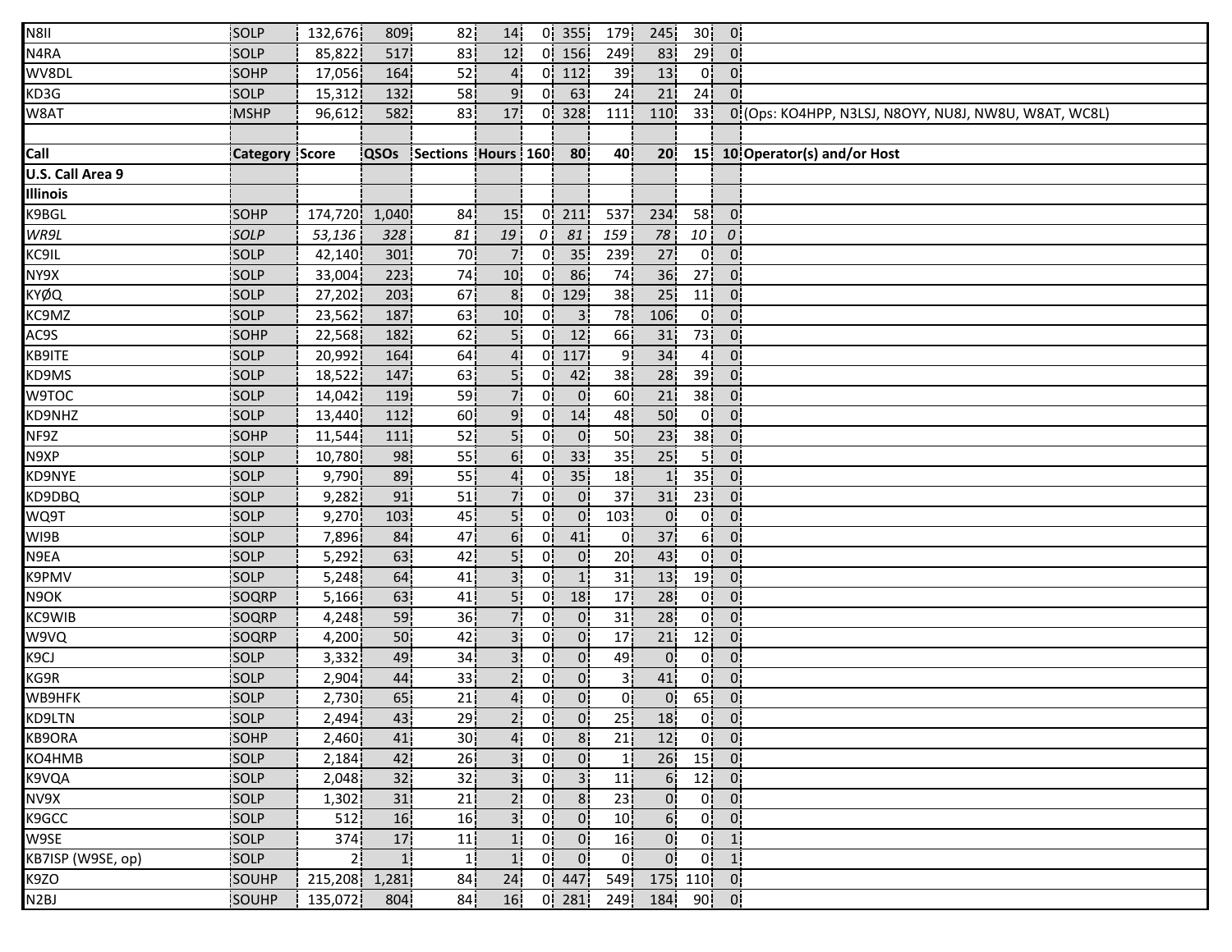| N8II | SOLP | 132,676 | 809 | 82 | 14 | 0 | 355 | 179 | 245 | 30 | 0 | |
|---|---|---|---|---|---|---|---|---|---|---|---|---|
| N4RA | SOLP | 85,822 | 517 | 83 | 12 | 0 | 156 | 249 | 83 | 29 | 0 | |
| WV8DL | SOHP | 17,056 | 164 | 52 | 4 | 0 | 112 | 39 | 13 | 0 | 0 | |
| KD3G | SOLP | 15,312 | 132 | 58 | 9 | 0 | 63 | 24 | 21 | 24 | 0 | |
| W8AT | MSHP | 96,612 | 582 | 83 | 17 | 0 | 328 | 111 | 110 | 33 | 0 | (Ops: KO4HPP, N3LSJ, N8OYY, NU8J, NW8U, W8AT, WC8L) |

| Call | Category | Score | QSOs | Sections | Hours | 160 | 80 | 40 | 20 | 15 | 10 | Operator(s) and/or Host |
|---|---|---|---|---|---|---|---|---|---|---|---|---|
| **U.S. Call Area 9** | | | | | | | | | | | | |
| **Illinois** | | | | | | | | | | | | |
| K9BGL | SOHP | 174,720 | 1,040 | 84 | 15 | 0 | 211 | 537 | 234 | 58 | 0 | |
| *WR9L* | *SOLP* | *53,136* | *328* | *81* | *19* | *0* | *81* | *159* | *78* | *10* | *0* | |
| KC9IL | SOLP | 42,140 | 301 | 70 | 7 | 0 | 35 | 239 | 27 | 0 | 0 | |
| NY9X | SOLP | 33,004 | 223 | 74 | 10 | 0 | 86 | 74 | 36 | 27 | 0 | |
| KYØQ | SOLP | 27,202 | 203 | 67 | 8 | 0 | 129 | 38 | 25 | 11 | 0 | |
| KC9MZ | SOLP | 23,562 | 187 | 63 | 10 | 0 | 3 | 78 | 106 | 0 | 0 | |
| AC9S | SOHP | 22,568 | 182 | 62 | 5 | 0 | 12 | 66 | 31 | 73 | 0 | |
| KB9ITE | SOLP | 20,992 | 164 | 64 | 4 | 0 | 117 | 9 | 34 | 4 | 0 | |
| KD9MS | SOLP | 18,522 | 147 | 63 | 5 | 0 | 42 | 38 | 28 | 39 | 0 | |
| W9TOC | SOLP | 14,042 | 119 | 59 | 7 | 0 | 0 | 60 | 21 | 38 | 0 | |
| KD9NHZ | SOLP | 13,440 | 112 | 60 | 9 | 0 | 14 | 48 | 50 | 0 | 0 | |
| NF9Z | SOHP | 11,544 | 111 | 52 | 5 | 0 | 0 | 50 | 23 | 38 | 0 | |
| N9XP | SOLP | 10,780 | 98 | 55 | 6 | 0 | 33 | 35 | 25 | 5 | 0 | |
| KD9NYE | SOLP | 9,790 | 89 | 55 | 4 | 0 | 35 | 18 | 1 | 35 | 0 | |
| KD9DBQ | SOLP | 9,282 | 91 | 51 | 7 | 0 | 0 | 37 | 31 | 23 | 0 | |
| WQ9T | SOLP | 9,270 | 103 | 45 | 5 | 0 | 0 | 103 | 0 | 0 | 0 | |
| WI9B | SOLP | 7,896 | 84 | 47 | 6 | 0 | 41 | 0 | 37 | 6 | 0 | |
| N9EA | SOLP | 5,292 | 63 | 42 | 5 | 0 | 0 | 20 | 43 | 0 | 0 | |
| K9PMV | SOLP | 5,248 | 64 | 41 | 3 | 0 | 1 | 31 | 13 | 19 | 0 | |
| N9OK | SOQRP | 5,166 | 63 | 41 | 5 | 0 | 18 | 17 | 28 | 0 | 0 | |
| KC9WIB | SOQRP | 4,248 | 59 | 36 | 7 | 0 | 0 | 31 | 28 | 0 | 0 | |
| W9VQ | SOQRP | 4,200 | 50 | 42 | 3 | 0 | 0 | 17 | 21 | 12 | 0 | |
| K9CJ | SOLP | 3,332 | 49 | 34 | 3 | 0 | 0 | 49 | 0 | 0 | 0 | |
| KG9R | SOLP | 2,904 | 44 | 33 | 2 | 0 | 0 | 3 | 41 | 0 | 0 | |
| WB9HFK | SOLP | 2,730 | 65 | 21 | 4 | 0 | 0 | 0 | 0 | 65 | 0 | |
| KD9LTN | SOLP | 2,494 | 43 | 29 | 2 | 0 | 0 | 25 | 18 | 0 | 0 | |
| KB9ORA | SOHP | 2,460 | 41 | 30 | 4 | 0 | 8 | 21 | 12 | 0 | 0 | |
| KO4HMB | SOLP | 2,184 | 42 | 26 | 3 | 0 | 0 | 1 | 26 | 15 | 0 | |
| K9VQA | SOLP | 2,048 | 32 | 32 | 3 | 0 | 3 | 11 | 6 | 12 | 0 | |
| NV9X | SOLP | 1,302 | 31 | 21 | 2 | 0 | 8 | 23 | 0 | 0 | 0 | |
| K9GCC | SOLP | 512 | 16 | 16 | 3 | 0 | 0 | 10 | 6 | 0 | 0 | |
| W9SE | SOLP | 374 | 17 | 11 | 1 | 0 | 0 | 16 | 0 | 0 | 1 | |
| KB7ISP (W9SE, op) | SOLP | 2 | 1 | 1 | 1 | 0 | 0 | 0 | 0 | 0 | 1 | |
| K9ZO | SOUHP | 215,208 | 1,281 | 84 | 24 | 0 | 447 | 549 | 175 | 110 | 0 | |
| N2BJ | SOUHP | 135,072 | 804 | 84 | 16 | 0 | 281 | 249 | 184 | 90 | 0 | |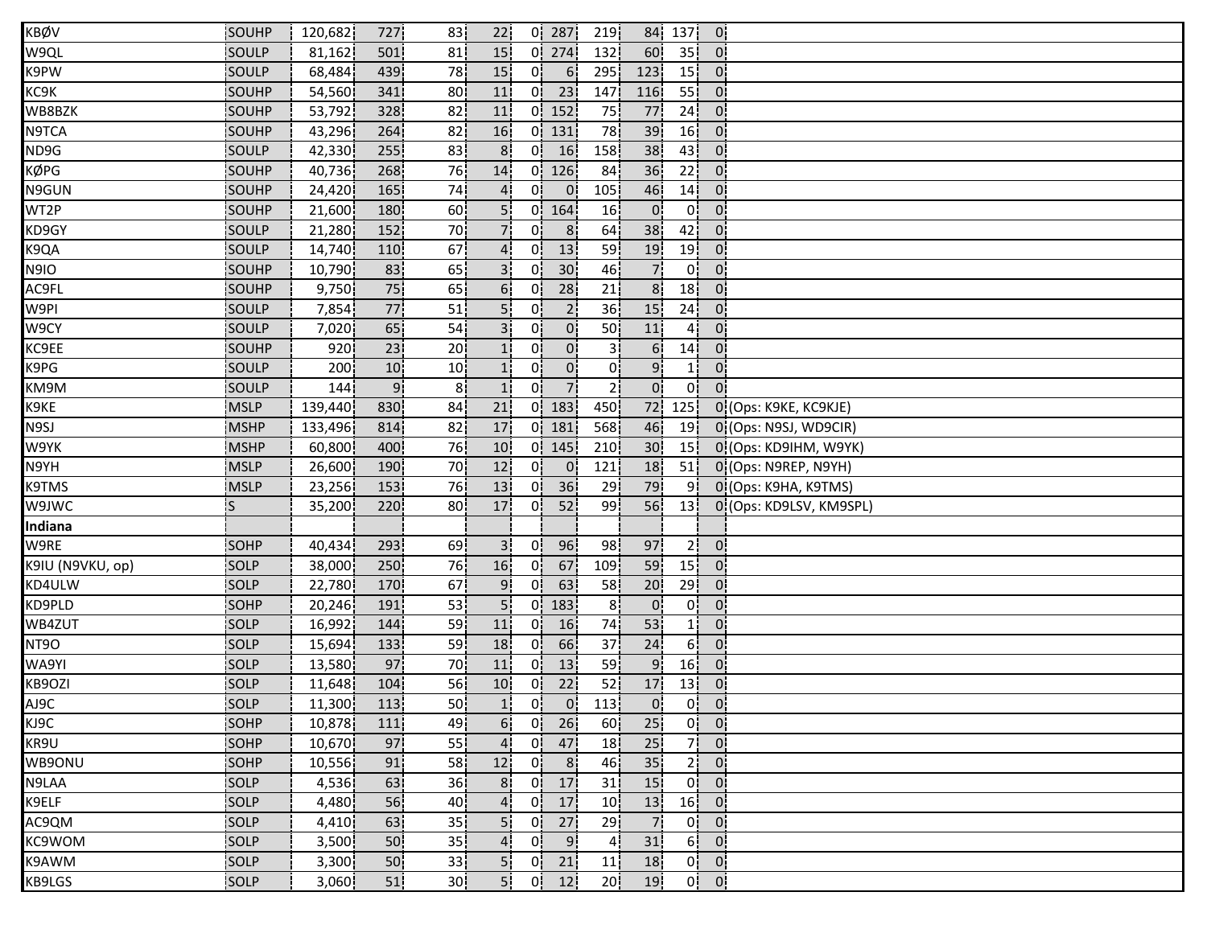| | | | | | | | | | | | | |
|---|---|---|---|---|---|---|---|---|---|---|---|---|
| KBØV | SOUHP | 120,682 | 727 | 83 | 22 | 0 | 287 | 219 | 84 | 137 | 0 | |
| W9QL | SOULP | 81,162 | 501 | 81 | 15 | 0 | 274 | 132 | 60 | 35 | 0 | |
| K9PW | SOULP | 68,484 | 439 | 78 | 15 | 0 | 6 | 295 | 123 | 15 | 0 | |
| KC9K | SOUHP | 54,560 | 341 | 80 | 11 | 0 | 23 | 147 | 116 | 55 | 0 | |
| WB8BZK | SOUHP | 53,792 | 328 | 82 | 11 | 0 | 152 | 75 | 77 | 24 | 0 | |
| N9TCA | SOUHP | 43,296 | 264 | 82 | 16 | 0 | 131 | 78 | 39 | 16 | 0 | |
| ND9G | SOULP | 42,330 | 255 | 83 | 8 | 0 | 16 | 158 | 38 | 43 | 0 | |
| KØPG | SOUHP | 40,736 | 268 | 76 | 14 | 0 | 126 | 84 | 36 | 22 | 0 | |
| N9GUN | SOUHP | 24,420 | 165 | 74 | 4 | 0 | 0 | 105 | 46 | 14 | 0 | |
| WT2P | SOUHP | 21,600 | 180 | 60 | 5 | 0 | 164 | 16 | 0 | 0 | 0 | |
| KD9GY | SOULP | 21,280 | 152 | 70 | 7 | 0 | 8 | 64 | 38 | 42 | 0 | |
| K9QA | SOULP | 14,740 | 110 | 67 | 4 | 0 | 13 | 59 | 19 | 19 | 0 | |
| N9IO | SOUHP | 10,790 | 83 | 65 | 3 | 0 | 30 | 46 | 7 | 0 | 0 | |
| AC9FL | SOUHP | 9,750 | 75 | 65 | 6 | 0 | 28 | 21 | 8 | 18 | 0 | |
| W9PI | SOULP | 7,854 | 77 | 51 | 5 | 0 | 2 | 36 | 15 | 24 | 0 | |
| W9CY | SOULP | 7,020 | 65 | 54 | 3 | 0 | 0 | 50 | 11 | 4 | 0 | |
| KC9EE | SOUHP | 920 | 23 | 20 | 1 | 0 | 0 | 3 | 6 | 14 | 0 | |
| K9PG | SOULP | 200 | 10 | 10 | 1 | 0 | 0 | 0 | 9 | 1 | 0 | |
| KM9M | SOULP | 144 | 9 | 8 | 1 | 0 | 7 | 2 | 0 | 0 | 0 | |
| K9KE | MSLP | 139,440 | 830 | 84 | 21 | 0 | 183 | 450 | 72 | 125 | 0 | (Ops: K9KE, KC9KJE) |
| N9SJ | MSHP | 133,496 | 814 | 82 | 17 | 0 | 181 | 568 | 46 | 19 | 0 | (Ops: N9SJ, WD9CIR) |
| W9YK | MSHP | 60,800 | 400 | 76 | 10 | 0 | 145 | 210 | 30 | 15 | 0 | (Ops: KD9IHM, W9YK) |
| N9YH | MSLP | 26,600 | 190 | 70 | 12 | 0 | 0 | 121 | 18 | 51 | 0 | (Ops: N9REP, N9YH) |
| K9TMS | MSLP | 23,256 | 153 | 76 | 13 | 0 | 36 | 29 | 79 | 9 | 0 | (Ops: K9HA, K9TMS) |
| W9JWC | S | 35,200 | 220 | 80 | 17 | 0 | 52 | 99 | 56 | 13 | 0 | (Ops: KD9LSV, KM9SPL) |
| **Indiana** | | | | | | | | | | | | |
| W9RE | SOHP | 40,434 | 293 | 69 | 3 | 0 | 96 | 98 | 97 | 2 | 0 | |
| K9IU (N9VKU, op) | SOLP | 38,000 | 250 | 76 | 16 | 0 | 67 | 109 | 59 | 15 | 0 | |
| KD4ULW | SOLP | 22,780 | 170 | 67 | 9 | 0 | 63 | 58 | 20 | 29 | 0 | |
| KD9PLD | SOHP | 20,246 | 191 | 53 | 5 | 0 | 183 | 8 | 0 | 0 | 0 | |
| WB4ZUT | SOLP | 16,992 | 144 | 59 | 11 | 0 | 16 | 74 | 53 | 1 | 0 | |
| NT9O | SOLP | 15,694 | 133 | 59 | 18 | 0 | 66 | 37 | 24 | 6 | 0 | |
| WA9YI | SOLP | 13,580 | 97 | 70 | 11 | 0 | 13 | 59 | 9 | 16 | 0 | |
| KB9OZI | SOLP | 11,648 | 104 | 56 | 10 | 0 | 22 | 52 | 17 | 13 | 0 | |
| AJ9C | SOLP | 11,300 | 113 | 50 | 1 | 0 | 0 | 113 | 0 | 0 | 0 | |
| KJ9C | SOHP | 10,878 | 111 | 49 | 6 | 0 | 26 | 60 | 25 | 0 | 0 | |
| KR9U | SOHP | 10,670 | 97 | 55 | 4 | 0 | 47 | 18 | 25 | 7 | 0 | |
| WB9ONU | SOHP | 10,556 | 91 | 58 | 12 | 0 | 8 | 46 | 35 | 2 | 0 | |
| N9LAA | SOLP | 4,536 | 63 | 36 | 8 | 0 | 17 | 31 | 15 | 0 | 0 | |
| K9ELF | SOLP | 4,480 | 56 | 40 | 4 | 0 | 17 | 10 | 13 | 16 | 0 | |
| AC9QM | SOLP | 4,410 | 63 | 35 | 5 | 0 | 27 | 29 | 7 | 0 | 0 | |
| KC9WOM | SOLP | 3,500 | 50 | 35 | 4 | 0 | 9 | 4 | 31 | 6 | 0 | |
| K9AWM | SOLP | 3,300 | 50 | 33 | 5 | 0 | 21 | 11 | 18 | 0 | 0 | |
| KB9LGS | SOLP | 3,060 | 51 | 30 | 5 | 0 | 12 | 20 | 19 | 0 | 0 | |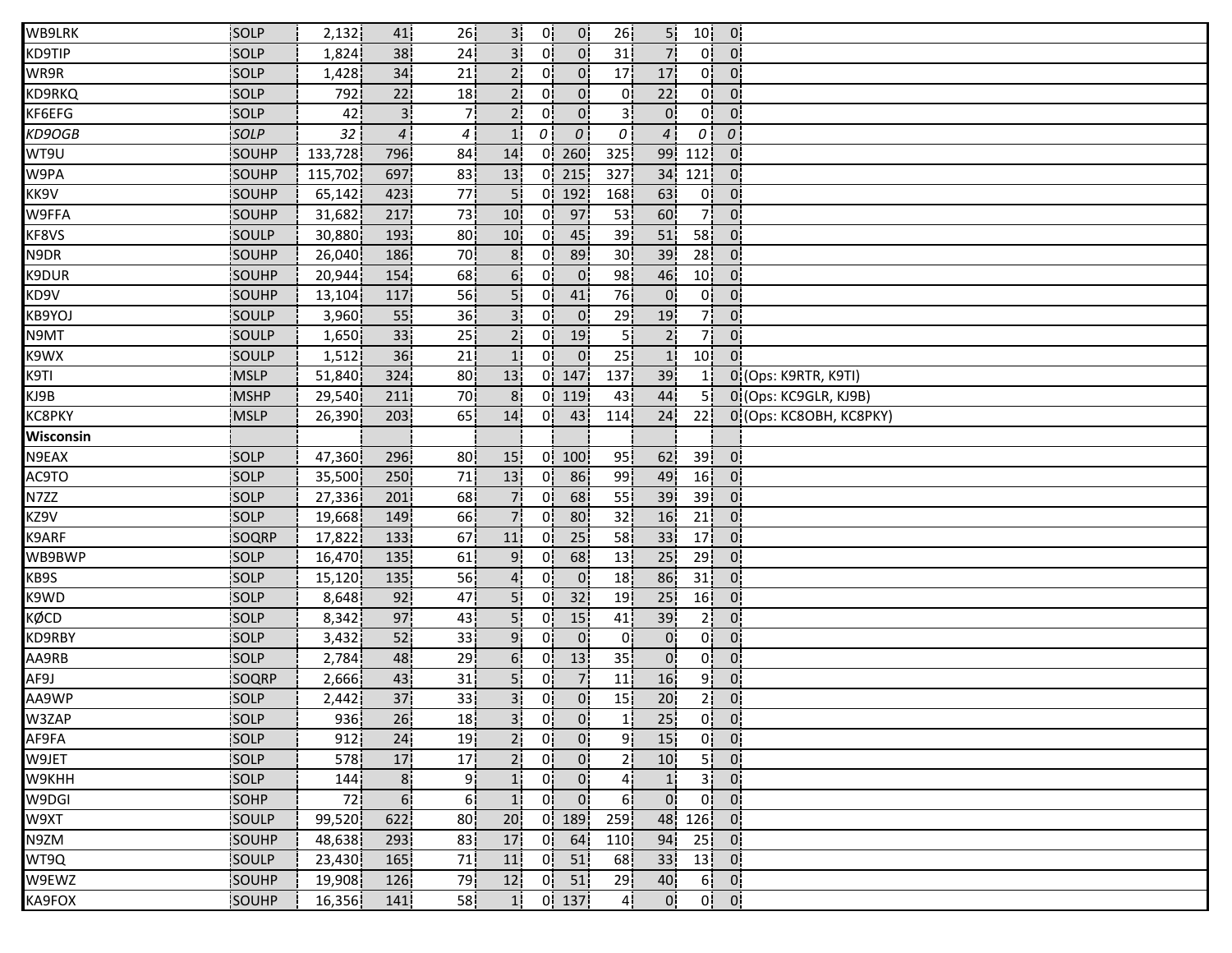| | | | | | | | | | | | | |
|---|---|---|---|---|---|---|---|---|---|---|---|---|
| WB9LRK | SOLP | 2,132 | 41 | 26 | 3 | 0 | 0 | 26 | 5 | 10 | 0 | |
| KD9TIP | SOLP | 1,824 | 38 | 24 | 3 | 0 | 0 | 31 | 7 | 0 | 0 | |
| WR9R | SOLP | 1,428 | 34 | 21 | 2 | 0 | 0 | 17 | 17 | 0 | 0 | |
| KD9RKQ | SOLP | 792 | 22 | 18 | 2 | 0 | 0 | 0 | 22 | 0 | 0 | |
| KF6EFG | SOLP | 42 | 3 | 7 | 2 | 0 | 0 | 3 | 0 | 0 | 0 | |
| *KD9OGB* | *SOLP* | *32* | *4* | *4* | 1 | *0* | *0* | *0* | *4* | *0* | *0* | |
| WT9U | SOUHP | 133,728 | 796 | 84 | 14 | 0 | 260 | 325 | 99 | 112 | 0 | |
| W9PA | SOUHP | 115,702 | 697 | 83 | 13 | 0 | 215 | 327 | 34 | 121 | 0 | |
| KK9V | SOUHP | 65,142 | 423 | 77 | 5 | 0 | 192 | 168 | 63 | 0 | 0 | |
| W9FFA | SOUHP | 31,682 | 217 | 73 | 10 | 0 | 97 | 53 | 60 | 7 | 0 | |
| KF8VS | SOULP | 30,880 | 193 | 80 | 10 | 0 | 45 | 39 | 51 | 58 | 0 | |
| N9DR | SOUHP | 26,040 | 186 | 70 | 8 | 0 | 89 | 30 | 39 | 28 | 0 | |
| K9DUR | SOUHP | 20,944 | 154 | 68 | 6 | 0 | 0 | 98 | 46 | 10 | 0 | |
| KD9V | SOUHP | 13,104 | 117 | 56 | 5 | 0 | 41 | 76 | 0 | 0 | 0 | |
| KB9YOJ | SOULP | 3,960 | 55 | 36 | 3 | 0 | 0 | 29 | 19 | 7 | 0 | |
| N9MT | SOULP | 1,650 | 33 | 25 | 2 | 0 | 19 | 5 | 2 | 7 | 0 | |
| K9WX | SOULP | 1,512 | 36 | 21 | 1 | 0 | 0 | 25 | 1 | 10 | 0 | |
| K9TI | MSLP | 51,840 | 324 | 80 | 13 | 0 | 147 | 137 | 39 | 1 | 0 | (Ops: K9RTR, K9TI) |
| KJ9B | MSHP | 29,540 | 211 | 70 | 8 | 0 | 119 | 43 | 44 | 5 | 0 | (Ops: KC9GLR, KJ9B) |
| KC8PKY | MSLP | 26,390 | 203 | 65 | 14 | 0 | 43 | 114 | 24 | 22 | 0 | (Ops: KC8OBH, KC8PKY) |
| **Wisconsin** | | | | | | | | | | | | |
| N9EAX | SOLP | 47,360 | 296 | 80 | 15 | 0 | 100 | 95 | 62 | 39 | 0 | |
| AC9TO | SOLP | 35,500 | 250 | 71 | 13 | 0 | 86 | 99 | 49 | 16 | 0 | |
| N7ZZ | SOLP | 27,336 | 201 | 68 | 7 | 0 | 68 | 55 | 39 | 39 | 0 | |
| KZ9V | SOLP | 19,668 | 149 | 66 | 7 | 0 | 80 | 32 | 16 | 21 | 0 | |
| K9ARF | SOQRP | 17,822 | 133 | 67 | 11 | 0 | 25 | 58 | 33 | 17 | 0 | |
| WB9BWP | SOLP | 16,470 | 135 | 61 | 9 | 0 | 68 | 13 | 25 | 29 | 0 | |
| KB9S | SOLP | 15,120 | 135 | 56 | 4 | 0 | 0 | 18 | 86 | 31 | 0 | |
| K9WD | SOLP | 8,648 | 92 | 47 | 5 | 0 | 32 | 19 | 25 | 16 | 0 | |
| KØCD | SOLP | 8,342 | 97 | 43 | 5 | 0 | 15 | 41 | 39 | 2 | 0 | |
| KD9RBY | SOLP | 3,432 | 52 | 33 | 9 | 0 | 0 | 0 | 0 | 0 | 0 | |
| AA9RB | SOLP | 2,784 | 48 | 29 | 6 | 0 | 13 | 35 | 0 | 0 | 0 | |
| AF9J | SOQRP | 2,666 | 43 | 31 | 5 | 0 | 7 | 11 | 16 | 9 | 0 | |
| AA9WP | SOLP | 2,442 | 37 | 33 | 3 | 0 | 0 | 15 | 20 | 2 | 0 | |
| W3ZAP | SOLP | 936 | 26 | 18 | 3 | 0 | 0 | 1 | 25 | 0 | 0 | |
| AF9FA | SOLP | 912 | 24 | 19 | 2 | 0 | 0 | 9 | 15 | 0 | 0 | |
| W9JET | SOLP | 578 | 17 | 17 | 2 | 0 | 0 | 2 | 10 | 5 | 0 | |
| W9KHH | SOLP | 144 | 8 | 9 | 1 | 0 | 0 | 4 | 1 | 3 | 0 | |
| W9DGI | SOHP | 72 | 6 | 6 | 1 | 0 | 0 | 6 | 0 | 0 | 0 | |
| W9XT | SOULP | 99,520 | 622 | 80 | 20 | 0 | 189 | 259 | 48 | 126 | 0 | |
| N9ZM | SOUHP | 48,638 | 293 | 83 | 17 | 0 | 64 | 110 | 94 | 25 | 0 | |
| WT9Q | SOULP | 23,430 | 165 | 71 | 11 | 0 | 51 | 68 | 33 | 13 | 0 | |
| W9EWZ | SOUHP | 19,908 | 126 | 79 | 12 | 0 | 51 | 29 | 40 | 6 | 0 | |
| KA9FOX | SOUHP | 16,356 | 141 | 58 | 1 | 0 | 137 | 4 | 0 | 0 | 0 | |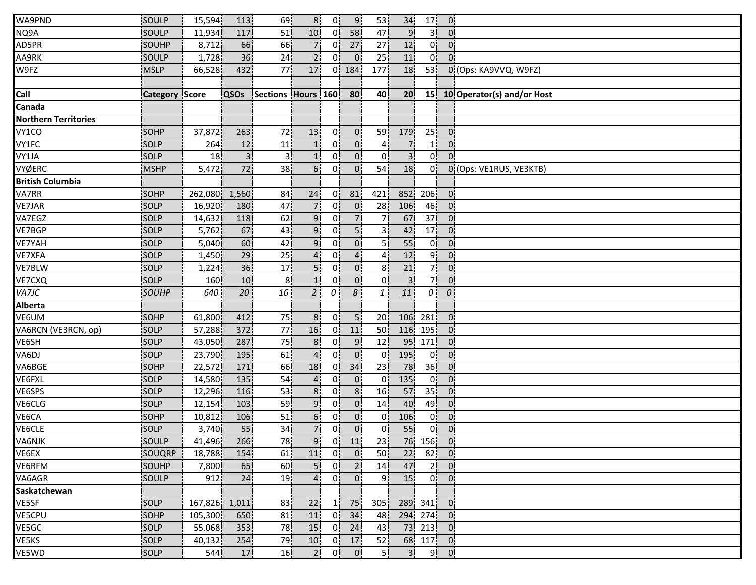| | | | | | | | | | | | | |
|---|---|---|---|---|---|---|---|---|---|---|---|---|
| WA9PND | SOULP | 15,594 | 113 | 69 | 8 | 0 | 9 | 53 | 34 | 17 | 0 | |
| NQ9A | SOULP | 11,934 | 117 | 51 | 10 | 0 | 58 | 47 | 9 | 3 | 0 | |
| AD5PR | SOUHP | 8,712 | 66 | 66 | 7 | 0 | 27 | 27 | 12 | 0 | 0 | |
| AA9RK | SOULP | 1,728 | 36 | 24 | 2 | 0 | 0 | 25 | 11 | 0 | 0 | |
| W9FZ | MSLP | 66,528 | 432 | 77 | 17 | 0 | 184 | 177 | 18 | 53 | 0 | (Ops: KA9VVQ, W9FZ) |
| | | | | | | | | | | | | |
| **Call** | **Category** | **Score** | **QSOs** | **Sections** | **Hours** | **160** | **80** | **40** | **20** | **15** | **10** | **Operator(s) and/or Host** |
| **Canada** | | | | | | | | | | | | |
| **Northern Territories** | | | | | | | | | | | | |
| VY1CO | SOHP | 37,872 | 263 | 72 | 13 | 0 | 0 | 59 | 179 | 25 | 0 | |
| VY1FC | SOLP | 264 | 12 | 11 | 1 | 0 | 0 | 4 | 7 | 1 | 0 | |
| VY1JA | SOLP | 18 | 3 | 3 | 1 | 0 | 0 | 0 | 3 | 0 | 0 | |
| VYØERC | MSHP | 5,472 | 72 | 38 | 6 | 0 | 0 | 54 | 18 | 0 | 0 | (Ops: VE1RUS, VE3KTB) |
| **British Columbia** | | | | | | | | | | | | |
| VA7RR | SOHP | 262,080 | 1,560 | 84 | 24 | 0 | 81 | 421 | 852 | 206 | 0 | |
| VE7JAR | SOLP | 16,920 | 180 | 47 | 7 | 0 | 0 | 28 | 106 | 46 | 0 | |
| VA7EGZ | SOLP | 14,632 | 118 | 62 | 9 | 0 | 7 | 7 | 67 | 37 | 0 | |
| VE7BGP | SOLP | 5,762 | 67 | 43 | 9 | 0 | 5 | 3 | 42 | 17 | 0 | |
| VE7YAH | SOLP | 5,040 | 60 | 42 | 9 | 0 | 0 | 5 | 55 | 0 | 0 | |
| VE7XFA | SOLP | 1,450 | 29 | 25 | 4 | 0 | 4 | 4 | 12 | 9 | 0 | |
| VE7BLW | SOLP | 1,224 | 36 | 17 | 5 | 0 | 0 | 8 | 21 | 7 | 0 | |
| VE7CXQ | SOLP | 160 | 10 | 8 | 1 | 0 | 0 | 0 | 3 | 7 | 0 | |
| *VA7JC* | *SOUHP* | *640* | *20* | *16* | *2* | *0* | *8* | *1* | *11* | *0* | *0* | |
| **Alberta** | | | | | | | | | | | | |
| VE6UM | SOHP | 61,800 | 412 | 75 | 8 | 0 | 5 | 20 | 106 | 281 | 0 | |
| VA6RCN (VE3RCN, op) | SOLP | 57,288 | 372 | 77 | 16 | 0 | 11 | 50 | 116 | 195 | 0 | |
| VE6SH | SOLP | 43,050 | 287 | 75 | 8 | 0 | 9 | 12 | 95 | 171 | 0 | |
| VA6DJ | SOLP | 23,790 | 195 | 61 | 4 | 0 | 0 | 0 | 195 | 0 | 0 | |
| VA6BGE | SOHP | 22,572 | 171 | 66 | 18 | 0 | 34 | 23 | 78 | 36 | 0 | |
| VE6FXL | SOLP | 14,580 | 135 | 54 | 4 | 0 | 0 | 0 | 135 | 0 | 0 | |
| VE6SPS | SOLP | 12,296 | 116 | 53 | 8 | 0 | 8 | 16 | 57 | 35 | 0 | |
| VE6CLG | SOLP | 12,154 | 103 | 59 | 9 | 0 | 0 | 14 | 40 | 49 | 0 | |
| VE6CA | SOHP | 10,812 | 106 | 51 | 6 | 0 | 0 | 0 | 106 | 0 | 0 | |
| VE6CLE | SOLP | 3,740 | 55 | 34 | 7 | 0 | 0 | 0 | 55 | 0 | 0 | |
| VA6NJK | SOULP | 41,496 | 266 | 78 | 9 | 0 | 11 | 23 | 76 | 156 | 0 | |
| VE6EX | SOUQRP | 18,788 | 154 | 61 | 11 | 0 | 0 | 50 | 22 | 82 | 0 | |
| VE6RFM | SOUHP | 7,800 | 65 | 60 | 5 | 0 | 2 | 14 | 47 | 2 | 0 | |
| VA6AGR | SOULP | 912 | 24 | 19 | 4 | 0 | 0 | 9 | 15 | 0 | 0 | |
| **Saskatchewan** | | | | | | | | | | | | |
| VE5SF | SOLP | 167,826 | 1,011 | 83 | 22 | 1 | 75 | 305 | 289 | 341 | 0 | |
| VE5CPU | SOHP | 105,300 | 650 | 81 | 11 | 0 | 34 | 48 | 294 | 274 | 0 | |
| VE5GC | SOLP | 55,068 | 353 | 78 | 15 | 0 | 24 | 43 | 73 | 213 | 0 | |
| VE5KS | SOLP | 40,132 | 254 | 79 | 10 | 0 | 17 | 52 | 68 | 117 | 0 | |
| VE5WD | SOLP | 544 | 17 | 16 | 2 | 0 | 0 | 5 | 3 | 9 | 0 | |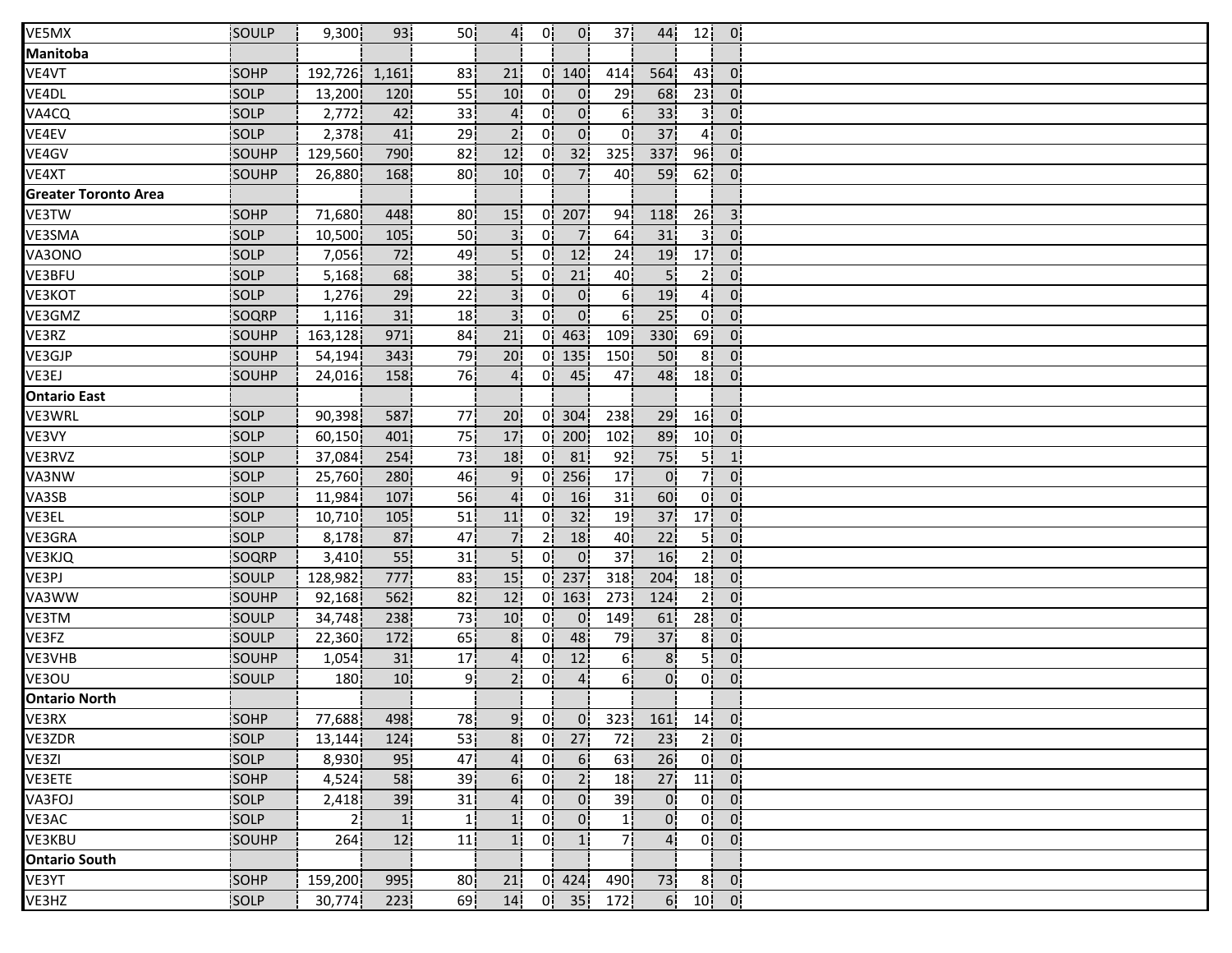| | | | | | | | | | | | |
|---|---|---|---|---|---|---|---|---|---|---|---|
| VE5MX | SOULP | 9,300 | 93 | 50 | 4 | 0 | 0 | 37 | 44 | 12 | 0 |
| **Manitoba** | | | | | | | | | | | |
| VE4VT | SOHP | 192,726 | 1,161 | 83 | 21 | 0 | 140 | 414 | 564 | 43 | 0 |
| VE4DL | SOLP | 13,200 | 120 | 55 | 10 | 0 | 0 | 29 | 68 | 23 | 0 |
| VA4CQ | SOLP | 2,772 | 42 | 33 | 4 | 0 | 0 | 6 | 33 | 3 | 0 |
| VE4EV | SOLP | 2,378 | 41 | 29 | 2 | 0 | 0 | 0 | 37 | 4 | 0 |
| VE4GV | SOUHP | 129,560 | 790 | 82 | 12 | 0 | 32 | 325 | 337 | 96 | 0 |
| VE4XT | SOUHP | 26,880 | 168 | 80 | 10 | 0 | 7 | 40 | 59 | 62 | 0 |
| **Greater Toronto Area** | | | | | | | | | | | |
| VE3TW | SOHP | 71,680 | 448 | 80 | 15 | 0 | 207 | 94 | 118 | 26 | 3 |
| VE3SMA | SOLP | 10,500 | 105 | 50 | 3 | 0 | 7 | 64 | 31 | 3 | 0 |
| VA3ONO | SOLP | 7,056 | 72 | 49 | 5 | 0 | 12 | 24 | 19 | 17 | 0 |
| VE3BFU | SOLP | 5,168 | 68 | 38 | 5 | 0 | 21 | 40 | 5 | 2 | 0 |
| VE3KOT | SOLP | 1,276 | 29 | 22 | 3 | 0 | 0 | 6 | 19 | 4 | 0 |
| VE3GMZ | SOQRP | 1,116 | 31 | 18 | 3 | 0 | 0 | 6 | 25 | 0 | 0 |
| VE3RZ | SOUHP | 163,128 | 971 | 84 | 21 | 0 | 463 | 109 | 330 | 69 | 0 |
| VE3GJP | SOUHP | 54,194 | 343 | 79 | 20 | 0 | 135 | 150 | 50 | 8 | 0 |
| VE3EJ | SOUHP | 24,016 | 158 | 76 | 4 | 0 | 45 | 47 | 48 | 18 | 0 |
| **Ontario East** | | | | | | | | | | | |
| VE3WRL | SOLP | 90,398 | 587 | 77 | 20 | 0 | 304 | 238 | 29 | 16 | 0 |
| VE3VY | SOLP | 60,150 | 401 | 75 | 17 | 0 | 200 | 102 | 89 | 10 | 0 |
| VE3RVZ | SOLP | 37,084 | 254 | 73 | 18 | 0 | 81 | 92 | 75 | 5 | 1 |
| VA3NW | SOLP | 25,760 | 280 | 46 | 9 | 0 | 256 | 17 | 0 | 7 | 0 |
| VA3SB | SOLP | 11,984 | 107 | 56 | 4 | 0 | 16 | 31 | 60 | 0 | 0 |
| VE3EL | SOLP | 10,710 | 105 | 51 | 11 | 0 | 32 | 19 | 37 | 17 | 0 |
| VE3GRA | SOLP | 8,178 | 87 | 47 | 7 | 2 | 18 | 40 | 22 | 5 | 0 |
| VE3KJQ | SOQRP | 3,410 | 55 | 31 | 5 | 0 | 0 | 37 | 16 | 2 | 0 |
| VE3PJ | SOULP | 128,982 | 777 | 83 | 15 | 0 | 237 | 318 | 204 | 18 | 0 |
| VA3WW | SOUHP | 92,168 | 562 | 82 | 12 | 0 | 163 | 273 | 124 | 2 | 0 |
| VE3TM | SOULP | 34,748 | 238 | 73 | 10 | 0 | 0 | 149 | 61 | 28 | 0 |
| VE3FZ | SOULP | 22,360 | 172 | 65 | 8 | 0 | 48 | 79 | 37 | 8 | 0 |
| VE3VHB | SOUHP | 1,054 | 31 | 17 | 4 | 0 | 12 | 6 | 8 | 5 | 0 |
| VE3OU | SOULP | 180 | 10 | 9 | 2 | 0 | 4 | 6 | 0 | 0 | 0 |
| **Ontario North** | | | | | | | | | | | |
| VE3RX | SOHP | 77,688 | 498 | 78 | 9 | 0 | 0 | 323 | 161 | 14 | 0 |
| VE3ZDR | SOLP | 13,144 | 124 | 53 | 8 | 0 | 27 | 72 | 23 | 2 | 0 |
| VE3ZI | SOLP | 8,930 | 95 | 47 | 4 | 0 | 6 | 63 | 26 | 0 | 0 |
| VE3ETE | SOHP | 4,524 | 58 | 39 | 6 | 0 | 2 | 18 | 27 | 11 | 0 |
| VA3FOJ | SOLP | 2,418 | 39 | 31 | 4 | 0 | 0 | 39 | 0 | 0 | 0 |
| VE3AC | SOLP | 2 | 1 | 1 | 1 | 0 | 0 | 1 | 0 | 0 | 0 |
| VE3KBU | SOUHP | 264 | 12 | 11 | 1 | 0 | 1 | 7 | 4 | 0 | 0 |
| **Ontario South** | | | | | | | | | | | |
| VE3YT | SOHP | 159,200 | 995 | 80 | 21 | 0 | 424 | 490 | 73 | 8 | 0 |
| VE3HZ | SOLP | 30,774 | 223 | 69 | 14 | 0 | 35 | 172 | 6 | 10 | 0 |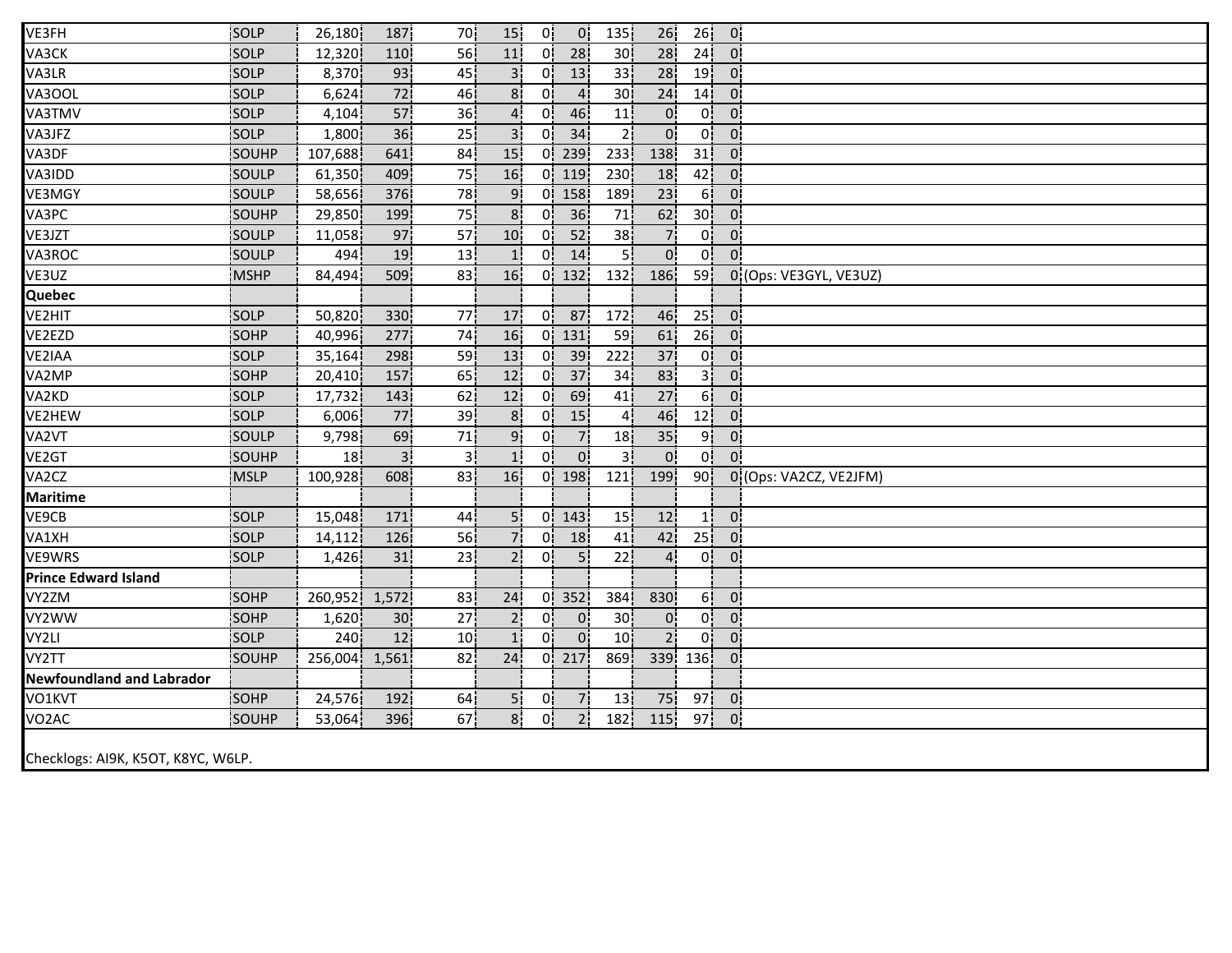| | | | | | | | | | | | | |
|---|---|---|---|---|---|---|---|---|---|---|---|---|
| VE3FH | SOLP | 26,180 | 187 | 70 | 15 | 0 | 0 | 135 | 26 | 26 | 0 | |
| VA3CK | SOLP | 12,320 | 110 | 56 | 11 | 0 | 28 | 30 | 28 | 24 | 0 | |
| VA3LR | SOLP | 8,370 | 93 | 45 | 3 | 0 | 13 | 33 | 28 | 19 | 0 | |
| VA3OOL | SOLP | 6,624 | 72 | 46 | 8 | 0 | 4 | 30 | 24 | 14 | 0 | |
| VA3TMV | SOLP | 4,104 | 57 | 36 | 4 | 0 | 46 | 11 | 0 | 0 | 0 | |
| VA3JFZ | SOLP | 1,800 | 36 | 25 | 3 | 0 | 34 | 2 | 0 | 0 | 0 | |
| VA3DF | SOUHP | 107,688 | 641 | 84 | 15 | 0 | 239 | 233 | 138 | 31 | 0 | |
| VA3IDD | SOULP | 61,350 | 409 | 75 | 16 | 0 | 119 | 230 | 18 | 42 | 0 | |
| VE3MGY | SOULP | 58,656 | 376 | 78 | 9 | 0 | 158 | 189 | 23 | 6 | 0 | |
| VA3PC | SOUHP | 29,850 | 199 | 75 | 8 | 0 | 36 | 71 | 62 | 30 | 0 | |
| VE3JZT | SOULP | 11,058 | 97 | 57 | 10 | 0 | 52 | 38 | 7 | 0 | 0 | |
| VA3ROC | SOULP | 494 | 19 | 13 | 1 | 0 | 14 | 5 | 0 | 0 | 0 | |
| VE3UZ | MSHP | 84,494 | 509 | 83 | 16 | 0 | 132 | 132 | 186 | 59 | 0 | (Ops: VE3GYL, VE3UZ) |
| **Quebec** | | | | | | | | | | | | |
| VE2HIT | SOLP | 50,820 | 330 | 77 | 17 | 0 | 87 | 172 | 46 | 25 | 0 | |
| VE2EZD | SOHP | 40,996 | 277 | 74 | 16 | 0 | 131 | 59 | 61 | 26 | 0 | |
| VE2IAA | SOLP | 35,164 | 298 | 59 | 13 | 0 | 39 | 222 | 37 | 0 | 0 | |
| VA2MP | SOHP | 20,410 | 157 | 65 | 12 | 0 | 37 | 34 | 83 | 3 | 0 | |
| VA2KD | SOLP | 17,732 | 143 | 62 | 12 | 0 | 69 | 41 | 27 | 6 | 0 | |
| VE2HEW | SOLP | 6,006 | 77 | 39 | 8 | 0 | 15 | 4 | 46 | 12 | 0 | |
| VA2VT | SOULP | 9,798 | 69 | 71 | 9 | 0 | 7 | 18 | 35 | 9 | 0 | |
| VE2GT | SOUHP | 18 | 3 | 3 | 1 | 0 | 0 | 3 | 0 | 0 | 0 | |
| VA2CZ | MSLP | 100,928 | 608 | 83 | 16 | 0 | 198 | 121 | 199 | 90 | 0 | (Ops: VA2CZ, VE2JFM) |
| **Maritime** | | | | | | | | | | | | |
| VE9CB | SOLP | 15,048 | 171 | 44 | 5 | 0 | 143 | 15 | 12 | 1 | 0 | |
| VA1XH | SOLP | 14,112 | 126 | 56 | 7 | 0 | 18 | 41 | 42 | 25 | 0 | |
| VE9WRS | SOLP | 1,426 | 31 | 23 | 2 | 0 | 5 | 22 | 4 | 0 | 0 | |
| **Prince Edward Island** | | | | | | | | | | | | |
| VY2ZM | SOHP | 260,952 | 1,572 | 83 | 24 | 0 | 352 | 384 | 830 | 6 | 0 | |
| VY2WW | SOHP | 1,620 | 30 | 27 | 2 | 0 | 0 | 30 | 0 | 0 | 0 | |
| VY2LI | SOLP | 240 | 12 | 10 | 1 | 0 | 0 | 10 | 2 | 0 | 0 | |
| VY2TT | SOUHP | 256,004 | 1,561 | 82 | 24 | 0 | 217 | 869 | 339 | 136 | 0 | |
| **Newfoundland and Labrador** | | | | | | | | | | | | |
| VO1KVT | SOHP | 24,576 | 192 | 64 | 5 | 0 | 7 | 13 | 75 | 97 | 0 | |
| VO2AC | SOUHP | 53,064 | 396 | 67 | 8 | 0 | 2 | 182 | 115 | 97 | 0 | |

Checklogs: AI9K, K5OT, K8YC, W6LP.